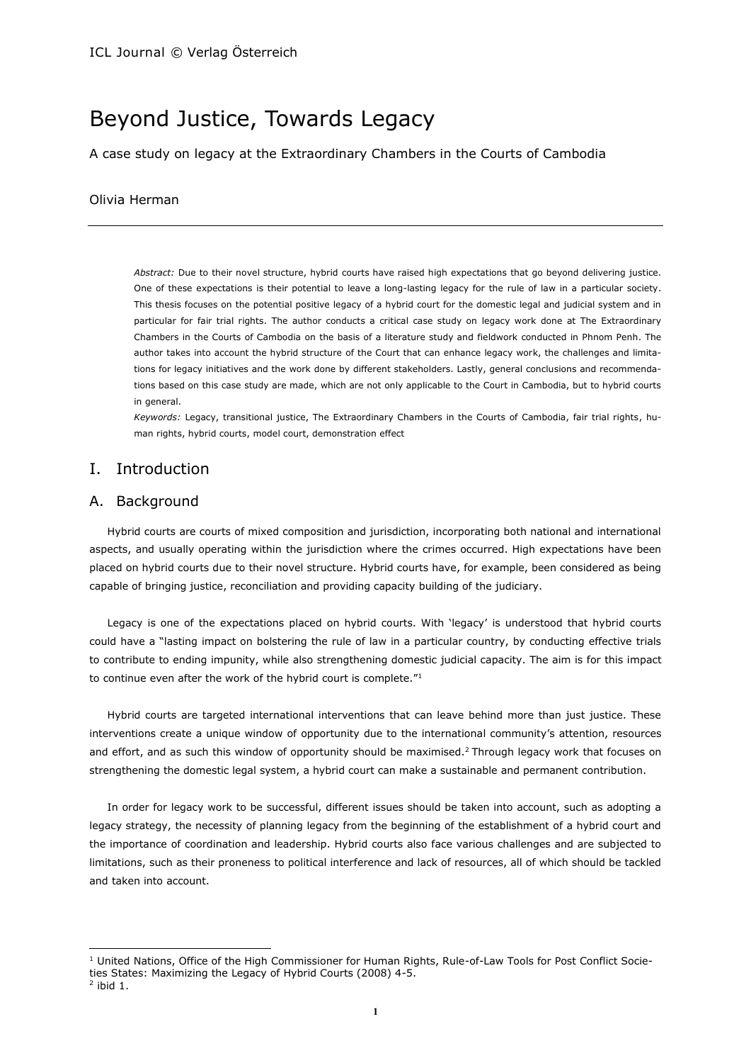# Beyond Justice, Towards Legacy

A case study on legacy at the Extraordinary Chambers in the Courts of Cambodia

Olivia Herman

*Abstract:* Due to their novel structure, hybrid courts have raised high expectations that go beyond delivering justice. One of these expectations is their potential to leave a long-lasting legacy for the rule of law in a particular society. This thesis focuses on the potential positive legacy of a hybrid court for the domestic legal and judicial system and in particular for fair trial rights. The author conducts a critical case study on legacy work done at The Extraordinary Chambers in the Courts of Cambodia on the basis of a literature study and fieldwork conducted in Phnom Penh. The author takes into account the hybrid structure of the Court that can enhance legacy work, the challenges and limitations for legacy initiatives and the work done by different stakeholders. Lastly, general conclusions and recommendations based on this case study are made, which are not only applicable to the Court in Cambodia, but to hybrid courts in general.

*Keywords:* Legacy, transitional justice, The Extraordinary Chambers in the Courts of Cambodia, fair trial rights, human rights, hybrid courts, model court, demonstration effect

## I. Introduction

### A. Background

Hybrid courts are courts of mixed composition and jurisdiction, incorporating both national and international aspects, and usually operating within the jurisdiction where the crimes occurred. High expectations have been placed on hybrid courts due to their novel structure. Hybrid courts have, for example, been considered as being capable of bringing justice, reconciliation and providing capacity building of the judiciary.

Legacy is one of the expectations placed on hybrid courts. With 'legacy' is understood that hybrid courts could have a "lasting impact on bolstering the rule of law in a particular country, by conducting effective trials to contribute to ending impunity, while also strengthening domestic judicial capacity. The aim is for this impact to continue even after the work of the hybrid court is complete."[1]

Hybrid courts are targeted international interventions that can leave behind more than just justice. These interventions create a unique window of opportunity due to the international community's attention, resources and effort, and as such this window of opportunity should be maximised.[2] Through legacy work that focuses on strengthening the domestic legal system, a hybrid court can make a sustainable and permanent contribution.

In order for legacy work to be successful, different issues should be taken into account, such as adopting a legacy strategy, the necessity of planning legacy from the beginning of the establishment of a hybrid court and the importance of coordination and leadership. Hybrid courts also face various challenges and are subjected to limitations, such as their proneness to political interference and lack of resources, all of which should be tackled and taken into account.

---

[1] United Nations, Office of the High Commissioner for Human Rights, Rule-of-Law Tools for Post Conflict Societies States: Maximizing the Legacy of Hybrid Courts (2008) 4-5.

[2] ibid 1.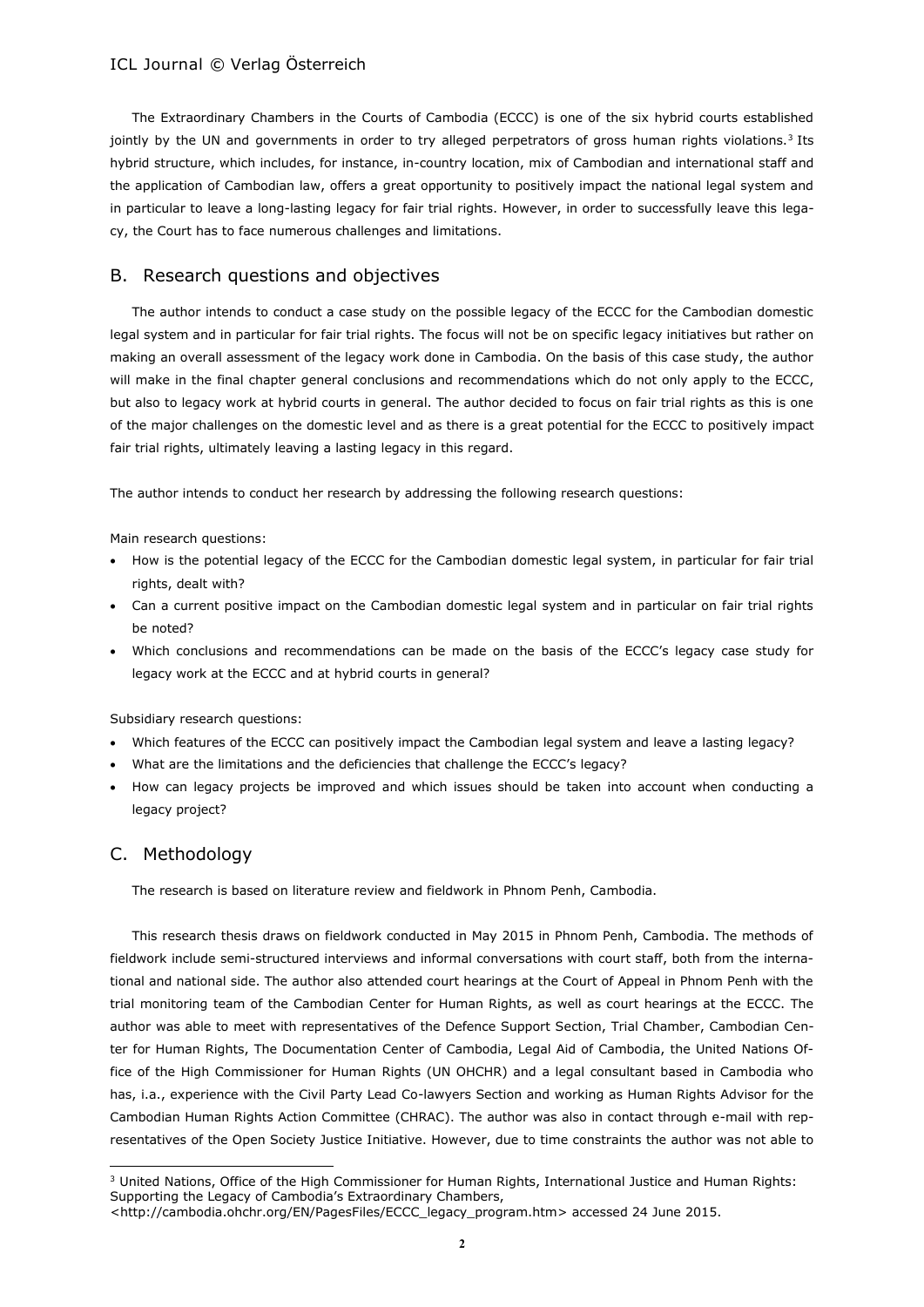The Extraordinary Chambers in the Courts of Cambodia (ECCC) is one of the six hybrid courts established jointly by the UN and governments in order to try alleged perpetrators of gross human rights violations.[3] Its hybrid structure, which includes, for instance, in-country location, mix of Cambodian and international staff and the application of Cambodian law, offers a great opportunity to positively impact the national legal system and in particular to leave a long-lasting legacy for fair trial rights. However, in order to successfully leave this legacy, the Court has to face numerous challenges and limitations.

## B. Research questions and objectives

The author intends to conduct a case study on the possible legacy of the ECCC for the Cambodian domestic legal system and in particular for fair trial rights. The focus will not be on specific legacy initiatives but rather on making an overall assessment of the legacy work done in Cambodia. On the basis of this case study, the author will make in the final chapter general conclusions and recommendations which do not only apply to the ECCC, but also to legacy work at hybrid courts in general. The author decided to focus on fair trial rights as this is one of the major challenges on the domestic level and as there is a great potential for the ECCC to positively impact fair trial rights, ultimately leaving a lasting legacy in this regard.

The author intends to conduct her research by addressing the following research questions:

Main research questions:

- How is the potential legacy of the ECCC for the Cambodian domestic legal system, in particular for fair trial rights, dealt with?
- Can a current positive impact on the Cambodian domestic legal system and in particular on fair trial rights be noted?
- Which conclusions and recommendations can be made on the basis of the ECCC's legacy case study for legacy work at the ECCC and at hybrid courts in general?

Subsidiary research questions:

- Which features of the ECCC can positively impact the Cambodian legal system and leave a lasting legacy?
- What are the limitations and the deficiencies that challenge the ECCC's legacy?
- How can legacy projects be improved and which issues should be taken into account when conducting a legacy project?

## C. Methodology

The research is based on literature review and fieldwork in Phnom Penh, Cambodia.

This research thesis draws on fieldwork conducted in May 2015 in Phnom Penh, Cambodia. The methods of fieldwork include semi-structured interviews and informal conversations with court staff, both from the international and national side. The author also attended court hearings at the Court of Appeal in Phnom Penh with the trial monitoring team of the Cambodian Center for Human Rights, as well as court hearings at the ECCC. The author was able to meet with representatives of the Defence Support Section, Trial Chamber, Cambodian Center for Human Rights, The Documentation Center of Cambodia, Legal Aid of Cambodia, the United Nations Office of the High Commissioner for Human Rights (UN OHCHR) and a legal consultant based in Cambodia who has, i.a., experience with the Civil Party Lead Co-lawyers Section and working as Human Rights Advisor for the Cambodian Human Rights Action Committee (CHRAC). The author was also in contact through e-mail with representatives of the Open Society Justice Initiative. However, due to time constraints the author was not able to

[3] United Nations, Office of the High Commissioner for Human Rights, International Justice and Human Rights: Supporting the Legacy of Cambodia's Extraordinary Chambers, <http://cambodia.ohchr.org/EN/PagesFiles/ECCC_legacy_program.htm> accessed 24 June 2015.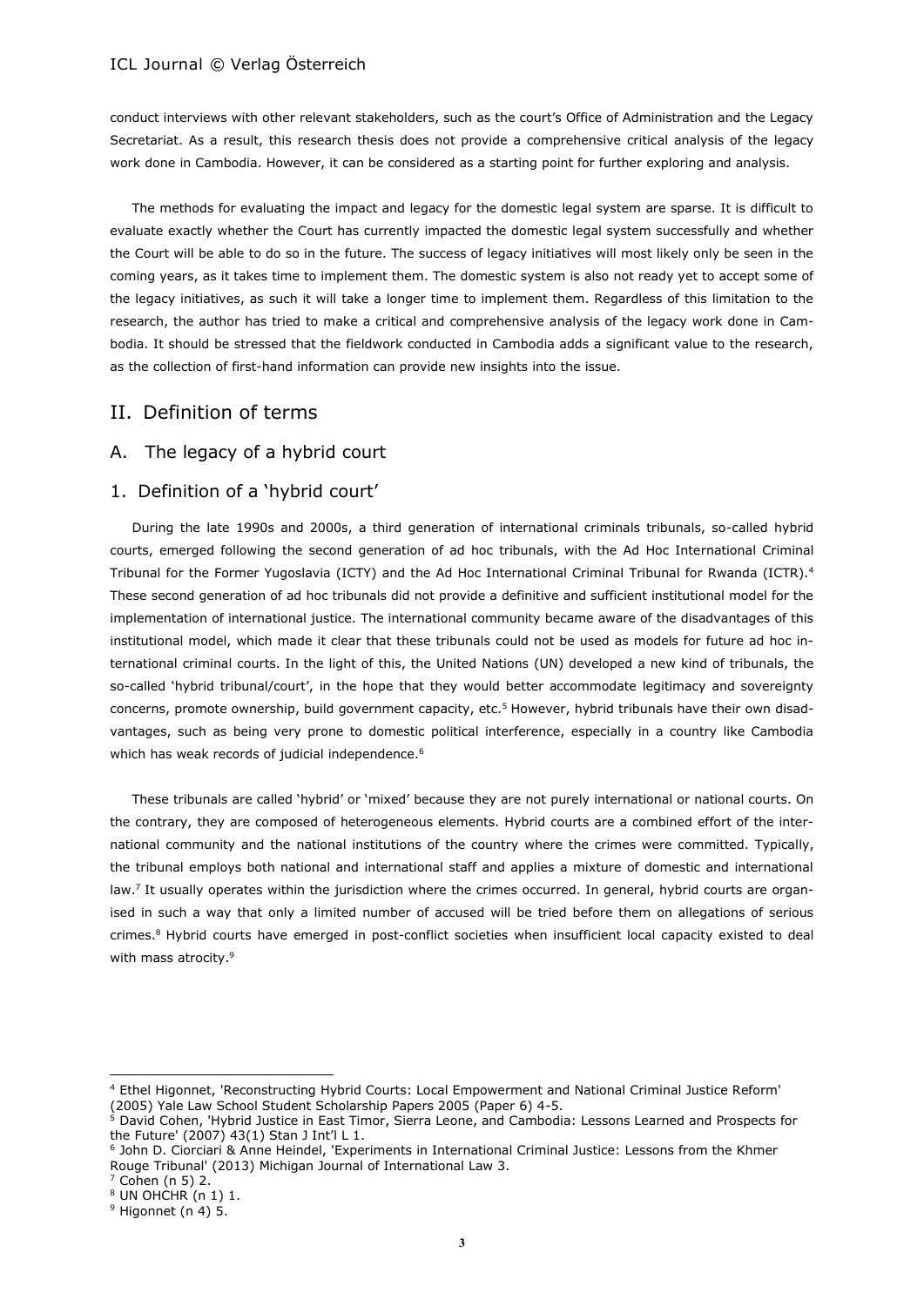conduct interviews with other relevant stakeholders, such as the court's Office of Administration and the Legacy Secretariat. As a result, this research thesis does not provide a comprehensive critical analysis of the legacy work done in Cambodia. However, it can be considered as a starting point for further exploring and analysis.

The methods for evaluating the impact and legacy for the domestic legal system are sparse. It is difficult to evaluate exactly whether the Court has currently impacted the domestic legal system successfully and whether the Court will be able to do so in the future. The success of legacy initiatives will most likely only be seen in the coming years, as it takes time to implement them. The domestic system is also not ready yet to accept some of the legacy initiatives, as such it will take a longer time to implement them. Regardless of this limitation to the research, the author has tried to make a critical and comprehensive analysis of the legacy work done in Cambodia. It should be stressed that the fieldwork conducted in Cambodia adds a significant value to the research, as the collection of first-hand information can provide new insights into the issue.

## II. Definition of terms

### A. The legacy of a hybrid court

#### 1. Definition of a 'hybrid court'

During the late 1990s and 2000s, a third generation of international criminals tribunals, so-called hybrid courts, emerged following the second generation of ad hoc tribunals, with the Ad Hoc International Criminal Tribunal for the Former Yugoslavia (ICTY) and the Ad Hoc International Criminal Tribunal for Rwanda (ICTR).[4] These second generation of ad hoc tribunals did not provide a definitive and sufficient institutional model for the implementation of international justice. The international community became aware of the disadvantages of this institutional model, which made it clear that these tribunals could not be used as models for future ad hoc international criminal courts. In the light of this, the United Nations (UN) developed a new kind of tribunals, the so-called 'hybrid tribunal/court', in the hope that they would better accommodate legitimacy and sovereignty concerns, promote ownership, build government capacity, etc.[5] However, hybrid tribunals have their own disadvantages, such as being very prone to domestic political interference, especially in a country like Cambodia which has weak records of judicial independence.[6]

These tribunals are called 'hybrid' or 'mixed' because they are not purely international or national courts. On the contrary, they are composed of heterogeneous elements. Hybrid courts are a combined effort of the international community and the national institutions of the country where the crimes were committed. Typically, the tribunal employs both national and international staff and applies a mixture of domestic and international law.[7] It usually operates within the jurisdiction where the crimes occurred. In general, hybrid courts are organised in such a way that only a limited number of accused will be tried before them on allegations of serious crimes.[8] Hybrid courts have emerged in post-conflict societies when insufficient local capacity existed to deal with mass atrocity.[9]

---

[4] Ethel Higonnet, 'Reconstructing Hybrid Courts: Local Empowerment and National Criminal Justice Reform' (2005) Yale Law School Student Scholarship Papers 2005 (Paper 6) 4-5.

[5] David Cohen, 'Hybrid Justice in East Timor, Sierra Leone, and Cambodia: Lessons Learned and Prospects for the Future' (2007) 43(1) Stan J Int'l L 1.

[6] John D. Ciorciari & Anne Heindel, 'Experiments in International Criminal Justice: Lessons from the Khmer Rouge Tribunal' (2013) Michigan Journal of International Law 3.

[7] Cohen (n 5) 2.

[8] UN OHCHR (n 1) 1.

[9] Higonnet (n 4) 5.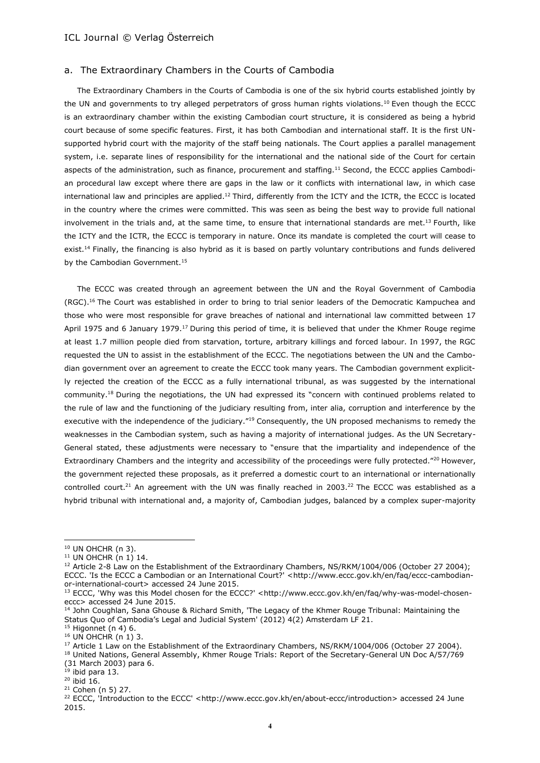### a. The Extraordinary Chambers in the Courts of Cambodia

The Extraordinary Chambers in the Courts of Cambodia is one of the six hybrid courts established jointly by the UN and governments to try alleged perpetrators of gross human rights violations.[10] Even though the ECCC is an extraordinary chamber within the existing Cambodian court structure, it is considered as being a hybrid court because of some specific features. First, it has both Cambodian and international staff. It is the first UN-supported hybrid court with the majority of the staff being nationals. The Court applies a parallel management system, i.e. separate lines of responsibility for the international and the national side of the Court for certain aspects of the administration, such as finance, procurement and staffing.[11] Second, the ECCC applies Cambodian procedural law except where there are gaps in the law or it conflicts with international law, in which case international law and principles are applied.[12] Third, differently from the ICTY and the ICTR, the ECCC is located in the country where the crimes were committed. This was seen as being the best way to provide full national involvement in the trials and, at the same time, to ensure that international standards are met.[13] Fourth, like the ICTY and the ICTR, the ECCC is temporary in nature. Once its mandate is completed the court will cease to exist.[14] Finally, the financing is also hybrid as it is based on partly voluntary contributions and funds delivered by the Cambodian Government.[15]

The ECCC was created through an agreement between the UN and the Royal Government of Cambodia (RGC).[16] The Court was established in order to bring to trial senior leaders of the Democratic Kampuchea and those who were most responsible for grave breaches of national and international law committed between 17 April 1975 and 6 January 1979.[17] During this period of time, it is believed that under the Khmer Rouge regime at least 1.7 million people died from starvation, torture, arbitrary killings and forced labour. In 1997, the RGC requested the UN to assist in the establishment of the ECCC. The negotiations between the UN and the Cambodian government over an agreement to create the ECCC took many years. The Cambodian government explicitly rejected the creation of the ECCC as a fully international tribunal, as was suggested by the international community.[18] During the negotiations, the UN had expressed its "concern with continued problems related to the rule of law and the functioning of the judiciary resulting from, inter alia, corruption and interference by the executive with the independence of the judiciary."[19] Consequently, the UN proposed mechanisms to remedy the weaknesses in the Cambodian system, such as having a majority of international judges. As the UN Secretary-General stated, these adjustments were necessary to "ensure that the impartiality and independence of the Extraordinary Chambers and the integrity and accessibility of the proceedings were fully protected."[20] However, the government rejected these proposals, as it preferred a domestic court to an international or internationally controlled court.[21] An agreement with the UN was finally reached in 2003.[22] The ECCC was established as a hybrid tribunal with international and, a majority of, Cambodian judges, balanced by a complex super-majority

---

[10] UN OHCHR (n 3).

[11] UN OHCHR (n 1) 14.

[12] Article 2-8 Law on the Establishment of the Extraordinary Chambers, NS/RKM/1004/006 (October 27 2004); ECCC. 'Is the ECCC a Cambodian or an International Court?' <http://www.eccc.gov.kh/en/faq/eccc-cambodian-or-international-court> accessed 24 June 2015.

[13] ECCC, 'Why was this Model chosen for the ECCC?' <http://www.eccc.gov.kh/en/faq/why-was-model-chosen-eccc> accessed 24 June 2015.

[14] John Coughlan, Sana Ghouse & Richard Smith, 'The Legacy of the Khmer Rouge Tribunal: Maintaining the Status Quo of Cambodia's Legal and Judicial System' (2012) 4(2) Amsterdam LF 21.

[15] Higonnet (n 4) 6.

[16] UN OHCHR (n 1) 3.

[17] Article 1 Law on the Establishment of the Extraordinary Chambers, NS/RKM/1004/006 (October 27 2004).

[18] United Nations, General Assembly, Khmer Rouge Trials: Report of the Secretary-General UN Doc A/57/769 (31 March 2003) para 6.

[19] ibid para 13.

[20] ibid 16.

[21] Cohen (n 5) 27.

[22] ECCC, 'Introduction to the ECCC' <http://www.eccc.gov.kh/en/about-eccc/introduction> accessed 24 June 2015.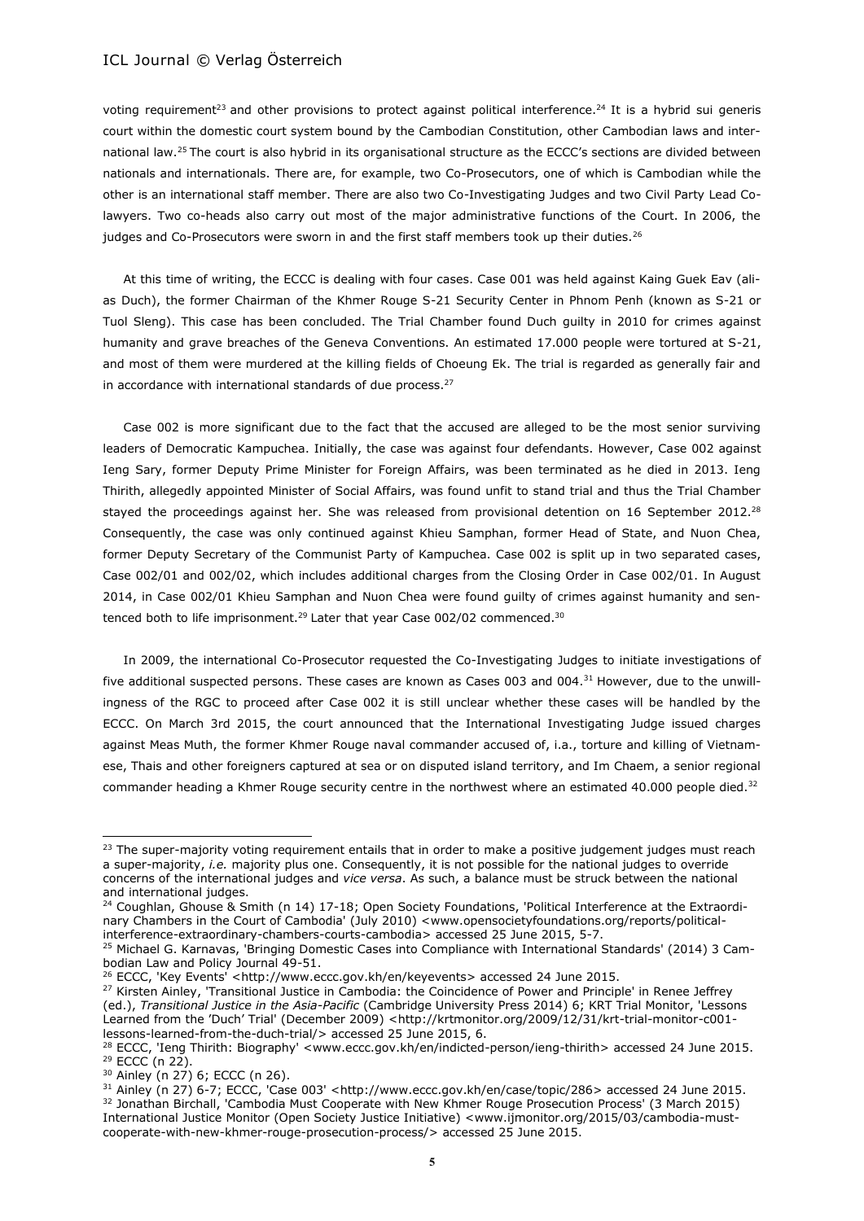voting requirement[23] and other provisions to protect against political interference.[24] It is a hybrid sui generis court within the domestic court system bound by the Cambodian Constitution, other Cambodian laws and international law.[25] The court is also hybrid in its organisational structure as the ECCC's sections are divided between nationals and internationals. There are, for example, two Co-Prosecutors, one of which is Cambodian while the other is an international staff member. There are also two Co-Investigating Judges and two Civil Party Lead Co-lawyers. Two co-heads also carry out most of the major administrative functions of the Court. In 2006, the judges and Co-Prosecutors were sworn in and the first staff members took up their duties.[26]

At this time of writing, the ECCC is dealing with four cases. Case 001 was held against Kaing Guek Eav (alias Duch), the former Chairman of the Khmer Rouge S-21 Security Center in Phnom Penh (known as S-21 or Tuol Sleng). This case has been concluded. The Trial Chamber found Duch guilty in 2010 for crimes against humanity and grave breaches of the Geneva Conventions. An estimated 17.000 people were tortured at S-21, and most of them were murdered at the killing fields of Choeung Ek. The trial is regarded as generally fair and in accordance with international standards of due process.[27]

Case 002 is more significant due to the fact that the accused are alleged to be the most senior surviving leaders of Democratic Kampuchea. Initially, the case was against four defendants. However, Case 002 against Ieng Sary, former Deputy Prime Minister for Foreign Affairs, was been terminated as he died in 2013. Ieng Thirith, allegedly appointed Minister of Social Affairs, was found unfit to stand trial and thus the Trial Chamber stayed the proceedings against her. She was released from provisional detention on 16 September 2012.[28] Consequently, the case was only continued against Khieu Samphan, former Head of State, and Nuon Chea, former Deputy Secretary of the Communist Party of Kampuchea. Case 002 is split up in two separated cases, Case 002/01 and 002/02, which includes additional charges from the Closing Order in Case 002/01. In August 2014, in Case 002/01 Khieu Samphan and Nuon Chea were found guilty of crimes against humanity and sentenced both to life imprisonment.[29] Later that year Case 002/02 commenced.[30]

In 2009, the international Co-Prosecutor requested the Co-Investigating Judges to initiate investigations of five additional suspected persons. These cases are known as Cases 003 and 004.[31] However, due to the unwillingness of the RGC to proceed after Case 002 it is still unclear whether these cases will be handled by the ECCC. On March 3rd 2015, the court announced that the International Investigating Judge issued charges against Meas Muth, the former Khmer Rouge naval commander accused of, i.a., torture and killing of Vietnamese, Thais and other foreigners captured at sea or on disputed island territory, and Im Chaem, a senior regional commander heading a Khmer Rouge security centre in the northwest where an estimated 40.000 people died.[32]

---

[23] The super-majority voting requirement entails that in order to make a positive judgement judges must reach a super-majority, *i.e.* majority plus one. Consequently, it is not possible for the national judges to override concerns of the international judges and *vice versa*. As such, a balance must be struck between the national and international judges.

[24] Coughlan, Ghouse & Smith (n 14) 17-18; Open Society Foundations, 'Political Interference at the Extraordinary Chambers in the Court of Cambodia' (July 2010) <www.opensocietyfoundations.org/reports/political-interference-extraordinary-chambers-courts-cambodia> accessed 25 June 2015, 5-7.

[25] Michael G. Karnavas, 'Bringing Domestic Cases into Compliance with International Standards' (2014) 3 Cambodian Law and Policy Journal 49-51.

[26] ECCC, 'Key Events' <http://www.eccc.gov.kh/en/keyevents> accessed 24 June 2015.

[27] Kirsten Ainley, 'Transitional Justice in Cambodia: the Coincidence of Power and Principle' in Renee Jeffrey (ed.), *Transitional Justice in the Asia-Pacific* (Cambridge University Press 2014) 6; KRT Trial Monitor, 'Lessons Learned from the 'Duch' Trial' (December 2009) <http://krtmonitor.org/2009/12/31/krt-trial-monitor-c001-lessons-learned-from-the-duch-trial/> accessed 25 June 2015, 6.

[28] ECCC, 'Ieng Thirith: Biography' <www.eccc.gov.kh/en/indicted-person/ieng-thirith> accessed 24 June 2015.

[29] ECCC (n 22).

[30] Ainley (n 27) 6; ECCC (n 26).

[31] Ainley (n 27) 6-7; ECCC, 'Case 003' <http://www.eccc.gov.kh/en/case/topic/286> accessed 24 June 2015.

[32] Jonathan Birchall, 'Cambodia Must Cooperate with New Khmer Rouge Prosecution Process' (3 March 2015) International Justice Monitor (Open Society Justice Initiative) <www.ijmonitor.org/2015/03/cambodia-must-cooperate-with-new-khmer-rouge-prosecution-process/> accessed 25 June 2015.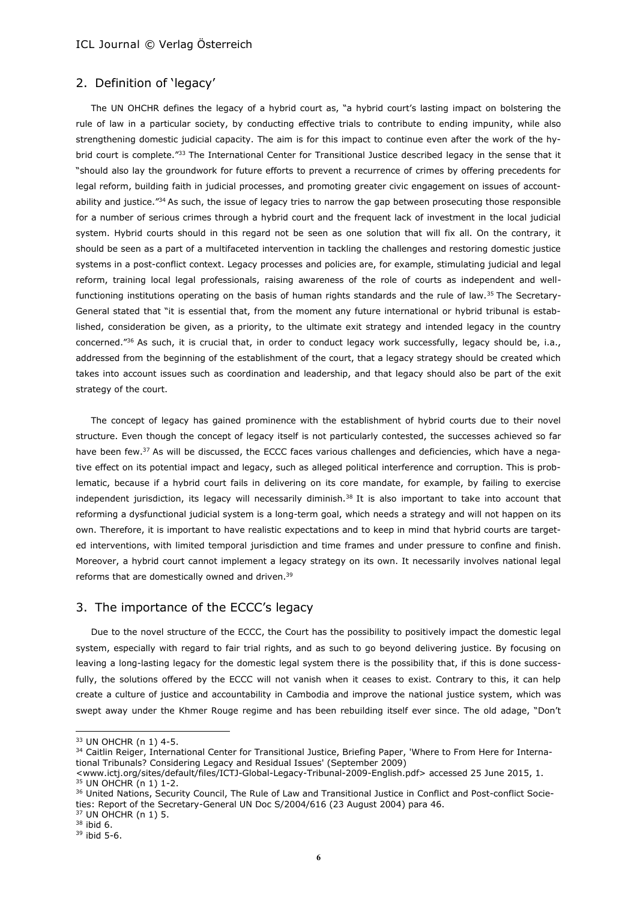## 2. Definition of 'legacy'

The UN OHCHR defines the legacy of a hybrid court as, "a hybrid court's lasting impact on bolstering the rule of law in a particular society, by conducting effective trials to contribute to ending impunity, while also strengthening domestic judicial capacity. The aim is for this impact to continue even after the work of the hybrid court is complete."[33] The International Center for Transitional Justice described legacy in the sense that it "should also lay the groundwork for future efforts to prevent a recurrence of crimes by offering precedents for legal reform, building faith in judicial processes, and promoting greater civic engagement on issues of accountability and justice."[34] As such, the issue of legacy tries to narrow the gap between prosecuting those responsible for a number of serious crimes through a hybrid court and the frequent lack of investment in the local judicial system. Hybrid courts should in this regard not be seen as one solution that will fix all. On the contrary, it should be seen as a part of a multifaceted intervention in tackling the challenges and restoring domestic justice systems in a post-conflict context. Legacy processes and policies are, for example, stimulating judicial and legal reform, training local legal professionals, raising awareness of the role of courts as independent and well-functioning institutions operating on the basis of human rights standards and the rule of law.[35] The Secretary-General stated that "it is essential that, from the moment any future international or hybrid tribunal is established, consideration be given, as a priority, to the ultimate exit strategy and intended legacy in the country concerned."[36] As such, it is crucial that, in order to conduct legacy work successfully, legacy should be, i.a., addressed from the beginning of the establishment of the court, that a legacy strategy should be created which takes into account issues such as coordination and leadership, and that legacy should also be part of the exit strategy of the court.

The concept of legacy has gained prominence with the establishment of hybrid courts due to their novel structure. Even though the concept of legacy itself is not particularly contested, the successes achieved so far have been few.[37] As will be discussed, the ECCC faces various challenges and deficiencies, which have a negative effect on its potential impact and legacy, such as alleged political interference and corruption. This is problematic, because if a hybrid court fails in delivering on its core mandate, for example, by failing to exercise independent jurisdiction, its legacy will necessarily diminish.[38] It is also important to take into account that reforming a dysfunctional judicial system is a long-term goal, which needs a strategy and will not happen on its own. Therefore, it is important to have realistic expectations and to keep in mind that hybrid courts are targeted interventions, with limited temporal jurisdiction and time frames and under pressure to confine and finish. Moreover, a hybrid court cannot implement a legacy strategy on its own. It necessarily involves national legal reforms that are domestically owned and driven.[39]

## 3. The importance of the ECCC's legacy

Due to the novel structure of the ECCC, the Court has the possibility to positively impact the domestic legal system, especially with regard to fair trial rights, and as such to go beyond delivering justice. By focusing on leaving a long-lasting legacy for the domestic legal system there is the possibility that, if this is done successfully, the solutions offered by the ECCC will not vanish when it ceases to exist. Contrary to this, it can help create a culture of justice and accountability in Cambodia and improve the national justice system, which was swept away under the Khmer Rouge regime and has been rebuilding itself ever since. The old adage, "Don't

---

[33] UN OHCHR (n 1) 4-5.

[34] Caitlin Reiger, International Center for Transitional Justice, Briefing Paper, 'Where to From Here for International Tribunals? Considering Legacy and Residual Issues' (September 2009) <www.ictj.org/sites/default/files/ICTJ-Global-Legacy-Tribunal-2009-English.pdf> accessed 25 June 2015, 1.

[35] UN OHCHR (n 1) 1-2.

[36] United Nations, Security Council, The Rule of Law and Transitional Justice in Conflict and Post-conflict Societies: Report of the Secretary-General UN Doc S/2004/616 (23 August 2004) para 46.

[37] UN OHCHR (n 1) 5.

[38] ibid 6.

[39] ibid 5-6.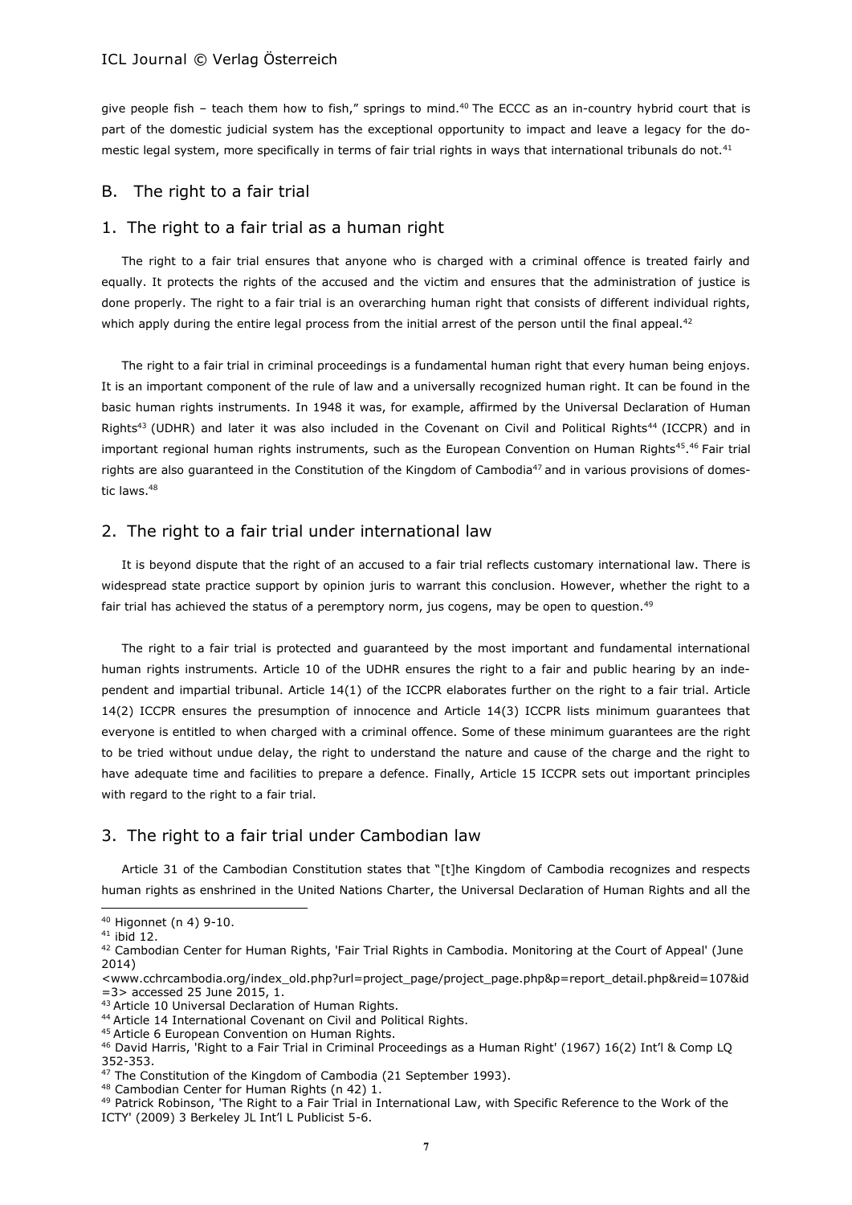give people fish – teach them how to fish," springs to mind.[40] The ECCC as an in-country hybrid court that is part of the domestic judicial system has the exceptional opportunity to impact and leave a legacy for the domestic legal system, more specifically in terms of fair trial rights in ways that international tribunals do not.[41]

## B. The right to a fair trial

### 1. The right to a fair trial as a human right

The right to a fair trial ensures that anyone who is charged with a criminal offence is treated fairly and equally. It protects the rights of the accused and the victim and ensures that the administration of justice is done properly. The right to a fair trial is an overarching human right that consists of different individual rights, which apply during the entire legal process from the initial arrest of the person until the final appeal.[42]

The right to a fair trial in criminal proceedings is a fundamental human right that every human being enjoys. It is an important component of the rule of law and a universally recognized human right. It can be found in the basic human rights instruments. In 1948 it was, for example, affirmed by the Universal Declaration of Human Rights[43] (UDHR) and later it was also included in the Covenant on Civil and Political Rights[44] (ICCPR) and in important regional human rights instruments, such as the European Convention on Human Rights[45].[46] Fair trial rights are also guaranteed in the Constitution of the Kingdom of Cambodia[47] and in various provisions of domestic laws.[48]

### 2. The right to a fair trial under international law

It is beyond dispute that the right of an accused to a fair trial reflects customary international law. There is widespread state practice support by opinion juris to warrant this conclusion. However, whether the right to a fair trial has achieved the status of a peremptory norm, jus cogens, may be open to question.[49]

The right to a fair trial is protected and guaranteed by the most important and fundamental international human rights instruments. Article 10 of the UDHR ensures the right to a fair and public hearing by an independent and impartial tribunal. Article 14(1) of the ICCPR elaborates further on the right to a fair trial. Article 14(2) ICCPR ensures the presumption of innocence and Article 14(3) ICCPR lists minimum guarantees that everyone is entitled to when charged with a criminal offence. Some of these minimum guarantees are the right to be tried without undue delay, the right to understand the nature and cause of the charge and the right to have adequate time and facilities to prepare a defence. Finally, Article 15 ICCPR sets out important principles with regard to the right to a fair trial.

### 3. The right to a fair trial under Cambodian law

Article 31 of the Cambodian Constitution states that "[t]he Kingdom of Cambodia recognizes and respects human rights as enshrined in the United Nations Charter, the Universal Declaration of Human Rights and all the

---

[40] Higonnet (n 4) 9-10.

[41] ibid 12.

[42] Cambodian Center for Human Rights, 'Fair Trial Rights in Cambodia. Monitoring at the Court of Appeal' (June 2014) <www.cchrcambodia.org/index_old.php?url=project_page/project_page.php&p=report_detail.php&reid=107&id=3> accessed 25 June 2015, 1.

[43] Article 10 Universal Declaration of Human Rights.

[44] Article 14 International Covenant on Civil and Political Rights.

[45] Article 6 European Convention on Human Rights.

[46] David Harris, 'Right to a Fair Trial in Criminal Proceedings as a Human Right' (1967) 16(2) Int'l & Comp LQ 352-353.

[47] The Constitution of the Kingdom of Cambodia (21 September 1993).

[48] Cambodian Center for Human Rights (n 42) 1.

[49] Patrick Robinson, 'The Right to a Fair Trial in International Law, with Specific Reference to the Work of the ICTY' (2009) 3 Berkeley JL Int'l L Publicist 5-6.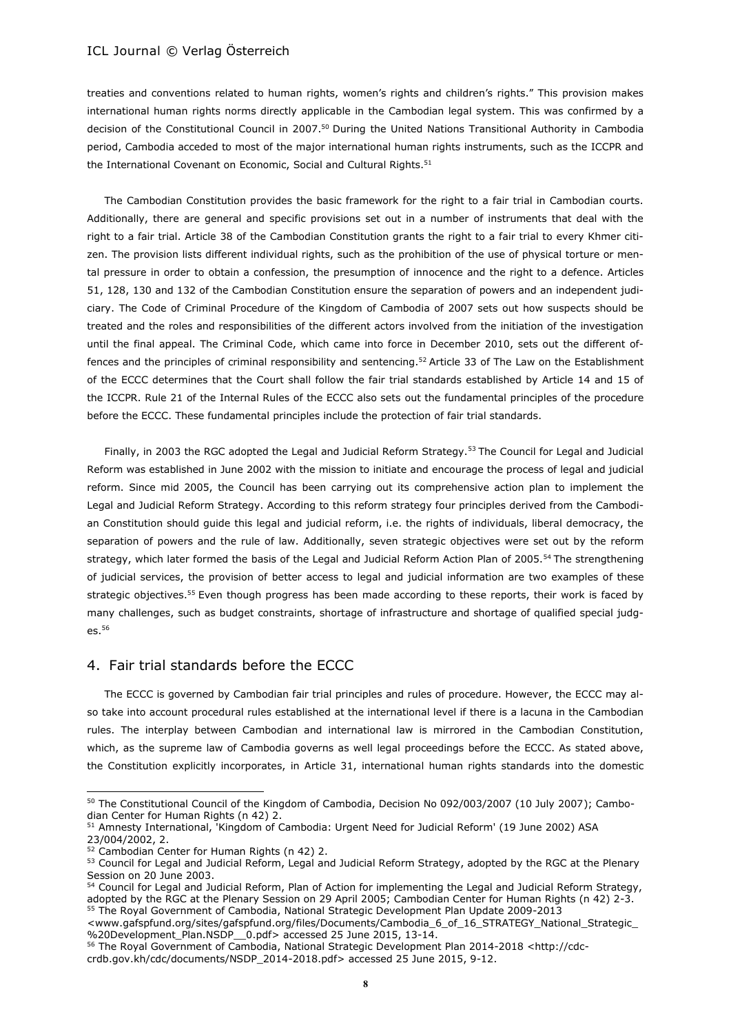treaties and conventions related to human rights, women's rights and children's rights." This provision makes international human rights norms directly applicable in the Cambodian legal system. This was confirmed by a decision of the Constitutional Council in 2007.[50] During the United Nations Transitional Authority in Cambodia period, Cambodia acceded to most of the major international human rights instruments, such as the ICCPR and the International Covenant on Economic, Social and Cultural Rights.[51]

The Cambodian Constitution provides the basic framework for the right to a fair trial in Cambodian courts. Additionally, there are general and specific provisions set out in a number of instruments that deal with the right to a fair trial. Article 38 of the Cambodian Constitution grants the right to a fair trial to every Khmer citizen. The provision lists different individual rights, such as the prohibition of the use of physical torture or mental pressure in order to obtain a confession, the presumption of innocence and the right to a defence. Articles 51, 128, 130 and 132 of the Cambodian Constitution ensure the separation of powers and an independent judiciary. The Code of Criminal Procedure of the Kingdom of Cambodia of 2007 sets out how suspects should be treated and the roles and responsibilities of the different actors involved from the initiation of the investigation until the final appeal. The Criminal Code, which came into force in December 2010, sets out the different offences and the principles of criminal responsibility and sentencing.[52] Article 33 of The Law on the Establishment of the ECCC determines that the Court shall follow the fair trial standards established by Article 14 and 15 of the ICCPR. Rule 21 of the Internal Rules of the ECCC also sets out the fundamental principles of the procedure before the ECCC. These fundamental principles include the protection of fair trial standards.

Finally, in 2003 the RGC adopted the Legal and Judicial Reform Strategy.[53] The Council for Legal and Judicial Reform was established in June 2002 with the mission to initiate and encourage the process of legal and judicial reform. Since mid 2005, the Council has been carrying out its comprehensive action plan to implement the Legal and Judicial Reform Strategy. According to this reform strategy four principles derived from the Cambodian Constitution should guide this legal and judicial reform, i.e. the rights of individuals, liberal democracy, the separation of powers and the rule of law. Additionally, seven strategic objectives were set out by the reform strategy, which later formed the basis of the Legal and Judicial Reform Action Plan of 2005.[54] The strengthening of judicial services, the provision of better access to legal and judicial information are two examples of these strategic objectives.[55] Even though progress has been made according to these reports, their work is faced by many challenges, such as budget constraints, shortage of infrastructure and shortage of qualified special judges.[56]

## 4. Fair trial standards before the ECCC

The ECCC is governed by Cambodian fair trial principles and rules of procedure. However, the ECCC may also take into account procedural rules established at the international level if there is a lacuna in the Cambodian rules. The interplay between Cambodian and international law is mirrored in the Cambodian Constitution, which, as the supreme law of Cambodia governs as well legal proceedings before the ECCC. As stated above, the Constitution explicitly incorporates, in Article 31, international human rights standards into the domestic

---

[50] The Constitutional Council of the Kingdom of Cambodia, Decision No 092/003/2007 (10 July 2007); Cambodian Center for Human Rights (n 42) 2.

[51] Amnesty International, 'Kingdom of Cambodia: Urgent Need for Judicial Reform' (19 June 2002) ASA 23/004/2002, 2.

[52] Cambodian Center for Human Rights (n 42) 2.

[53] Council for Legal and Judicial Reform, Legal and Judicial Reform Strategy, adopted by the RGC at the Plenary Session on 20 June 2003.

[54] Council for Legal and Judicial Reform, Plan of Action for implementing the Legal and Judicial Reform Strategy, adopted by the RGC at the Plenary Session on 29 April 2005; Cambodian Center for Human Rights (n 42) 2-3.

[55] The Royal Government of Cambodia, National Strategic Development Plan Update 2009-2013 <www.gafspfund.org/sites/gafspfund.org/files/Documents/Cambodia_6_of_16_STRATEGY_National_Strategic_%20Development_Plan.NSDP__0.pdf> accessed 25 June 2015, 13-14.

[56] The Royal Government of Cambodia, National Strategic Development Plan 2014-2018 <http://cdc-crdb.gov.kh/cdc/documents/NSDP_2014-2018.pdf> accessed 25 June 2015, 9-12.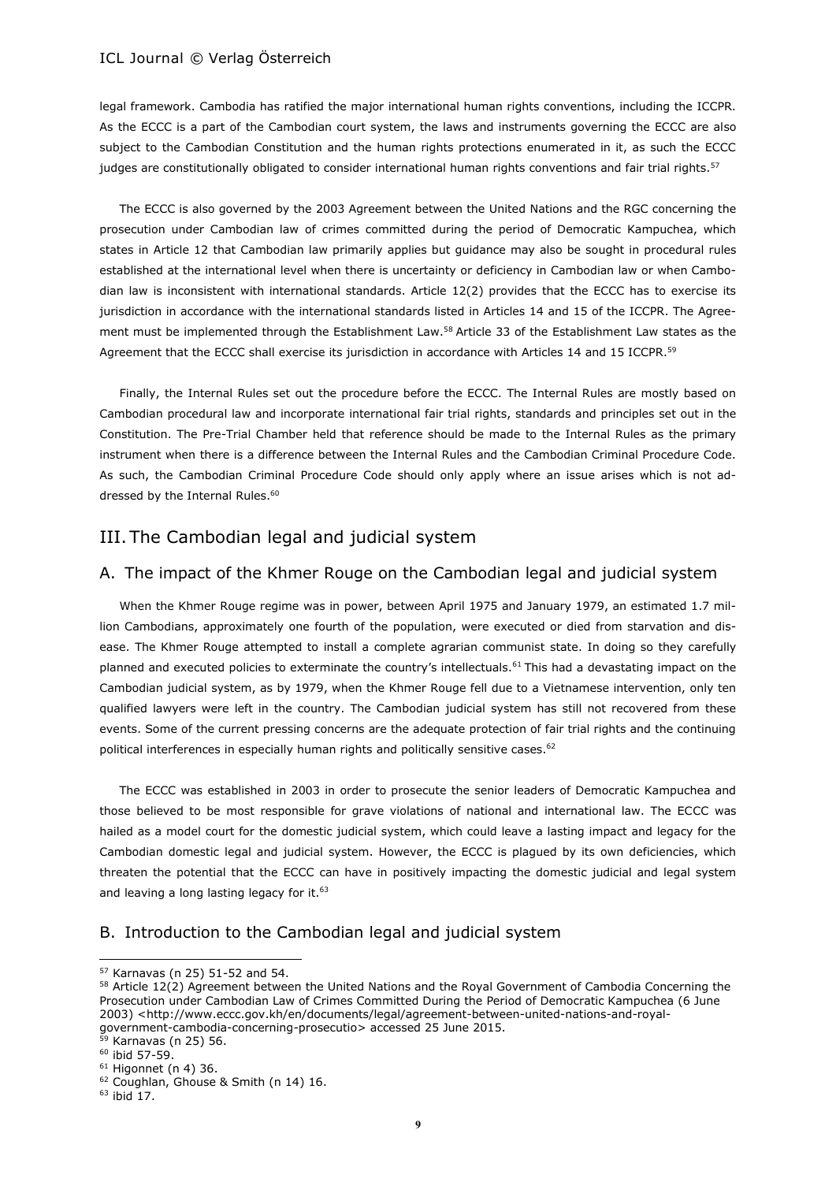legal framework. Cambodia has ratified the major international human rights conventions, including the ICCPR. As the ECCC is a part of the Cambodian court system, the laws and instruments governing the ECCC are also subject to the Cambodian Constitution and the human rights protections enumerated in it, as such the ECCC judges are constitutionally obligated to consider international human rights conventions and fair trial rights.[57]

The ECCC is also governed by the 2003 Agreement between the United Nations and the RGC concerning the prosecution under Cambodian law of crimes committed during the period of Democratic Kampuchea, which states in Article 12 that Cambodian law primarily applies but guidance may also be sought in procedural rules established at the international level when there is uncertainty or deficiency in Cambodian law or when Cambodian law is inconsistent with international standards. Article 12(2) provides that the ECCC has to exercise its jurisdiction in accordance with the international standards listed in Articles 14 and 15 of the ICCPR. The Agreement must be implemented through the Establishment Law.[58] Article 33 of the Establishment Law states as the Agreement that the ECCC shall exercise its jurisdiction in accordance with Articles 14 and 15 ICCPR.[59]

Finally, the Internal Rules set out the procedure before the ECCC. The Internal Rules are mostly based on Cambodian procedural law and incorporate international fair trial rights, standards and principles set out in the Constitution. The Pre-Trial Chamber held that reference should be made to the Internal Rules as the primary instrument when there is a difference between the Internal Rules and the Cambodian Criminal Procedure Code. As such, the Cambodian Criminal Procedure Code should only apply where an issue arises which is not addressed by the Internal Rules.[60]

## III. The Cambodian legal and judicial system

### A. The impact of the Khmer Rouge on the Cambodian legal and judicial system

When the Khmer Rouge regime was in power, between April 1975 and January 1979, an estimated 1.7 million Cambodians, approximately one fourth of the population, were executed or died from starvation and disease. The Khmer Rouge attempted to install a complete agrarian communist state. In doing so they carefully planned and executed policies to exterminate the country's intellectuals.[61] This had a devastating impact on the Cambodian judicial system, as by 1979, when the Khmer Rouge fell due to a Vietnamese intervention, only ten qualified lawyers were left in the country. The Cambodian judicial system has still not recovered from these events. Some of the current pressing concerns are the adequate protection of fair trial rights and the continuing political interferences in especially human rights and politically sensitive cases.[62]

The ECCC was established in 2003 in order to prosecute the senior leaders of Democratic Kampuchea and those believed to be most responsible for grave violations of national and international law. The ECCC was hailed as a model court for the domestic judicial system, which could leave a lasting impact and legacy for the Cambodian domestic legal and judicial system. However, the ECCC is plagued by its own deficiencies, which threaten the potential that the ECCC can have in positively impacting the domestic judicial and legal system and leaving a long lasting legacy for it.[63]

### B. Introduction to the Cambodian legal and judicial system

---

[57] Karnavas (n 25) 51-52 and 54.

[58] Article 12(2) Agreement between the United Nations and the Royal Government of Cambodia Concerning the Prosecution under Cambodian Law of Crimes Committed During the Period of Democratic Kampuchea (6 June 2003) <http://www.eccc.gov.kh/en/documents/legal/agreement-between-united-nations-and-royal-government-cambodia-concerning-prosecutio> accessed 25 June 2015.

[59] Karnavas (n 25) 56.

[60] ibid 57-59.

[61] Higonnet (n 4) 36.

[62] Coughlan, Ghouse & Smith (n 14) 16.

[63] ibid 17.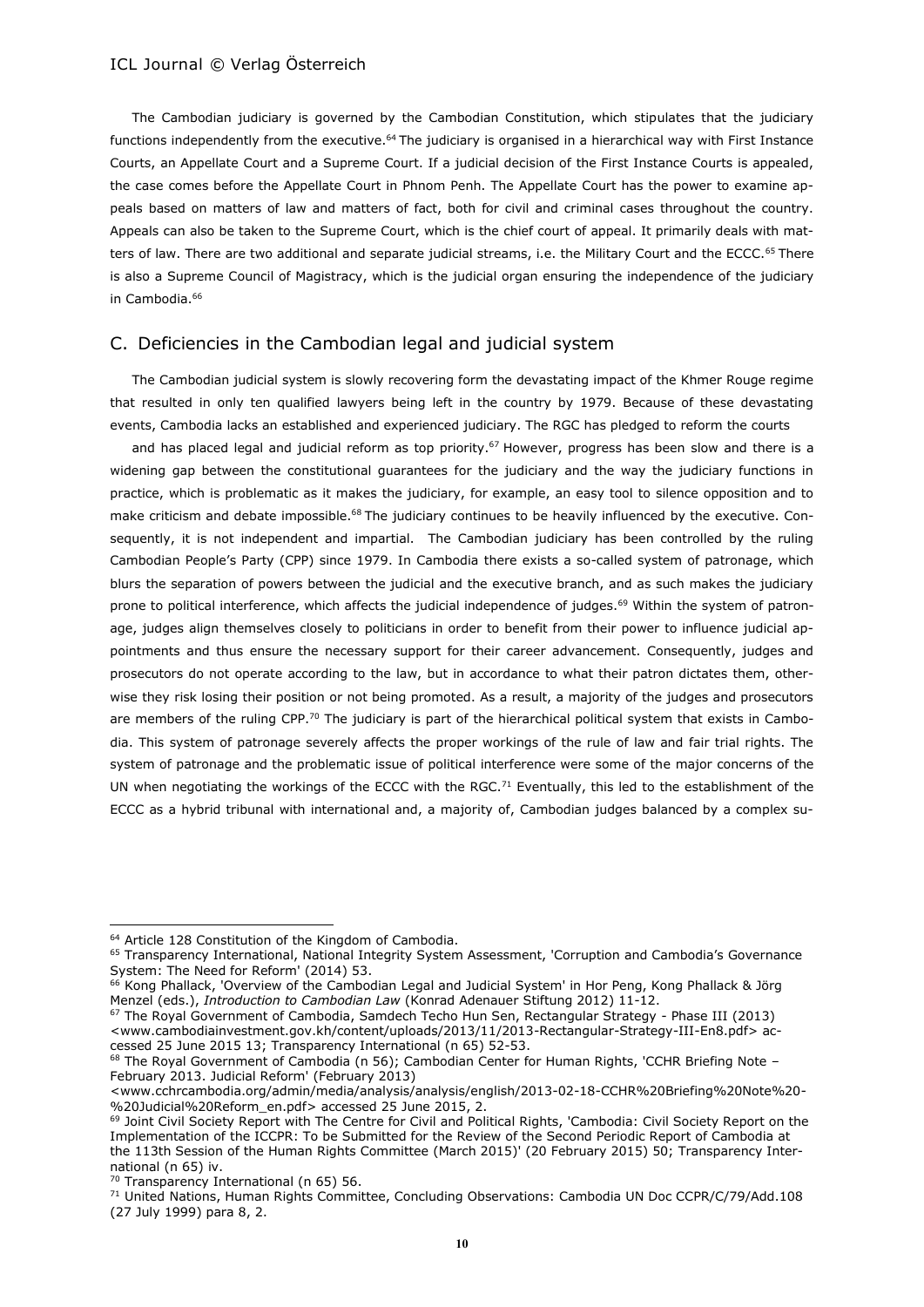The Cambodian judiciary is governed by the Cambodian Constitution, which stipulates that the judiciary functions independently from the executive.[64] The judiciary is organised in a hierarchical way with First Instance Courts, an Appellate Court and a Supreme Court. If a judicial decision of the First Instance Courts is appealed, the case comes before the Appellate Court in Phnom Penh. The Appellate Court has the power to examine appeals based on matters of law and matters of fact, both for civil and criminal cases throughout the country. Appeals can also be taken to the Supreme Court, which is the chief court of appeal. It primarily deals with matters of law. There are two additional and separate judicial streams, i.e. the Military Court and the ECCC.[65] There is also a Supreme Council of Magistracy, which is the judicial organ ensuring the independence of the judiciary in Cambodia.[66]

## C. Deficiencies in the Cambodian legal and judicial system

The Cambodian judicial system is slowly recovering form the devastating impact of the Khmer Rouge regime that resulted in only ten qualified lawyers being left in the country by 1979. Because of these devastating events, Cambodia lacks an established and experienced judiciary. The RGC has pledged to reform the courts and has placed legal and judicial reform as top priority.[67] However, progress has been slow and there is a widening gap between the constitutional guarantees for the judiciary and the way the judiciary functions in practice, which is problematic as it makes the judiciary, for example, an easy tool to silence opposition and to make criticism and debate impossible.[68] The judiciary continues to be heavily influenced by the executive. Consequently, it is not independent and impartial. The Cambodian judiciary has been controlled by the ruling Cambodian People's Party (CPP) since 1979. In Cambodia there exists a so-called system of patronage, which blurs the separation of powers between the judicial and the executive branch, and as such makes the judiciary prone to political interference, which affects the judicial independence of judges.[69] Within the system of patronage, judges align themselves closely to politicians in order to benefit from their power to influence judicial appointments and thus ensure the necessary support for their career advancement. Consequently, judges and prosecutors do not operate according to the law, but in accordance to what their patron dictates them, otherwise they risk losing their position or not being promoted. As a result, a majority of the judges and prosecutors are members of the ruling CPP.[70] The judiciary is part of the hierarchical political system that exists in Cambodia. This system of patronage severely affects the proper workings of the rule of law and fair trial rights. The system of patronage and the problematic issue of political interference were some of the major concerns of the UN when negotiating the workings of the ECCC with the RGC.[71] Eventually, this led to the establishment of the ECCC as a hybrid tribunal with international and, a majority of, Cambodian judges balanced by a complex su-

---

[64] Article 128 Constitution of the Kingdom of Cambodia.

[65] Transparency International, National Integrity System Assessment, 'Corruption and Cambodia's Governance System: The Need for Reform' (2014) 53.

[66] Kong Phallack, 'Overview of the Cambodian Legal and Judicial System' in Hor Peng, Kong Phallack & Jörg Menzel (eds.), *Introduction to Cambodian Law* (Konrad Adenauer Stiftung 2012) 11-12.

[67] The Royal Government of Cambodia, Samdech Techo Hun Sen, Rectangular Strategy - Phase III (2013) <www.cambodiainvestment.gov.kh/content/uploads/2013/11/2013-Rectangular-Strategy-III-En8.pdf> accessed 25 June 2015 13; Transparency International (n 65) 52-53.

[68] The Royal Government of Cambodia (n 56); Cambodian Center for Human Rights, 'CCHR Briefing Note – February 2013. Judicial Reform' (February 2013) <www.cchrcambodia.org/admin/media/analysis/analysis/english/2013-02-18-CCHR%20Briefing%20Note%20-%20Judicial%20Reform_en.pdf> accessed 25 June 2015, 2.

[69] Joint Civil Society Report with The Centre for Civil and Political Rights, 'Cambodia: Civil Society Report on the Implementation of the ICCPR: To be Submitted for the Review of the Second Periodic Report of Cambodia at the 113th Session of the Human Rights Committee (March 2015)' (20 February 2015) 50; Transparency International (n 65) iv.

[70] Transparency International (n 65) 56.

[71] United Nations, Human Rights Committee, Concluding Observations: Cambodia UN Doc CCPR/C/79/Add.108 (27 July 1999) para 8, 2.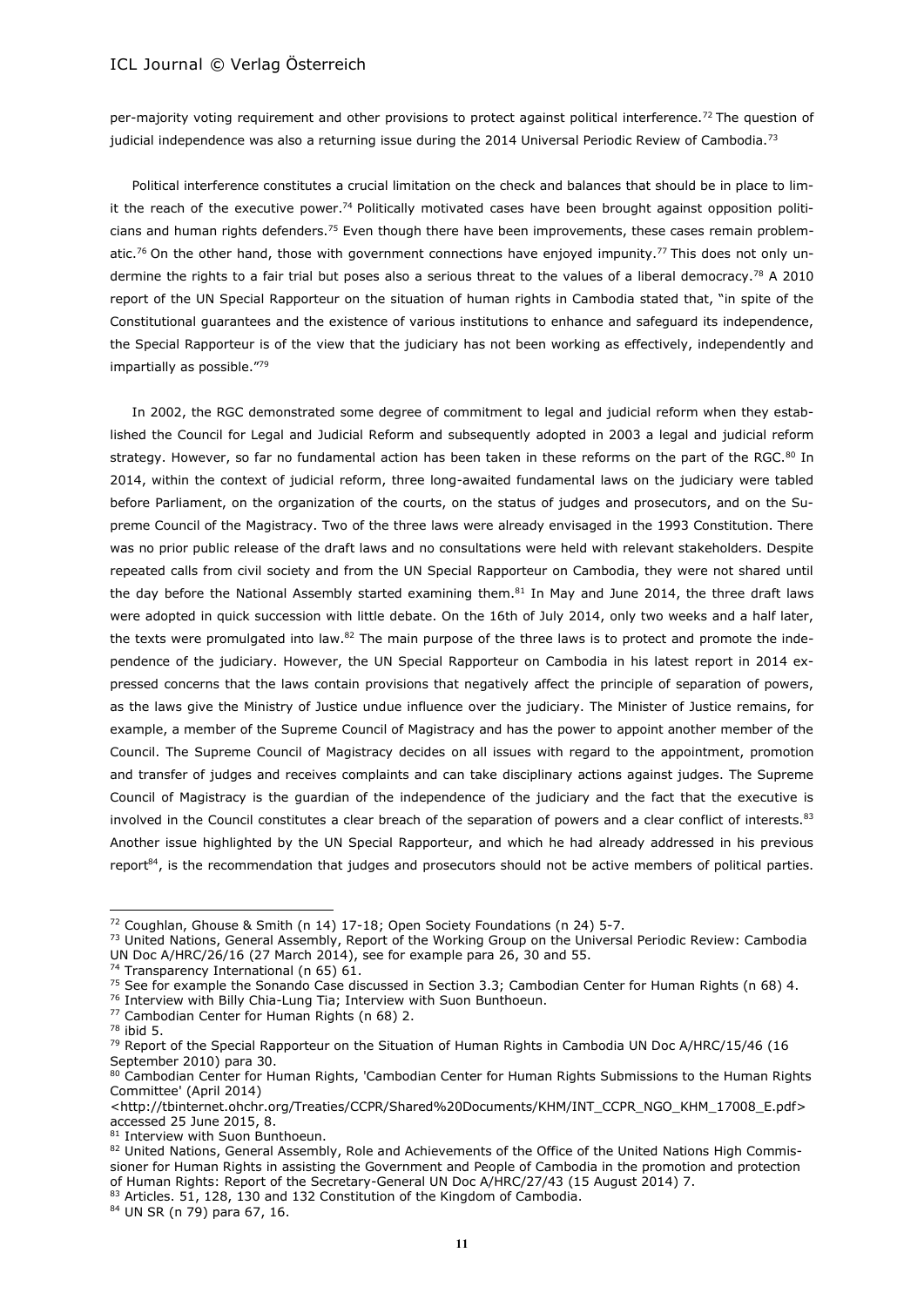per-majority voting requirement and other provisions to protect against political interference.[72] The question of judicial independence was also a returning issue during the 2014 Universal Periodic Review of Cambodia.[73]

Political interference constitutes a crucial limitation on the check and balances that should be in place to limit the reach of the executive power.[74] Politically motivated cases have been brought against opposition politicians and human rights defenders.[75] Even though there have been improvements, these cases remain problematic.[76] On the other hand, those with government connections have enjoyed impunity.[77] This does not only undermine the rights to a fair trial but poses also a serious threat to the values of a liberal democracy.[78] A 2010 report of the UN Special Rapporteur on the situation of human rights in Cambodia stated that, "in spite of the Constitutional guarantees and the existence of various institutions to enhance and safeguard its independence, the Special Rapporteur is of the view that the judiciary has not been working as effectively, independently and impartially as possible."[79]

In 2002, the RGC demonstrated some degree of commitment to legal and judicial reform when they established the Council for Legal and Judicial Reform and subsequently adopted in 2003 a legal and judicial reform strategy. However, so far no fundamental action has been taken in these reforms on the part of the RGC.[80] In 2014, within the context of judicial reform, three long-awaited fundamental laws on the judiciary were tabled before Parliament, on the organization of the courts, on the status of judges and prosecutors, and on the Supreme Council of the Magistracy. Two of the three laws were already envisaged in the 1993 Constitution. There was no prior public release of the draft laws and no consultations were held with relevant stakeholders. Despite repeated calls from civil society and from the UN Special Rapporteur on Cambodia, they were not shared until the day before the National Assembly started examining them.[81] In May and June 2014, the three draft laws were adopted in quick succession with little debate. On the 16th of July 2014, only two weeks and a half later, the texts were promulgated into law.[82] The main purpose of the three laws is to protect and promote the independence of the judiciary. However, the UN Special Rapporteur on Cambodia in his latest report in 2014 expressed concerns that the laws contain provisions that negatively affect the principle of separation of powers, as the laws give the Ministry of Justice undue influence over the judiciary. The Minister of Justice remains, for example, a member of the Supreme Council of Magistracy and has the power to appoint another member of the Council. The Supreme Council of Magistracy decides on all issues with regard to the appointment, promotion and transfer of judges and receives complaints and can take disciplinary actions against judges. The Supreme Council of Magistracy is the guardian of the independence of the judiciary and the fact that the executive is involved in the Council constitutes a clear breach of the separation of powers and a clear conflict of interests.[83] Another issue highlighted by the UN Special Rapporteur, and which he had already addressed in his previous report[84], is the recommendation that judges and prosecutors should not be active members of political parties.

---

[72] Coughlan, Ghouse & Smith (n 14) 17-18; Open Society Foundations (n 24) 5-7.

[73] United Nations, General Assembly, Report of the Working Group on the Universal Periodic Review: Cambodia UN Doc A/HRC/26/16 (27 March 2014), see for example para 26, 30 and 55.

[74] Transparency International (n 65) 61.

[75] See for example the Sonando Case discussed in Section 3.3; Cambodian Center for Human Rights (n 68) 4.

[76] Interview with Billy Chia-Lung Tia; Interview with Suon Bunthoeun.

[77] Cambodian Center for Human Rights (n 68) 2.

[78] ibid 5.

[79] Report of the Special Rapporteur on the Situation of Human Rights in Cambodia UN Doc A/HRC/15/46 (16 September 2010) para 30.

[80] Cambodian Center for Human Rights, 'Cambodian Center for Human Rights Submissions to the Human Rights Committee' (April 2014) <http://tbinternet.ohchr.org/Treaties/CCPR/Shared%20Documents/KHM/INT_CCPR_NGO_KHM_17008_E.pdf> accessed 25 June 2015, 8.

[81] Interview with Suon Bunthoeun.

[82] United Nations, General Assembly, Role and Achievements of the Office of the United Nations High Commissioner for Human Rights in assisting the Government and People of Cambodia in the promotion and protection of Human Rights: Report of the Secretary-General UN Doc A/HRC/27/43 (15 August 2014) 7.

[83] Articles. 51, 128, 130 and 132 Constitution of the Kingdom of Cambodia.

[84] UN SR (n 79) para 67, 16.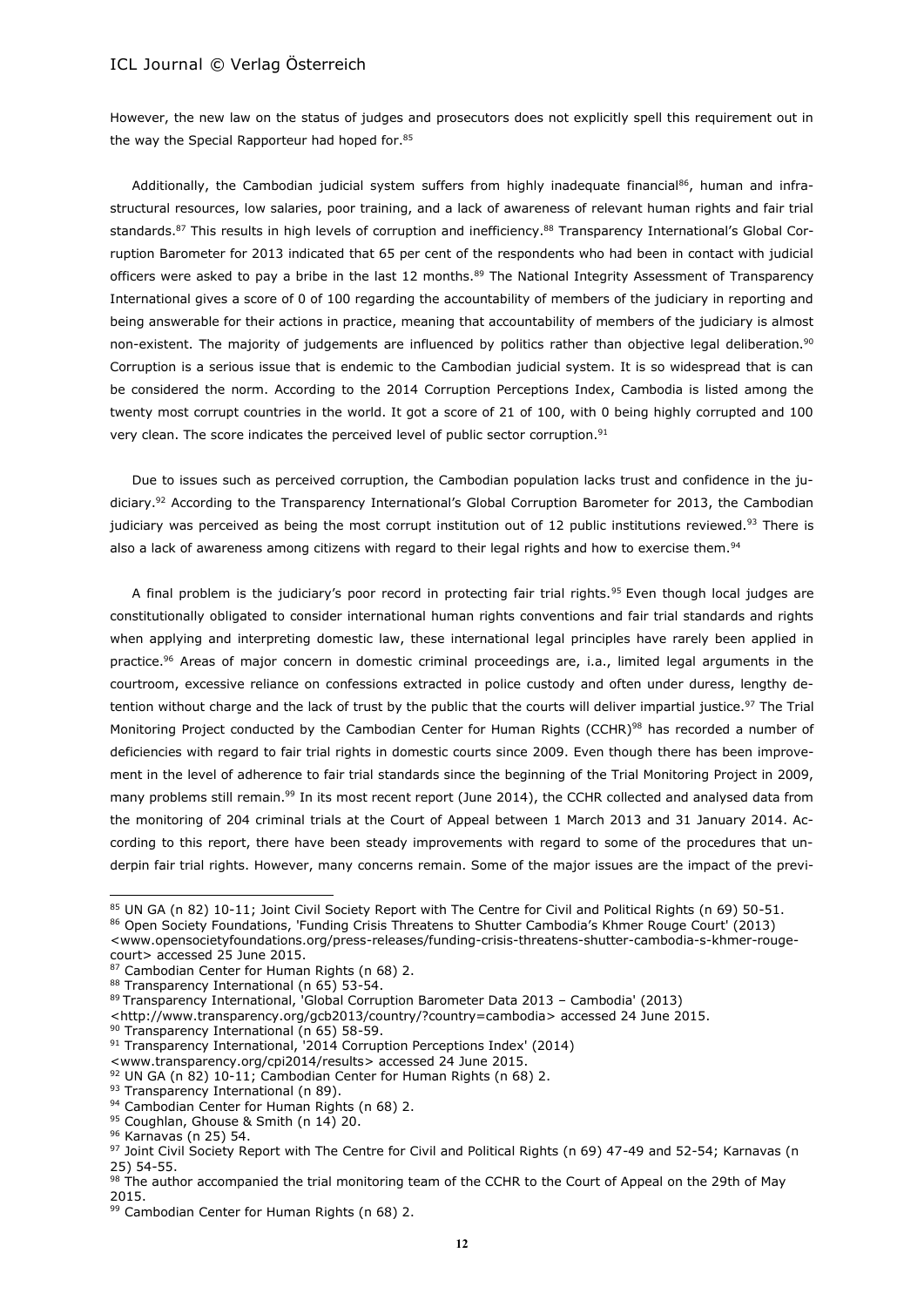However, the new law on the status of judges and prosecutors does not explicitly spell this requirement out in the way the Special Rapporteur had hoped for.[85]

Additionally, the Cambodian judicial system suffers from highly inadequate financial[86], human and infrastructural resources, low salaries, poor training, and a lack of awareness of relevant human rights and fair trial standards.[87] This results in high levels of corruption and inefficiency.[88] Transparency International's Global Corruption Barometer for 2013 indicated that 65 per cent of the respondents who had been in contact with judicial officers were asked to pay a bribe in the last 12 months.[89] The National Integrity Assessment of Transparency International gives a score of 0 of 100 regarding the accountability of members of the judiciary in reporting and being answerable for their actions in practice, meaning that accountability of members of the judiciary is almost non-existent. The majority of judgements are influenced by politics rather than objective legal deliberation.[90] Corruption is a serious issue that is endemic to the Cambodian judicial system. It is so widespread that is can be considered the norm. According to the 2014 Corruption Perceptions Index, Cambodia is listed among the twenty most corrupt countries in the world. It got a score of 21 of 100, with 0 being highly corrupted and 100 very clean. The score indicates the perceived level of public sector corruption.[91]

Due to issues such as perceived corruption, the Cambodian population lacks trust and confidence in the judiciary.[92] According to the Transparency International's Global Corruption Barometer for 2013, the Cambodian judiciary was perceived as being the most corrupt institution out of 12 public institutions reviewed.[93] There is also a lack of awareness among citizens with regard to their legal rights and how to exercise them.[94]

A final problem is the judiciary's poor record in protecting fair trial rights.[95] Even though local judges are constitutionally obligated to consider international human rights conventions and fair trial standards and rights when applying and interpreting domestic law, these international legal principles have rarely been applied in practice.[96] Areas of major concern in domestic criminal proceedings are, i.a., limited legal arguments in the courtroom, excessive reliance on confessions extracted in police custody and often under duress, lengthy detention without charge and the lack of trust by the public that the courts will deliver impartial justice.[97] The Trial Monitoring Project conducted by the Cambodian Center for Human Rights (CCHR)[98] has recorded a number of deficiencies with regard to fair trial rights in domestic courts since 2009. Even though there has been improvement in the level of adherence to fair trial standards since the beginning of the Trial Monitoring Project in 2009, many problems still remain.[99] In its most recent report (June 2014), the CCHR collected and analysed data from the monitoring of 204 criminal trials at the Court of Appeal between 1 March 2013 and 31 January 2014. According to this report, there have been steady improvements with regard to some of the procedures that underpin fair trial rights. However, many concerns remain. Some of the major issues are the impact of the previ-

---

[85] UN GA (n 82) 10-11; Joint Civil Society Report with The Centre for Civil and Political Rights (n 69) 50-51.

[86] Open Society Foundations, 'Funding Crisis Threatens to Shutter Cambodia's Khmer Rouge Court' (2013) <www.opensocietyfoundations.org/press-releases/funding-crisis-threatens-shutter-cambodia-s-khmer-rouge-court> accessed 25 June 2015.

[87] Cambodian Center for Human Rights (n 68) 2.

[88] Transparency International (n 65) 53-54.

[89] Transparency International, 'Global Corruption Barometer Data 2013 – Cambodia' (2013) <http://www.transparency.org/gcb2013/country/?country=cambodia> accessed 24 June 2015.

[90] Transparency International (n 65) 58-59.

[91] Transparency International, '2014 Corruption Perceptions Index' (2014) <www.transparency.org/cpi2014/results> accessed 24 June 2015.

[92] UN GA (n 82) 10-11; Cambodian Center for Human Rights (n 68) 2.

[93] Transparency International (n 89).

[94] Cambodian Center for Human Rights (n 68) 2.

[95] Coughlan, Ghouse & Smith (n 14) 20.

[96] Karnavas (n 25) 54.

[97] Joint Civil Society Report with The Centre for Civil and Political Rights (n 69) 47-49 and 52-54; Karnavas (n 25) 54-55.

[98] The author accompanied the trial monitoring team of the CCHR to the Court of Appeal on the 29th of May 2015.

[99] Cambodian Center for Human Rights (n 68) 2.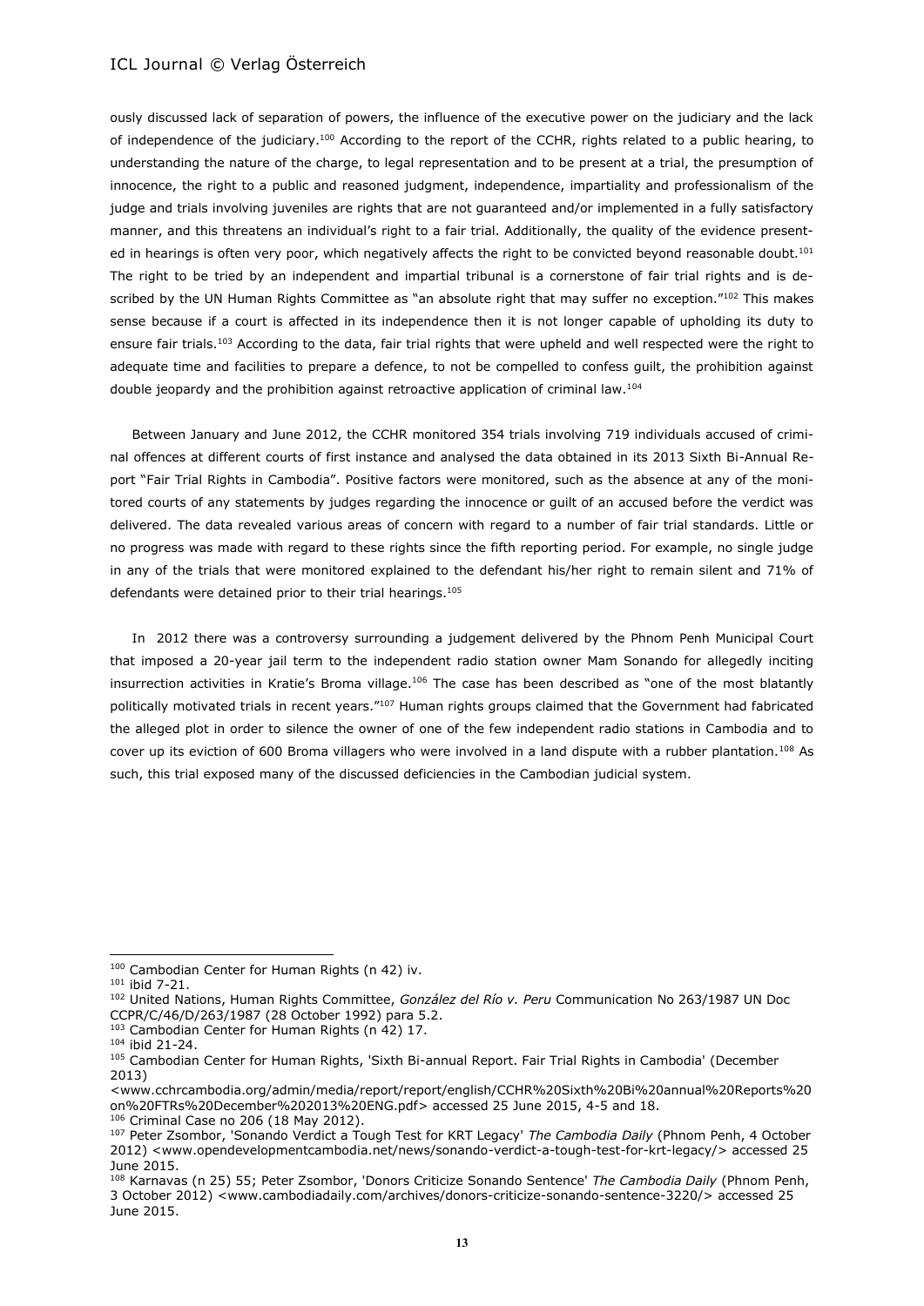ously discussed lack of separation of powers, the influence of the executive power on the judiciary and the lack of independence of the judiciary.[100] According to the report of the CCHR, rights related to a public hearing, to understanding the nature of the charge, to legal representation and to be present at a trial, the presumption of innocence, the right to a public and reasoned judgment, independence, impartiality and professionalism of the judge and trials involving juveniles are rights that are not guaranteed and/or implemented in a fully satisfactory manner, and this threatens an individual's right to a fair trial. Additionally, the quality of the evidence presented in hearings is often very poor, which negatively affects the right to be convicted beyond reasonable doubt.[101] The right to be tried by an independent and impartial tribunal is a cornerstone of fair trial rights and is described by the UN Human Rights Committee as "an absolute right that may suffer no exception."[102] This makes sense because if a court is affected in its independence then it is not longer capable of upholding its duty to ensure fair trials.[103] According to the data, fair trial rights that were upheld and well respected were the right to adequate time and facilities to prepare a defence, to not be compelled to confess guilt, the prohibition against double jeopardy and the prohibition against retroactive application of criminal law.[104]

Between January and June 2012, the CCHR monitored 354 trials involving 719 individuals accused of criminal offences at different courts of first instance and analysed the data obtained in its 2013 Sixth Bi-Annual Report "Fair Trial Rights in Cambodia". Positive factors were monitored, such as the absence at any of the monitored courts of any statements by judges regarding the innocence or guilt of an accused before the verdict was delivered. The data revealed various areas of concern with regard to a number of fair trial standards. Little or no progress was made with regard to these rights since the fifth reporting period. For example, no single judge in any of the trials that were monitored explained to the defendant his/her right to remain silent and 71% of defendants were detained prior to their trial hearings.[105]

In 2012 there was a controversy surrounding a judgement delivered by the Phnom Penh Municipal Court that imposed a 20-year jail term to the independent radio station owner Mam Sonando for allegedly inciting insurrection activities in Kratie's Broma village.[106] The case has been described as "one of the most blatantly politically motivated trials in recent years."[107] Human rights groups claimed that the Government had fabricated the alleged plot in order to silence the owner of one of the few independent radio stations in Cambodia and to cover up its eviction of 600 Broma villagers who were involved in a land dispute with a rubber plantation.[108] As such, this trial exposed many of the discussed deficiencies in the Cambodian judicial system.

---

[100] Cambodian Center for Human Rights (n 42) iv.

[101] ibid 7-21.

[102] United Nations, Human Rights Committee, *González del Río v. Peru* Communication No 263/1987 UN Doc CCPR/C/46/D/263/1987 (28 October 1992) para 5.2.

[103] Cambodian Center for Human Rights (n 42) 17.

[104] ibid 21-24.

[105] Cambodian Center for Human Rights, 'Sixth Bi-annual Report. Fair Trial Rights in Cambodia' (December 2013) <www.cchrcambodia.org/admin/media/report/report/english/CCHR%20Sixth%20Bi%20annual%20Reports%20on%20FTRs%20December%202013%20ENG.pdf> accessed 25 June 2015, 4-5 and 18.

[106] Criminal Case no 206 (18 May 2012).

[107] Peter Zsombor, 'Sonando Verdict a Tough Test for KRT Legacy' *The Cambodia Daily* (Phnom Penh, 4 October 2012) <www.opendevelopmentcambodia.net/news/sonando-verdict-a-tough-test-for-krt-legacy/> accessed 25 June 2015.

[108] Karnavas (n 25) 55; Peter Zsombor, 'Donors Criticize Sonando Sentence' *The Cambodia Daily* (Phnom Penh, 3 October 2012) <www.cambodiadaily.com/archives/donors-criticize-sonando-sentence-3220/> accessed 25 June 2015.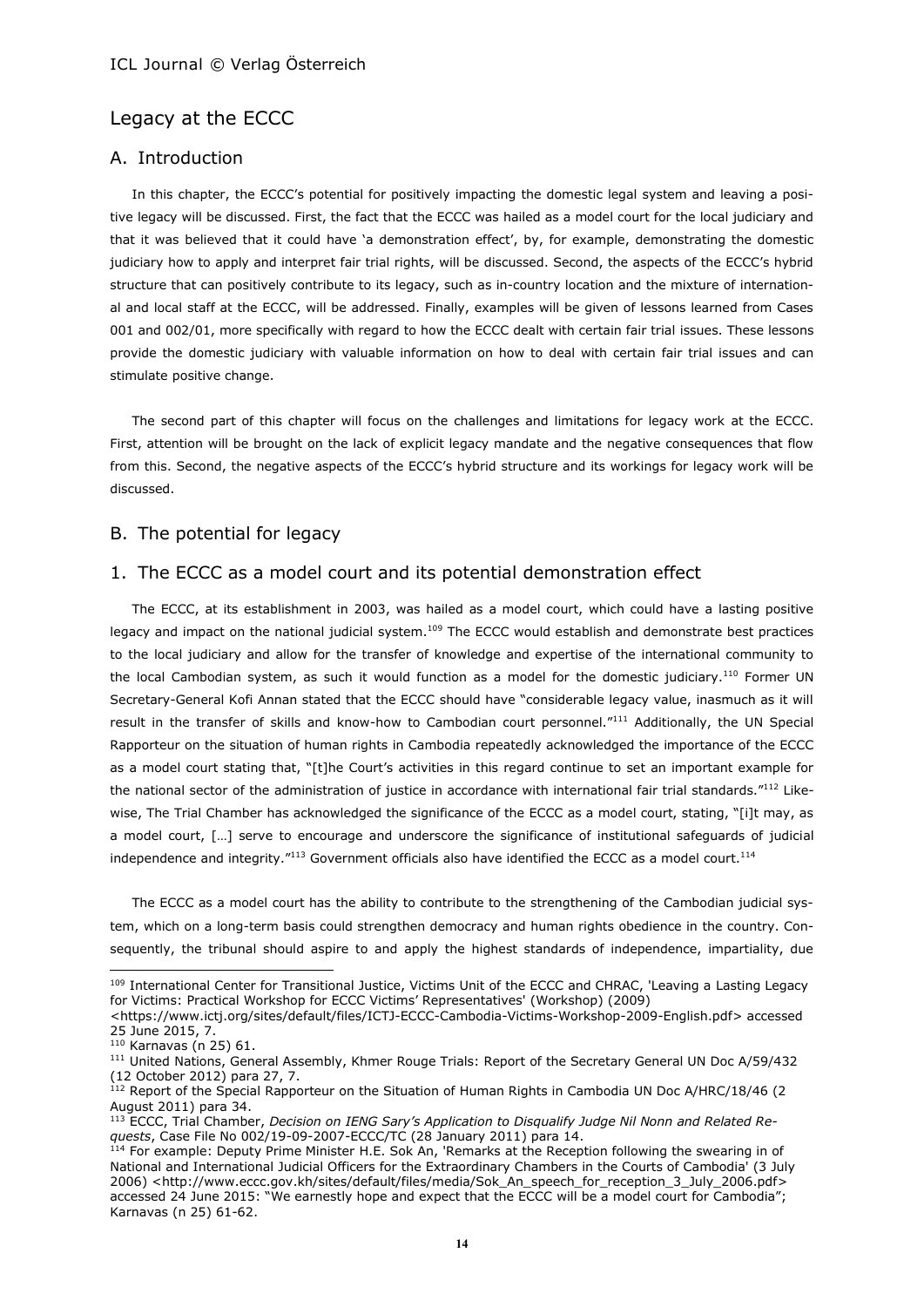# Legacy at the ECCC

## A. Introduction

In this chapter, the ECCC's potential for positively impacting the domestic legal system and leaving a positive legacy will be discussed. First, the fact that the ECCC was hailed as a model court for the local judiciary and that it was believed that it could have 'a demonstration effect', by, for example, demonstrating the domestic judiciary how to apply and interpret fair trial rights, will be discussed. Second, the aspects of the ECCC's hybrid structure that can positively contribute to its legacy, such as in-country location and the mixture of international and local staff at the ECCC, will be addressed. Finally, examples will be given of lessons learned from Cases 001 and 002/01, more specifically with regard to how the ECCC dealt with certain fair trial issues. These lessons provide the domestic judiciary with valuable information on how to deal with certain fair trial issues and can stimulate positive change.

The second part of this chapter will focus on the challenges and limitations for legacy work at the ECCC. First, attention will be brought on the lack of explicit legacy mandate and the negative consequences that flow from this. Second, the negative aspects of the ECCC's hybrid structure and its workings for legacy work will be discussed.

## B. The potential for legacy

### 1. The ECCC as a model court and its potential demonstration effect

The ECCC, at its establishment in 2003, was hailed as a model court, which could have a lasting positive legacy and impact on the national judicial system.[109] The ECCC would establish and demonstrate best practices to the local judiciary and allow for the transfer of knowledge and expertise of the international community to the local Cambodian system, as such it would function as a model for the domestic judiciary.[110] Former UN Secretary-General Kofi Annan stated that the ECCC should have "considerable legacy value, inasmuch as it will result in the transfer of skills and know-how to Cambodian court personnel."[111] Additionally, the UN Special Rapporteur on the situation of human rights in Cambodia repeatedly acknowledged the importance of the ECCC as a model court stating that, "[t]he Court's activities in this regard continue to set an important example for the national sector of the administration of justice in accordance with international fair trial standards."[112] Likewise, The Trial Chamber has acknowledged the significance of the ECCC as a model court, stating, "[i]t may, as a model court, […] serve to encourage and underscore the significance of institutional safeguards of judicial independence and integrity."[113] Government officials also have identified the ECCC as a model court.[114]

The ECCC as a model court has the ability to contribute to the strengthening of the Cambodian judicial system, which on a long-term basis could strengthen democracy and human rights obedience in the country. Consequently, the tribunal should aspire to and apply the highest standards of independence, impartiality, due

---

[109] International Center for Transitional Justice, Victims Unit of the ECCC and CHRAC, 'Leaving a Lasting Legacy for Victims: Practical Workshop for ECCC Victims' Representatives' (Workshop) (2009) <https://www.ictj.org/sites/default/files/ICTJ-ECCC-Cambodia-Victims-Workshop-2009-English.pdf> accessed 25 June 2015, 7.

[110] Karnavas (n 25) 61.

[111] United Nations, General Assembly, Khmer Rouge Trials: Report of the Secretary General UN Doc A/59/432 (12 October 2012) para 27, 7.

[112] Report of the Special Rapporteur on the Situation of Human Rights in Cambodia UN Doc A/HRC/18/46 (2 August 2011) para 34.

[113] ECCC, Trial Chamber, *Decision on IENG Sary's Application to Disqualify Judge Nil Nonn and Related Requests*, Case File No 002/19-09-2007-ECCC/TC (28 January 2011) para 14.

[114] For example: Deputy Prime Minister H.E. Sok An, 'Remarks at the Reception following the swearing in of National and International Judicial Officers for the Extraordinary Chambers in the Courts of Cambodia' (3 July 2006) <http://www.eccc.gov.kh/sites/default/files/media/Sok_An_speech_for_reception_3_July_2006.pdf> accessed 24 June 2015: "We earnestly hope and expect that the ECCC will be a model court for Cambodia"; Karnavas (n 25) 61-62.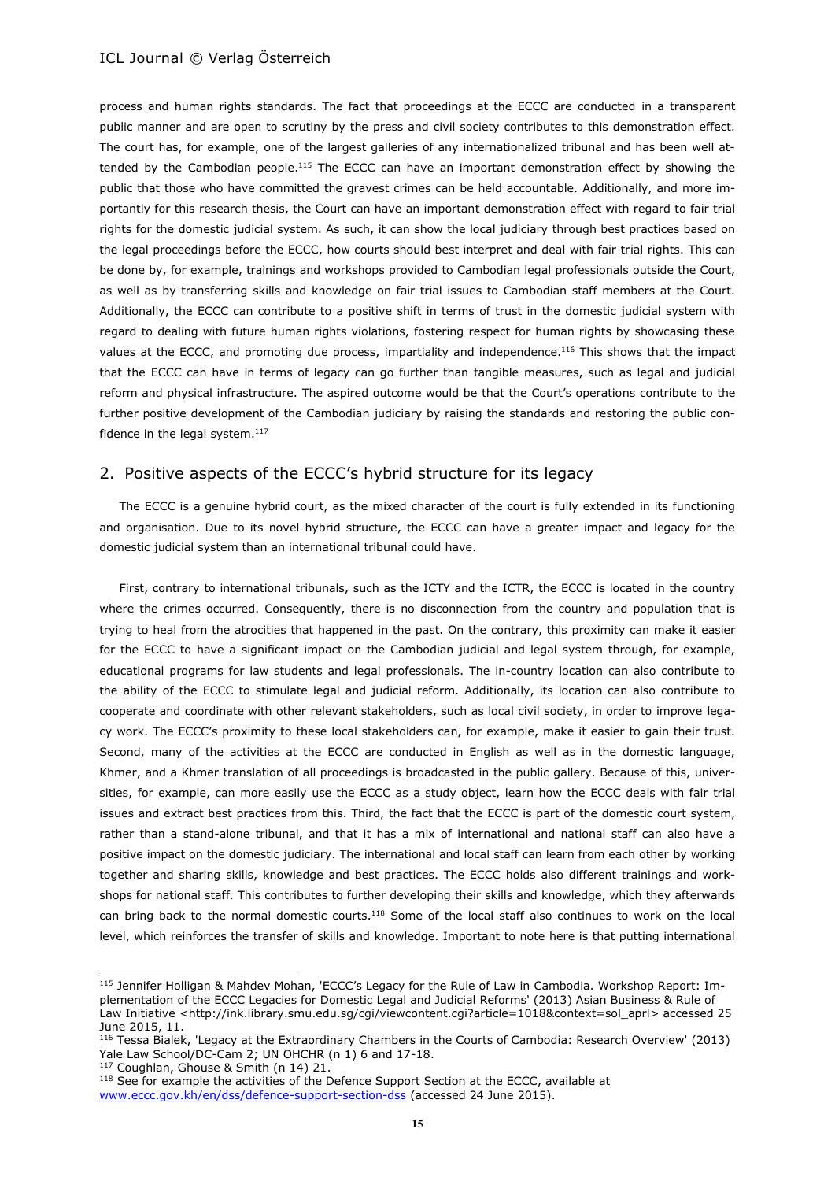process and human rights standards. The fact that proceedings at the ECCC are conducted in a transparent public manner and are open to scrutiny by the press and civil society contributes to this demonstration effect. The court has, for example, one of the largest galleries of any internationalized tribunal and has been well attended by the Cambodian people.[115] The ECCC can have an important demonstration effect by showing the public that those who have committed the gravest crimes can be held accountable. Additionally, and more importantly for this research thesis, the Court can have an important demonstration effect with regard to fair trial rights for the domestic judicial system. As such, it can show the local judiciary through best practices based on the legal proceedings before the ECCC, how courts should best interpret and deal with fair trial rights. This can be done by, for example, trainings and workshops provided to Cambodian legal professionals outside the Court, as well as by transferring skills and knowledge on fair trial issues to Cambodian staff members at the Court. Additionally, the ECCC can contribute to a positive shift in terms of trust in the domestic judicial system with regard to dealing with future human rights violations, fostering respect for human rights by showcasing these values at the ECCC, and promoting due process, impartiality and independence.[116] This shows that the impact that the ECCC can have in terms of legacy can go further than tangible measures, such as legal and judicial reform and physical infrastructure. The aspired outcome would be that the Court's operations contribute to the further positive development of the Cambodian judiciary by raising the standards and restoring the public confidence in the legal system.[117]

## 2. Positive aspects of the ECCC's hybrid structure for its legacy

The ECCC is a genuine hybrid court, as the mixed character of the court is fully extended in its functioning and organisation. Due to its novel hybrid structure, the ECCC can have a greater impact and legacy for the domestic judicial system than an international tribunal could have.

First, contrary to international tribunals, such as the ICTY and the ICTR, the ECCC is located in the country where the crimes occurred. Consequently, there is no disconnection from the country and population that is trying to heal from the atrocities that happened in the past. On the contrary, this proximity can make it easier for the ECCC to have a significant impact on the Cambodian judicial and legal system through, for example, educational programs for law students and legal professionals. The in-country location can also contribute to the ability of the ECCC to stimulate legal and judicial reform. Additionally, its location can also contribute to cooperate and coordinate with other relevant stakeholders, such as local civil society, in order to improve legacy work. The ECCC's proximity to these local stakeholders can, for example, make it easier to gain their trust. Second, many of the activities at the ECCC are conducted in English as well as in the domestic language, Khmer, and a Khmer translation of all proceedings is broadcasted in the public gallery. Because of this, universities, for example, can more easily use the ECCC as a study object, learn how the ECCC deals with fair trial issues and extract best practices from this. Third, the fact that the ECCC is part of the domestic court system, rather than a stand-alone tribunal, and that it has a mix of international and national staff can also have a positive impact on the domestic judiciary. The international and local staff can learn from each other by working together and sharing skills, knowledge and best practices. The ECCC holds also different trainings and workshops for national staff. This contributes to further developing their skills and knowledge, which they afterwards can bring back to the normal domestic courts.[118] Some of the local staff also continues to work on the local level, which reinforces the transfer of skills and knowledge. Important to note here is that putting international

---

[115] Jennifer Holligan & Mahdev Mohan, 'ECCC's Legacy for the Rule of Law in Cambodia. Workshop Report: Implementation of the ECCC Legacies for Domestic Legal and Judicial Reforms' (2013) Asian Business & Rule of Law Initiative <http://ink.library.smu.edu.sg/cgi/viewcontent.cgi?article=1018&context=sol_aprl> accessed 25 June 2015, 11.

[116] Tessa Bialek, 'Legacy at the Extraordinary Chambers in the Courts of Cambodia: Research Overview' (2013) Yale Law School/DC-Cam 2; UN OHCHR (n 1) 6 and 17-18.

[117] Coughlan, Ghouse & Smith (n 14) 21.

[118] See for example the activities of the Defence Support Section at the ECCC, available at www.eccc.gov.kh/en/dss/defence-support-section-dss (accessed 24 June 2015).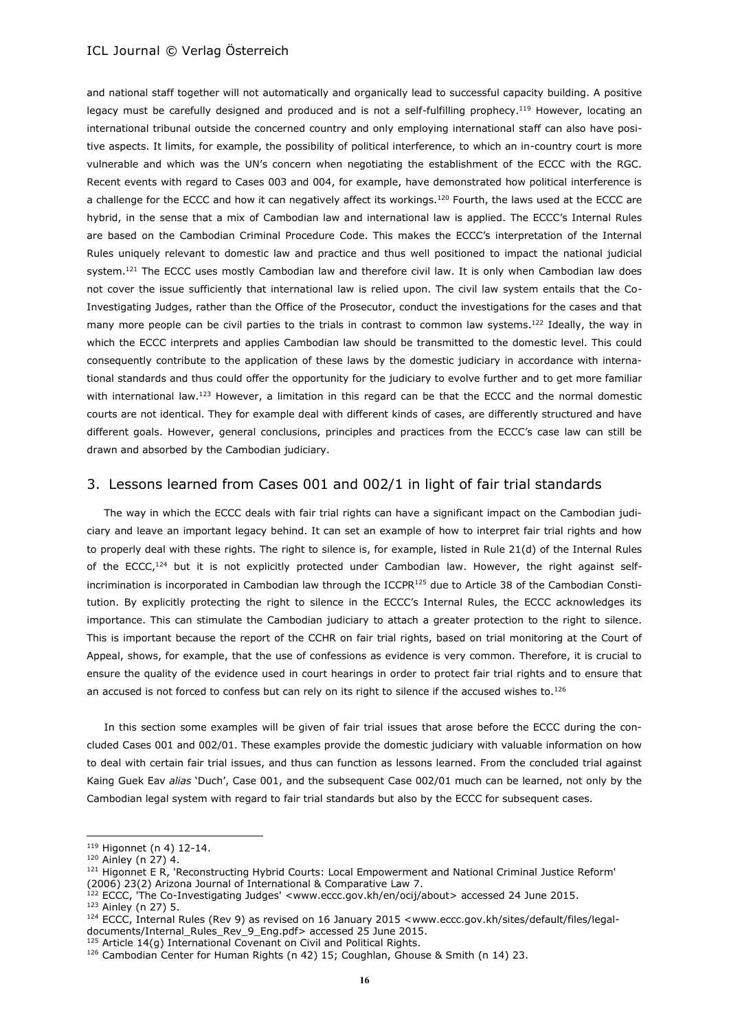and national staff together will not automatically and organically lead to successful capacity building. A positive legacy must be carefully designed and produced and is not a self-fulfilling prophecy.[119] However, locating an international tribunal outside the concerned country and only employing international staff can also have positive aspects. It limits, for example, the possibility of political interference, to which an in-country court is more vulnerable and which was the UN's concern when negotiating the establishment of the ECCC with the RGC. Recent events with regard to Cases 003 and 004, for example, have demonstrated how political interference is a challenge for the ECCC and how it can negatively affect its workings.[120] Fourth, the laws used at the ECCC are hybrid, in the sense that a mix of Cambodian law and international law is applied. The ECCC's Internal Rules are based on the Cambodian Criminal Procedure Code. This makes the ECCC's interpretation of the Internal Rules uniquely relevant to domestic law and practice and thus well positioned to impact the national judicial system.[121] The ECCC uses mostly Cambodian law and therefore civil law. It is only when Cambodian law does not cover the issue sufficiently that international law is relied upon. The civil law system entails that the Co-Investigating Judges, rather than the Office of the Prosecutor, conduct the investigations for the cases and that many more people can be civil parties to the trials in contrast to common law systems.[122] Ideally, the way in which the ECCC interprets and applies Cambodian law should be transmitted to the domestic level. This could consequently contribute to the application of these laws by the domestic judiciary in accordance with international standards and thus could offer the opportunity for the judiciary to evolve further and to get more familiar with international law.[123] However, a limitation in this regard can be that the ECCC and the normal domestic courts are not identical. They for example deal with different kinds of cases, are differently structured and have different goals. However, general conclusions, principles and practices from the ECCC's case law can still be drawn and absorbed by the Cambodian judiciary.

## 3. Lessons learned from Cases 001 and 002/1 in light of fair trial standards

The way in which the ECCC deals with fair trial rights can have a significant impact on the Cambodian judiciary and leave an important legacy behind. It can set an example of how to interpret fair trial rights and how to properly deal with these rights. The right to silence is, for example, listed in Rule 21(d) of the Internal Rules of the ECCC,[124] but it is not explicitly protected under Cambodian law. However, the right against self-incrimination is incorporated in Cambodian law through the ICCPR[125] due to Article 38 of the Cambodian Constitution. By explicitly protecting the right to silence in the ECCC's Internal Rules, the ECCC acknowledges its importance. This can stimulate the Cambodian judiciary to attach a greater protection to the right to silence. This is important because the report of the CCHR on fair trial rights, based on trial monitoring at the Court of Appeal, shows, for example, that the use of confessions as evidence is very common. Therefore, it is crucial to ensure the quality of the evidence used in court hearings in order to protect fair trial rights and to ensure that an accused is not forced to confess but can rely on its right to silence if the accused wishes to.[126]

In this section some examples will be given of fair trial issues that arose before the ECCC during the concluded Cases 001 and 002/01. These examples provide the domestic judiciary with valuable information on how to deal with certain fair trial issues, and thus can function as lessons learned. From the concluded trial against Kaing Guek Eav *alias* 'Duch', Case 001, and the subsequent Case 002/01 much can be learned, not only by the Cambodian legal system with regard to fair trial standards but also by the ECCC for subsequent cases.

---

[119] Higonnet (n 4) 12-14.

[120] Ainley (n 27) 4.

[121] Higonnet E R, 'Reconstructing Hybrid Courts: Local Empowerment and National Criminal Justice Reform' (2006) 23(2) Arizona Journal of International & Comparative Law 7.

[122] ECCC, 'The Co-Investigating Judges' <www.eccc.gov.kh/en/ocij/about> accessed 24 June 2015.

[123] Ainley (n 27) 5.

[124] ECCC, Internal Rules (Rev 9) as revised on 16 January 2015 <www.eccc.gov.kh/sites/default/files/legal-documents/Internal_Rules_Rev_9_Eng.pdf> accessed 25 June 2015.

[125] Article 14(g) International Covenant on Civil and Political Rights.

[126] Cambodian Center for Human Rights (n 42) 15; Coughlan, Ghouse & Smith (n 14) 23.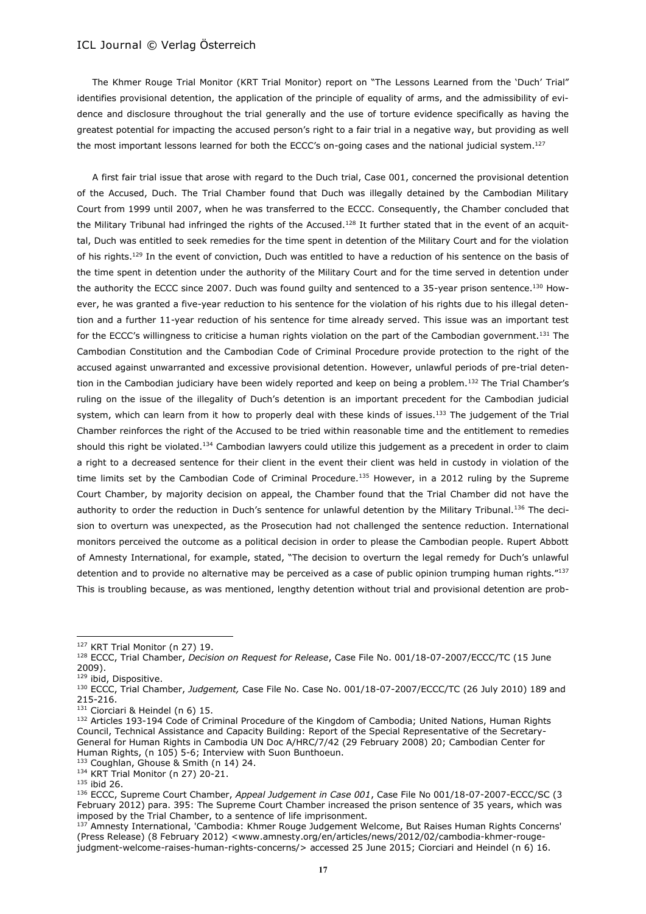The Khmer Rouge Trial Monitor (KRT Trial Monitor) report on "The Lessons Learned from the 'Duch' Trial" identifies provisional detention, the application of the principle of equality of arms, and the admissibility of evidence and disclosure throughout the trial generally and the use of torture evidence specifically as having the greatest potential for impacting the accused person's right to a fair trial in a negative way, but providing as well the most important lessons learned for both the ECCC's on-going cases and the national judicial system.[127]

A first fair trial issue that arose with regard to the Duch trial, Case 001, concerned the provisional detention of the Accused, Duch. The Trial Chamber found that Duch was illegally detained by the Cambodian Military Court from 1999 until 2007, when he was transferred to the ECCC. Consequently, the Chamber concluded that the Military Tribunal had infringed the rights of the Accused.[128] It further stated that in the event of an acquittal, Duch was entitled to seek remedies for the time spent in detention of the Military Court and for the violation of his rights.[129] In the event of conviction, Duch was entitled to have a reduction of his sentence on the basis of the time spent in detention under the authority of the Military Court and for the time served in detention under the authority the ECCC since 2007. Duch was found guilty and sentenced to a 35-year prison sentence.[130] However, he was granted a five-year reduction to his sentence for the violation of his rights due to his illegal detention and a further 11-year reduction of his sentence for time already served. This issue was an important test for the ECCC's willingness to criticise a human rights violation on the part of the Cambodian government.[131] The Cambodian Constitution and the Cambodian Code of Criminal Procedure provide protection to the right of the accused against unwarranted and excessive provisional detention. However, unlawful periods of pre-trial detention in the Cambodian judiciary have been widely reported and keep on being a problem.[132] The Trial Chamber's ruling on the issue of the illegality of Duch's detention is an important precedent for the Cambodian judicial system, which can learn from it how to properly deal with these kinds of issues.[133] The judgement of the Trial Chamber reinforces the right of the Accused to be tried within reasonable time and the entitlement to remedies should this right be violated.[134] Cambodian lawyers could utilize this judgement as a precedent in order to claim a right to a decreased sentence for their client in the event their client was held in custody in violation of the time limits set by the Cambodian Code of Criminal Procedure.[135] However, in a 2012 ruling by the Supreme Court Chamber, by majority decision on appeal, the Chamber found that the Trial Chamber did not have the authority to order the reduction in Duch's sentence for unlawful detention by the Military Tribunal.[136] The decision to overturn was unexpected, as the Prosecution had not challenged the sentence reduction. International monitors perceived the outcome as a political decision in order to please the Cambodian people. Rupert Abbott of Amnesty International, for example, stated, "The decision to overturn the legal remedy for Duch's unlawful detention and to provide no alternative may be perceived as a case of public opinion trumping human rights."[137] This is troubling because, as was mentioned, lengthy detention without trial and provisional detention are prob-

---

[127] KRT Trial Monitor (n 27) 19.

[128] ECCC, Trial Chamber, *Decision on Request for Release*, Case File No. 001/18-07-2007/ECCC/TC (15 June 2009).

[129] ibid, Dispositive.

[130] ECCC, Trial Chamber, *Judgement,* Case File No. Case No. 001/18-07-2007/ECCC/TC (26 July 2010) 189 and 215-216.

[131] Ciorciari & Heindel (n 6) 15.

[132] Articles 193-194 Code of Criminal Procedure of the Kingdom of Cambodia; United Nations, Human Rights Council, Technical Assistance and Capacity Building: Report of the Special Representative of the Secretary-General for Human Rights in Cambodia UN Doc A/HRC/7/42 (29 February 2008) 20; Cambodian Center for Human Rights, (n 105) 5-6; Interview with Suon Bunthoeun.

[133] Coughlan, Ghouse & Smith (n 14) 24.

[134] KRT Trial Monitor (n 27) 20-21.

[135] ibid 26.

[136] ECCC, Supreme Court Chamber, *Appeal Judgement in Case 001*, Case File No 001/18-07-2007-ECCC/SC (3 February 2012) para. 395: The Supreme Court Chamber increased the prison sentence of 35 years, which was imposed by the Trial Chamber, to a sentence of life imprisonment.

[137] Amnesty International, 'Cambodia: Khmer Rouge Judgement Welcome, But Raises Human Rights Concerns' (Press Release) (8 February 2012) <www.amnesty.org/en/articles/news/2012/02/cambodia-khmer-rouge-judgment-welcome-raises-human-rights-concerns/> accessed 25 June 2015; Ciorciari and Heindel (n 6) 16.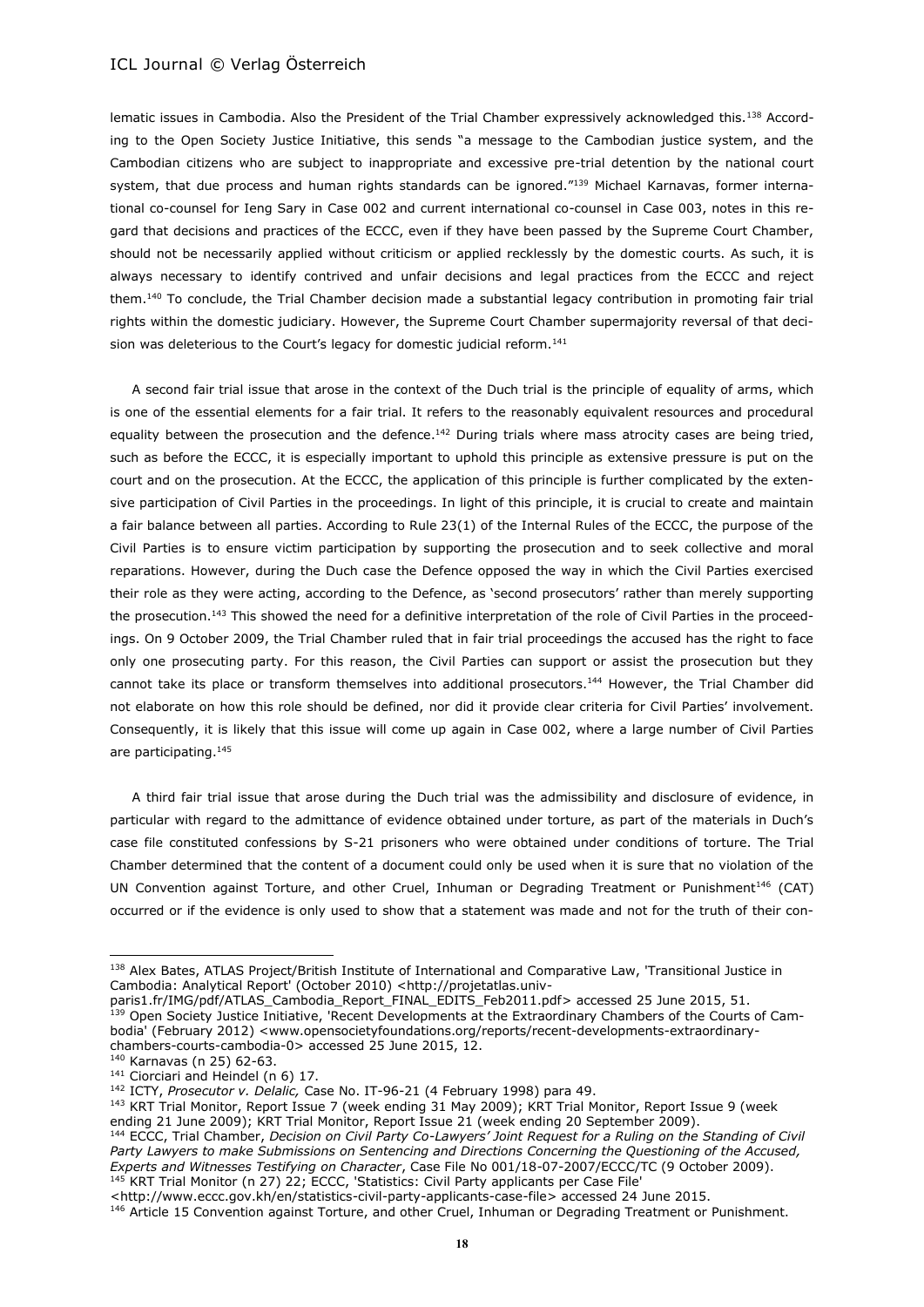lematic issues in Cambodia. Also the President of the Trial Chamber expressively acknowledged this.[138] According to the Open Society Justice Initiative, this sends "a message to the Cambodian justice system, and the Cambodian citizens who are subject to inappropriate and excessive pre-trial detention by the national court system, that due process and human rights standards can be ignored."[139] Michael Karnavas, former international co-counsel for Ieng Sary in Case 002 and current international co-counsel in Case 003, notes in this regard that decisions and practices of the ECCC, even if they have been passed by the Supreme Court Chamber, should not be necessarily applied without criticism or applied recklessly by the domestic courts. As such, it is always necessary to identify contrived and unfair decisions and legal practices from the ECCC and reject them.[140] To conclude, the Trial Chamber decision made a substantial legacy contribution in promoting fair trial rights within the domestic judiciary. However, the Supreme Court Chamber supermajority reversal of that decision was deleterious to the Court's legacy for domestic judicial reform.[141]

A second fair trial issue that arose in the context of the Duch trial is the principle of equality of arms, which is one of the essential elements for a fair trial. It refers to the reasonably equivalent resources and procedural equality between the prosecution and the defence.[142] During trials where mass atrocity cases are being tried, such as before the ECCC, it is especially important to uphold this principle as extensive pressure is put on the court and on the prosecution. At the ECCC, the application of this principle is further complicated by the extensive participation of Civil Parties in the proceedings. In light of this principle, it is crucial to create and maintain a fair balance between all parties. According to Rule 23(1) of the Internal Rules of the ECCC, the purpose of the Civil Parties is to ensure victim participation by supporting the prosecution and to seek collective and moral reparations. However, during the Duch case the Defence opposed the way in which the Civil Parties exercised their role as they were acting, according to the Defence, as 'second prosecutors' rather than merely supporting the prosecution.[143] This showed the need for a definitive interpretation of the role of Civil Parties in the proceedings. On 9 October 2009, the Trial Chamber ruled that in fair trial proceedings the accused has the right to face only one prosecuting party. For this reason, the Civil Parties can support or assist the prosecution but they cannot take its place or transform themselves into additional prosecutors.[144] However, the Trial Chamber did not elaborate on how this role should be defined, nor did it provide clear criteria for Civil Parties' involvement. Consequently, it is likely that this issue will come up again in Case 002, where a large number of Civil Parties are participating.[145]

A third fair trial issue that arose during the Duch trial was the admissibility and disclosure of evidence, in particular with regard to the admittance of evidence obtained under torture, as part of the materials in Duch's case file constituted confessions by S-21 prisoners who were obtained under conditions of torture. The Trial Chamber determined that the content of a document could only be used when it is sure that no violation of the UN Convention against Torture, and other Cruel, Inhuman or Degrading Treatment or Punishment[146] (CAT) occurred or if the evidence is only used to show that a statement was made and not for the truth of their con-

---

[138] Alex Bates, ATLAS Project/British Institute of International and Comparative Law, 'Transitional Justice in Cambodia: Analytical Report' (October 2010) <http://projetatlas.univ-paris1.fr/IMG/pdf/ATLAS_Cambodia_Report_FINAL_EDITS_Feb2011.pdf> accessed 25 June 2015, 51.

[139] Open Society Justice Initiative, 'Recent Developments at the Extraordinary Chambers of the Courts of Cambodia' (February 2012) <www.opensocietyfoundations.org/reports/recent-developments-extraordinary-chambers-courts-cambodia-0> accessed 25 June 2015, 12.

[140] Karnavas (n 25) 62-63.

[141] Ciorciari and Heindel (n 6) 17.

[142] ICTY, *Prosecutor v. Delalic,* Case No. IT-96-21 (4 February 1998) para 49.

[143] KRT Trial Monitor, Report Issue 7 (week ending 31 May 2009); KRT Trial Monitor, Report Issue 9 (week ending 21 June 2009); KRT Trial Monitor, Report Issue 21 (week ending 20 September 2009).

[144] ECCC, Trial Chamber, *Decision on Civil Party Co-Lawyers' Joint Request for a Ruling on the Standing of Civil Party Lawyers to make Submissions on Sentencing and Directions Concerning the Questioning of the Accused, Experts and Witnesses Testifying on Character*, Case File No 001/18-07-2007/ECCC/TC (9 October 2009).

[145] KRT Trial Monitor (n 27) 22; ECCC, 'Statistics: Civil Party applicants per Case File' <http://www.eccc.gov.kh/en/statistics-civil-party-applicants-case-file> accessed 24 June 2015.

[146] Article 15 Convention against Torture, and other Cruel, Inhuman or Degrading Treatment or Punishment.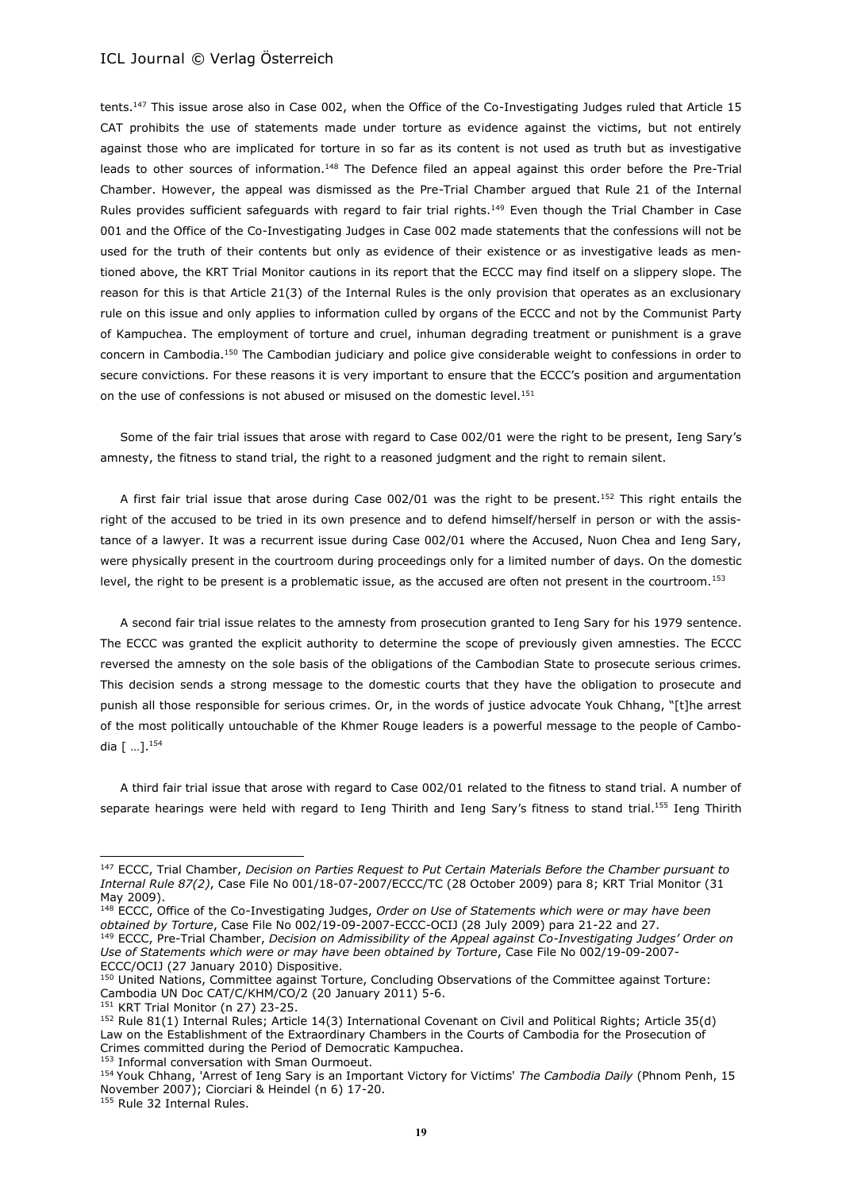tents.[147] This issue arose also in Case 002, when the Office of the Co-Investigating Judges ruled that Article 15 CAT prohibits the use of statements made under torture as evidence against the victims, but not entirely against those who are implicated for torture in so far as its content is not used as truth but as investigative leads to other sources of information.[148] The Defence filed an appeal against this order before the Pre-Trial Chamber. However, the appeal was dismissed as the Pre-Trial Chamber argued that Rule 21 of the Internal Rules provides sufficient safeguards with regard to fair trial rights.[149] Even though the Trial Chamber in Case 001 and the Office of the Co-Investigating Judges in Case 002 made statements that the confessions will not be used for the truth of their contents but only as evidence of their existence or as investigative leads as mentioned above, the KRT Trial Monitor cautions in its report that the ECCC may find itself on a slippery slope. The reason for this is that Article 21(3) of the Internal Rules is the only provision that operates as an exclusionary rule on this issue and only applies to information culled by organs of the ECCC and not by the Communist Party of Kampuchea. The employment of torture and cruel, inhuman degrading treatment or punishment is a grave concern in Cambodia.[150] The Cambodian judiciary and police give considerable weight to confessions in order to secure convictions. For these reasons it is very important to ensure that the ECCC's position and argumentation on the use of confessions is not abused or misused on the domestic level.[151]

Some of the fair trial issues that arose with regard to Case 002/01 were the right to be present, Ieng Sary's amnesty, the fitness to stand trial, the right to a reasoned judgment and the right to remain silent.

A first fair trial issue that arose during Case 002/01 was the right to be present.[152] This right entails the right of the accused to be tried in its own presence and to defend himself/herself in person or with the assistance of a lawyer. It was a recurrent issue during Case 002/01 where the Accused, Nuon Chea and Ieng Sary, were physically present in the courtroom during proceedings only for a limited number of days. On the domestic level, the right to be present is a problematic issue, as the accused are often not present in the courtroom.[153]

A second fair trial issue relates to the amnesty from prosecution granted to Ieng Sary for his 1979 sentence. The ECCC was granted the explicit authority to determine the scope of previously given amnesties. The ECCC reversed the amnesty on the sole basis of the obligations of the Cambodian State to prosecute serious crimes. This decision sends a strong message to the domestic courts that they have the obligation to prosecute and punish all those responsible for serious crimes. Or, in the words of justice advocate Youk Chhang, "[t]he arrest of the most politically untouchable of the Khmer Rouge leaders is a powerful message to the people of Cambodia [ …].[154]

A third fair trial issue that arose with regard to Case 002/01 related to the fitness to stand trial. A number of separate hearings were held with regard to Ieng Thirith and Ieng Sary's fitness to stand trial.[155] Ieng Thirith

---

[147] ECCC, Trial Chamber, *Decision on Parties Request to Put Certain Materials Before the Chamber pursuant to Internal Rule 87(2)*, Case File No 001/18-07-2007/ECCC/TC (28 October 2009) para 8; KRT Trial Monitor (31 May 2009).

[148] ECCC, Office of the Co-Investigating Judges, *Order on Use of Statements which were or may have been obtained by Torture*, Case File No 002/19-09-2007-ECCC-OCIJ (28 July 2009) para 21-22 and 27.

[149] ECCC, Pre-Trial Chamber, *Decision on Admissibility of the Appeal against Co-Investigating Judges' Order on Use of Statements which were or may have been obtained by Torture*, Case File No 002/19-09-2007-ECCC/OCIJ (27 January 2010) Dispositive.

[150] United Nations, Committee against Torture, Concluding Observations of the Committee against Torture: Cambodia UN Doc CAT/C/KHM/CO/2 (20 January 2011) 5-6.

[151] KRT Trial Monitor (n 27) 23-25.

[152] Rule 81(1) Internal Rules; Article 14(3) International Covenant on Civil and Political Rights; Article 35(d) Law on the Establishment of the Extraordinary Chambers in the Courts of Cambodia for the Prosecution of Crimes committed during the Period of Democratic Kampuchea.

[153] Informal conversation with Sman Ourmoeut.

[154] Youk Chhang, 'Arrest of Ieng Sary is an Important Victory for Victims' *The Cambodia Daily* (Phnom Penh, 15 November 2007); Ciorciari & Heindel (n 6) 17-20.

[155] Rule 32 Internal Rules.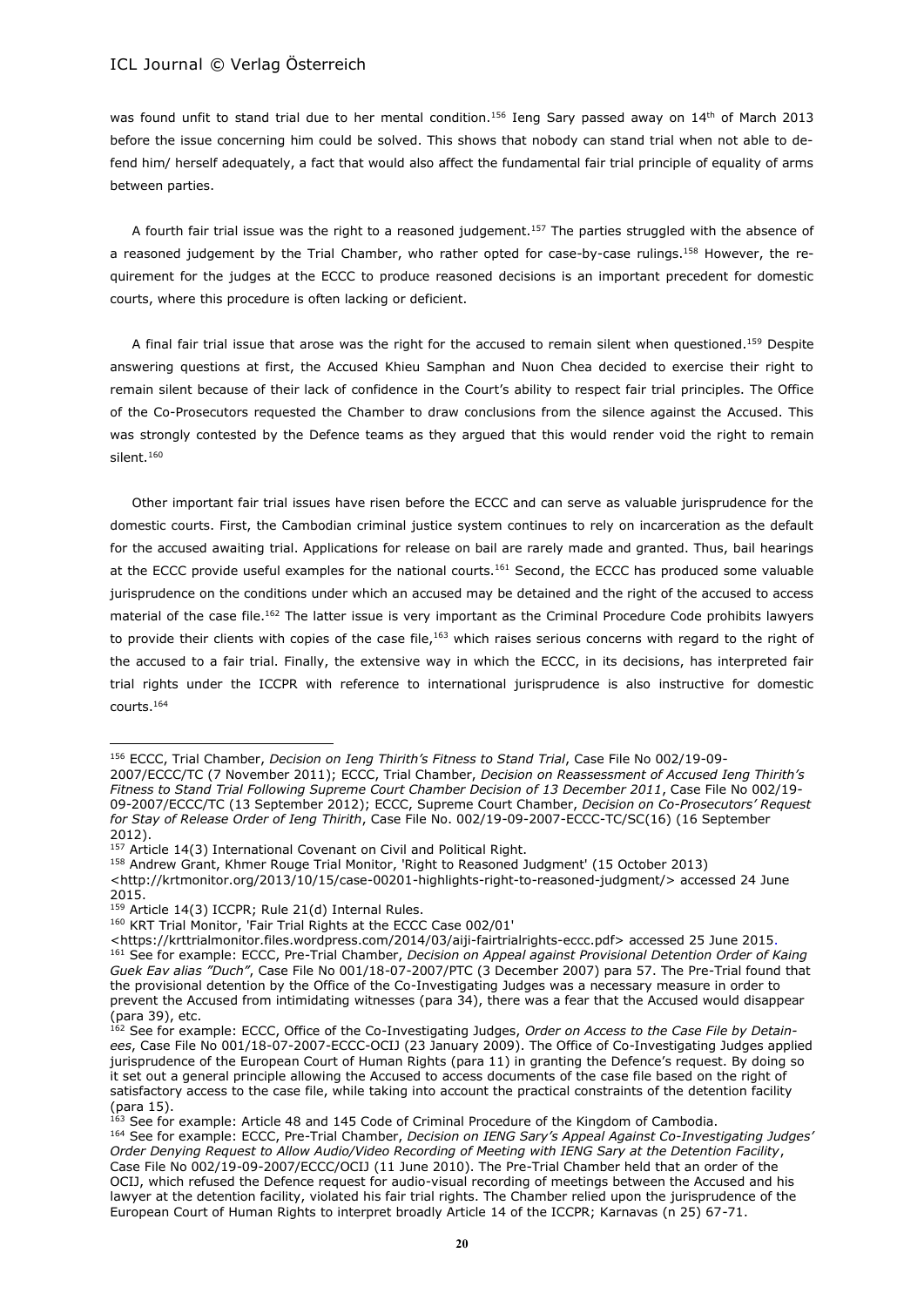was found unfit to stand trial due to her mental condition.[156] Ieng Sary passed away on 14th of March 2013 before the issue concerning him could be solved. This shows that nobody can stand trial when not able to defend him/ herself adequately, a fact that would also affect the fundamental fair trial principle of equality of arms between parties.

A fourth fair trial issue was the right to a reasoned judgement.[157] The parties struggled with the absence of a reasoned judgement by the Trial Chamber, who rather opted for case-by-case rulings.[158] However, the requirement for the judges at the ECCC to produce reasoned decisions is an important precedent for domestic courts, where this procedure is often lacking or deficient.

A final fair trial issue that arose was the right for the accused to remain silent when questioned.[159] Despite answering questions at first, the Accused Khieu Samphan and Nuon Chea decided to exercise their right to remain silent because of their lack of confidence in the Court's ability to respect fair trial principles. The Office of the Co-Prosecutors requested the Chamber to draw conclusions from the silence against the Accused. This was strongly contested by the Defence teams as they argued that this would render void the right to remain silent.[160]

Other important fair trial issues have risen before the ECCC and can serve as valuable jurisprudence for the domestic courts. First, the Cambodian criminal justice system continues to rely on incarceration as the default for the accused awaiting trial. Applications for release on bail are rarely made and granted. Thus, bail hearings at the ECCC provide useful examples for the national courts.[161] Second, the ECCC has produced some valuable jurisprudence on the conditions under which an accused may be detained and the right of the accused to access material of the case file.[162] The latter issue is very important as the Criminal Procedure Code prohibits lawyers to provide their clients with copies of the case file,[163] which raises serious concerns with regard to the right of the accused to a fair trial. Finally, the extensive way in which the ECCC, in its decisions, has interpreted fair trial rights under the ICCPR with reference to international jurisprudence is also instructive for domestic courts.[164]

---

[156] ECCC, Trial Chamber, *Decision on Ieng Thirith's Fitness to Stand Trial*, Case File No 002/19-09-2007/ECCC/TC (7 November 2011); ECCC, Trial Chamber, *Decision on Reassessment of Accused Ieng Thirith's Fitness to Stand Trial Following Supreme Court Chamber Decision of 13 December 2011*, Case File No 002/19-09-2007/ECCC/TC (13 September 2012); ECCC, Supreme Court Chamber, *Decision on Co-Prosecutors' Request for Stay of Release Order of Ieng Thirith*, Case File No. 002/19-09-2007-ECCC-TC/SC(16) (16 September 2012).

[157] Article 14(3) International Covenant on Civil and Political Right.

[158] Andrew Grant, Khmer Rouge Trial Monitor, 'Right to Reasoned Judgment' (15 October 2013) <http://krtmonitor.org/2013/10/15/case-00201-highlights-right-to-reasoned-judgment/> accessed 24 June 2015.

[159] Article 14(3) ICCPR; Rule 21(d) Internal Rules.

[160] KRT Trial Monitor, 'Fair Trial Rights at the ECCC Case 002/01' <https://krttrialmonitor.files.wordpress.com/2014/03/aiji-fairtrialrights-eccc.pdf> accessed 25 June 2015.

[161] See for example: ECCC, Pre-Trial Chamber, *Decision on Appeal against Provisional Detention Order of Kaing Guek Eav alias "Duch"*, Case File No 001/18-07-2007/PTC (3 December 2007) para 57. The Pre-Trial found that the provisional detention by the Office of the Co-Investigating Judges was a necessary measure in order to prevent the Accused from intimidating witnesses (para 34), there was a fear that the Accused would disappear (para 39), etc.

[162] See for example: ECCC, Office of the Co-Investigating Judges, *Order on Access to the Case File by Detainees*, Case File No 001/18-07-2007-ECCC-OCIJ (23 January 2009). The Office of Co-Investigating Judges applied jurisprudence of the European Court of Human Rights (para 11) in granting the Defence's request. By doing so it set out a general principle allowing the Accused to access documents of the case file based on the right of satisfactory access to the case file, while taking into account the practical constraints of the detention facility (para 15).

[163] See for example: Article 48 and 145 Code of Criminal Procedure of the Kingdom of Cambodia.

[164] See for example: ECCC, Pre-Trial Chamber, *Decision on IENG Sary's Appeal Against Co-Investigating Judges' Order Denying Request to Allow Audio/Video Recording of Meeting with IENG Sary at the Detention Facility*, Case File No 002/19-09-2007/ECCC/OCIJ (11 June 2010). The Pre-Trial Chamber held that an order of the OCIJ, which refused the Defence request for audio-visual recording of meetings between the Accused and his lawyer at the detention facility, violated his fair trial rights. The Chamber relied upon the jurisprudence of the European Court of Human Rights to interpret broadly Article 14 of the ICCPR; Karnavas (n 25) 67-71.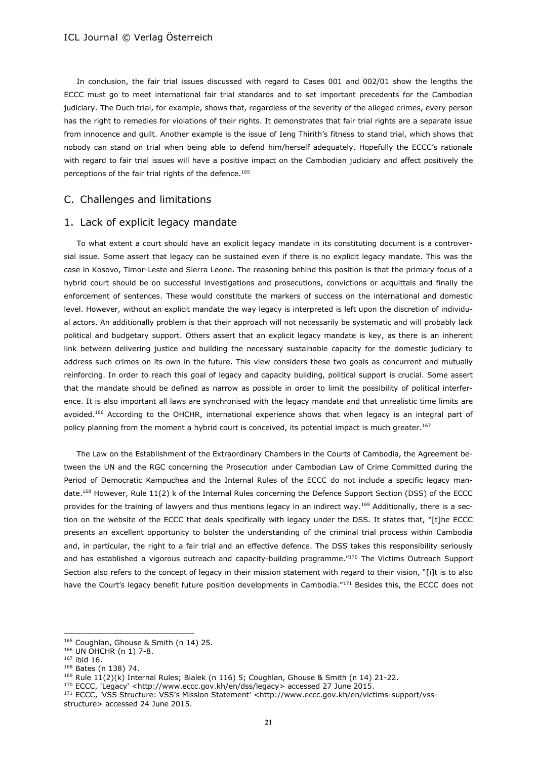In conclusion, the fair trial issues discussed with regard to Cases 001 and 002/01 show the lengths the ECCC must go to meet international fair trial standards and to set important precedents for the Cambodian judiciary. The Duch trial, for example, shows that, regardless of the severity of the alleged crimes, every person has the right to remedies for violations of their rights. It demonstrates that fair trial rights are a separate issue from innocence and guilt. Another example is the issue of Ieng Thirith's fitness to stand trial, which shows that nobody can stand on trial when being able to defend him/herself adequately. Hopefully the ECCC's rationale with regard to fair trial issues will have a positive impact on the Cambodian judiciary and affect positively the perceptions of the fair trial rights of the defence.[165]

## C. Challenges and limitations

### 1. Lack of explicit legacy mandate

To what extent a court should have an explicit legacy mandate in its constituting document is a controversial issue. Some assert that legacy can be sustained even if there is no explicit legacy mandate. This was the case in Kosovo, Timor-Leste and Sierra Leone. The reasoning behind this position is that the primary focus of a hybrid court should be on successful investigations and prosecutions, convictions or acquittals and finally the enforcement of sentences. These would constitute the markers of success on the international and domestic level. However, without an explicit mandate the way legacy is interpreted is left upon the discretion of individual actors. An additionally problem is that their approach will not necessarily be systematic and will probably lack political and budgetary support. Others assert that an explicit legacy mandate is key, as there is an inherent link between delivering justice and building the necessary sustainable capacity for the domestic judiciary to address such crimes on its own in the future. This view considers these two goals as concurrent and mutually reinforcing. In order to reach this goal of legacy and capacity building, political support is crucial. Some assert that the mandate should be defined as narrow as possible in order to limit the possibility of political interference. It is also important all laws are synchronised with the legacy mandate and that unrealistic time limits are avoided.[166] According to the OHCHR, international experience shows that when legacy is an integral part of policy planning from the moment a hybrid court is conceived, its potential impact is much greater.[167]

The Law on the Establishment of the Extraordinary Chambers in the Courts of Cambodia, the Agreement between the UN and the RGC concerning the Prosecution under Cambodian Law of Crime Committed during the Period of Democratic Kampuchea and the Internal Rules of the ECCC do not include a specific legacy mandate.[168] However, Rule 11(2) k of the Internal Rules concerning the Defence Support Section (DSS) of the ECCC provides for the training of lawyers and thus mentions legacy in an indirect way.[169] Additionally, there is a section on the website of the ECCC that deals specifically with legacy under the DSS. It states that, "[t]he ECCC presents an excellent opportunity to bolster the understanding of the criminal trial process within Cambodia and, in particular, the right to a fair trial and an effective defence. The DSS takes this responsibility seriously and has established a vigorous outreach and capacity-building programme."[170] The Victims Outreach Support Section also refers to the concept of legacy in their mission statement with regard to their vision, "[i]t is to also have the Court's legacy benefit future position developments in Cambodia."[171] Besides this, the ECCC does not

---

[165] Coughlan, Ghouse & Smith (n 14) 25.

[166] UN OHCHR (n 1) 7-8.

[167] ibid 16.

[168] Bates (n 138) 74.

[169] Rule 11(2)(k) Internal Rules; Bialek (n 116) 5; Coughlan, Ghouse & Smith (n 14) 21-22.

[170] ECCC, 'Legacy' <http://www.eccc.gov.kh/en/dss/legacy> accessed 27 June 2015.

[171] ECCC, 'VSS Structure: VSS's Mission Statement' <http://www.eccc.gov.kh/en/victims-support/vss-structure> accessed 24 June 2015.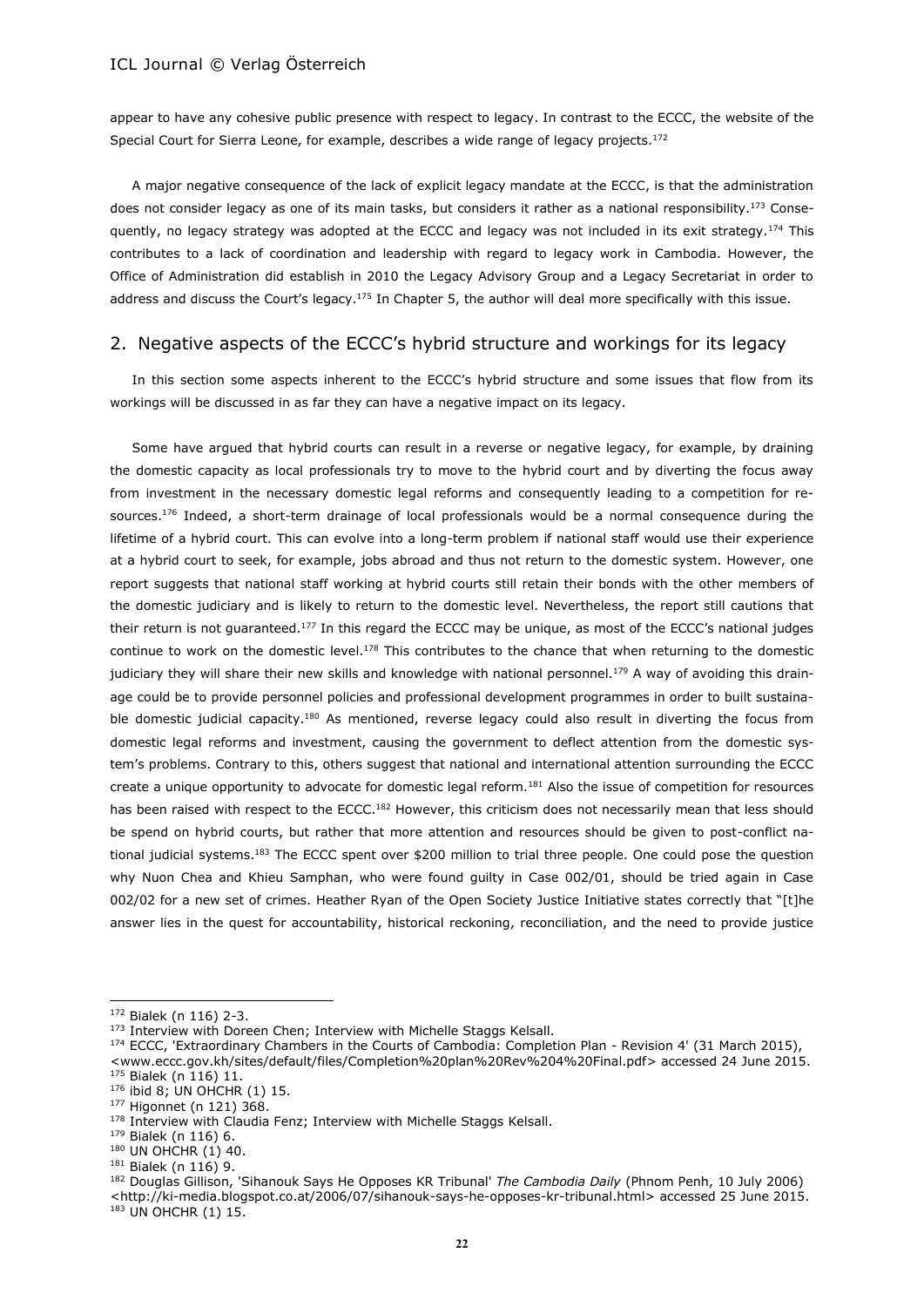appear to have any cohesive public presence with respect to legacy. In contrast to the ECCC, the website of the Special Court for Sierra Leone, for example, describes a wide range of legacy projects.[172]

A major negative consequence of the lack of explicit legacy mandate at the ECCC, is that the administration does not consider legacy as one of its main tasks, but considers it rather as a national responsibility.[173] Consequently, no legacy strategy was adopted at the ECCC and legacy was not included in its exit strategy.[174] This contributes to a lack of coordination and leadership with regard to legacy work in Cambodia. However, the Office of Administration did establish in 2010 the Legacy Advisory Group and a Legacy Secretariat in order to address and discuss the Court's legacy.[175] In Chapter 5, the author will deal more specifically with this issue.

## 2. Negative aspects of the ECCC's hybrid structure and workings for its legacy

In this section some aspects inherent to the ECCC's hybrid structure and some issues that flow from its workings will be discussed in as far they can have a negative impact on its legacy.

Some have argued that hybrid courts can result in a reverse or negative legacy, for example, by draining the domestic capacity as local professionals try to move to the hybrid court and by diverting the focus away from investment in the necessary domestic legal reforms and consequently leading to a competition for resources.[176] Indeed, a short-term drainage of local professionals would be a normal consequence during the lifetime of a hybrid court. This can evolve into a long-term problem if national staff would use their experience at a hybrid court to seek, for example, jobs abroad and thus not return to the domestic system. However, one report suggests that national staff working at hybrid courts still retain their bonds with the other members of the domestic judiciary and is likely to return to the domestic level. Nevertheless, the report still cautions that their return is not guaranteed.[177] In this regard the ECCC may be unique, as most of the ECCC's national judges continue to work on the domestic level.[178] This contributes to the chance that when returning to the domestic judiciary they will share their new skills and knowledge with national personnel.[179] A way of avoiding this drainage could be to provide personnel policies and professional development programmes in order to built sustainable domestic judicial capacity.[180] As mentioned, reverse legacy could also result in diverting the focus from domestic legal reforms and investment, causing the government to deflect attention from the domestic system's problems. Contrary to this, others suggest that national and international attention surrounding the ECCC create a unique opportunity to advocate for domestic legal reform.[181] Also the issue of competition for resources has been raised with respect to the ECCC.[182] However, this criticism does not necessarily mean that less should be spend on hybrid courts, but rather that more attention and resources should be given to post-conflict national judicial systems.[183] The ECCC spent over $200 million to trial three people. One could pose the question why Nuon Chea and Khieu Samphan, who were found guilty in Case 002/01, should be tried again in Case 002/02 for a new set of crimes. Heather Ryan of the Open Society Justice Initiative states correctly that "[t]he answer lies in the quest for accountability, historical reckoning, reconciliation, and the need to provide justice

---

[172] Bialek (n 116) 2-3.

[173] Interview with Doreen Chen; Interview with Michelle Staggs Kelsall.

[174] ECCC, 'Extraordinary Chambers in the Courts of Cambodia: Completion Plan - Revision 4' (31 March 2015), <www.eccc.gov.kh/sites/default/files/Completion%20plan%20Rev%204%20Final.pdf> accessed 24 June 2015.

[175] Bialek (n 116) 11.

[176] ibid 8; UN OHCHR (1) 15.

[177] Higonnet (n 121) 368.

[178] Interview with Claudia Fenz; Interview with Michelle Staggs Kelsall.

[179] Bialek (n 116) 6.

[180] UN OHCHR (1) 40.

[181] Bialek (n 116) 9.

[182] Douglas Gillison, 'Sihanouk Says He Opposes KR Tribunal' *The Cambodia Daily* (Phnom Penh, 10 July 2006) <http://ki-media.blogspot.co.at/2006/07/sihanouk-says-he-opposes-kr-tribunal.html> accessed 25 June 2015.

[183] UN OHCHR (1) 15.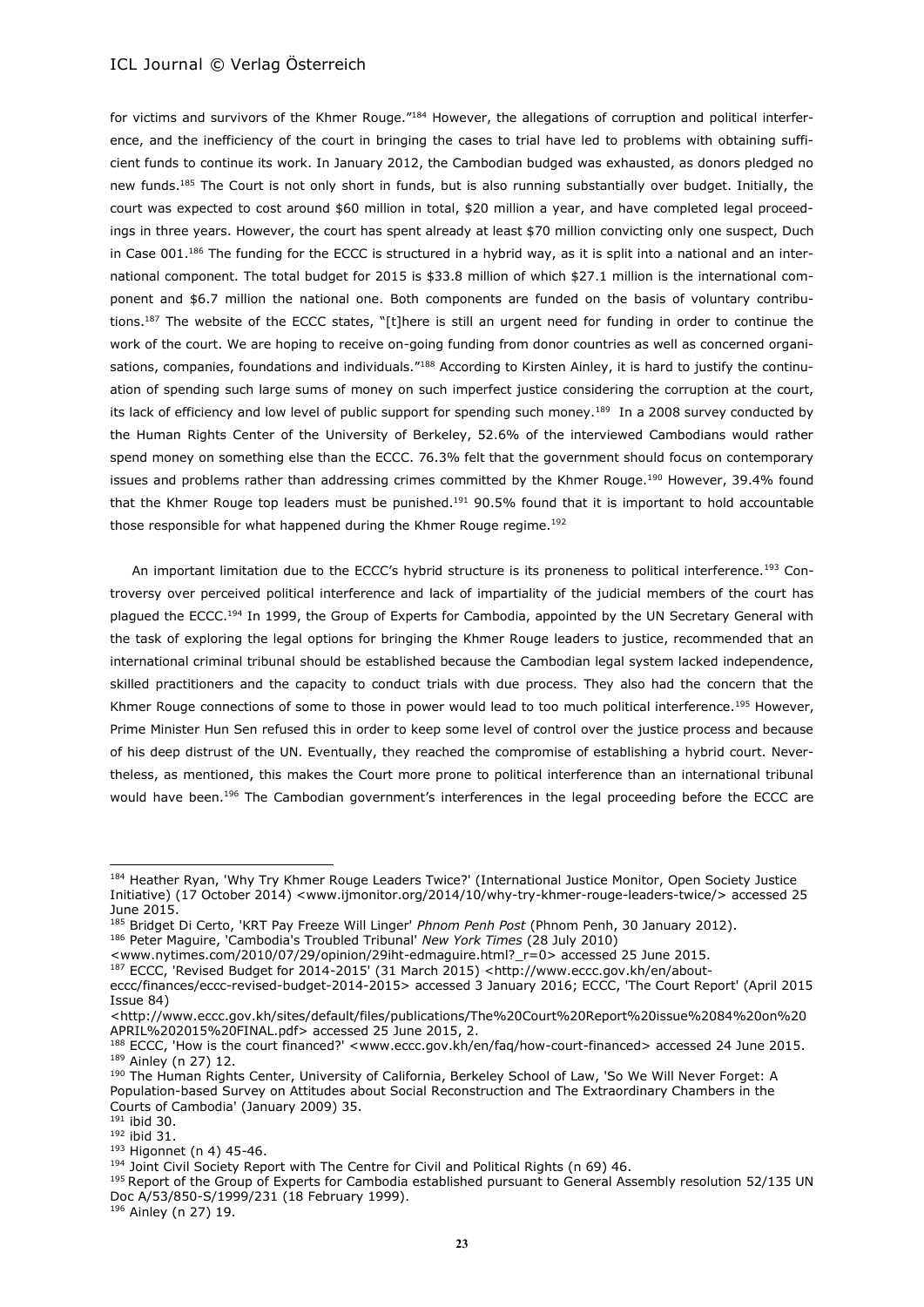for victims and survivors of the Khmer Rouge."[184] However, the allegations of corruption and political interference, and the inefficiency of the court in bringing the cases to trial have led to problems with obtaining sufficient funds to continue its work. In January 2012, the Cambodian budged was exhausted, as donors pledged no new funds.[185] The Court is not only short in funds, but is also running substantially over budget. Initially, the court was expected to cost around $60 million in total, $20 million a year, and have completed legal proceedings in three years. However, the court has spent already at least $70 million convicting only one suspect, Duch in Case 001.[186] The funding for the ECCC is structured in a hybrid way, as it is split into a national and an international component. The total budget for 2015 is $33.8 million of which $27.1 million is the international component and $6.7 million the national one. Both components are funded on the basis of voluntary contributions.[187] The website of the ECCC states, "[t]here is still an urgent need for funding in order to continue the work of the court. We are hoping to receive on-going funding from donor countries as well as concerned organisations, companies, foundations and individuals."[188] According to Kirsten Ainley, it is hard to justify the continuation of spending such large sums of money on such imperfect justice considering the corruption at the court, its lack of efficiency and low level of public support for spending such money.[189] In a 2008 survey conducted by the Human Rights Center of the University of Berkeley, 52.6% of the interviewed Cambodians would rather spend money on something else than the ECCC. 76.3% felt that the government should focus on contemporary issues and problems rather than addressing crimes committed by the Khmer Rouge.[190] However, 39.4% found that the Khmer Rouge top leaders must be punished.[191] 90.5% found that it is important to hold accountable those responsible for what happened during the Khmer Rouge regime.[192]

An important limitation due to the ECCC's hybrid structure is its proneness to political interference.[193] Controversy over perceived political interference and lack of impartiality of the judicial members of the court has plagued the ECCC.[194] In 1999, the Group of Experts for Cambodia, appointed by the UN Secretary General with the task of exploring the legal options for bringing the Khmer Rouge leaders to justice, recommended that an international criminal tribunal should be established because the Cambodian legal system lacked independence, skilled practitioners and the capacity to conduct trials with due process. They also had the concern that the Khmer Rouge connections of some to those in power would lead to too much political interference.[195] However, Prime Minister Hun Sen refused this in order to keep some level of control over the justice process and because of his deep distrust of the UN. Eventually, they reached the compromise of establishing a hybrid court. Nevertheless, as mentioned, this makes the Court more prone to political interference than an international tribunal would have been.[196] The Cambodian government's interferences in the legal proceeding before the ECCC are

---

[184] Heather Ryan, 'Why Try Khmer Rouge Leaders Twice?' (International Justice Monitor, Open Society Justice Initiative) (17 October 2014) <www.ijmonitor.org/2014/10/why-try-khmer-rouge-leaders-twice/> accessed 25 June 2015.

[185] Bridget Di Certo, 'KRT Pay Freeze Will Linger' *Phnom Penh Post* (Phnom Penh, 30 January 2012).

[186] Peter Maguire, 'Cambodia's Troubled Tribunal' *New York Times* (28 July 2010) <www.nytimes.com/2010/07/29/opinion/29iht-edmaguire.html?_r=0> accessed 25 June 2015.

[187] ECCC, 'Revised Budget for 2014-2015' (31 March 2015) <http://www.eccc.gov.kh/en/about-eccc/finances/eccc-revised-budget-2014-2015> accessed 3 January 2016; ECCC, 'The Court Report' (April 2015 Issue 84) <http://www.eccc.gov.kh/sites/default/files/publications/The%20Court%20Report%20issue%2084%20on%20APRIL%202015%20FINAL.pdf> accessed 25 June 2015, 2.

[188] ECCC, 'How is the court financed?' <www.eccc.gov.kh/en/faq/how-court-financed> accessed 24 June 2015.

[189] Ainley (n 27) 12.

[190] The Human Rights Center, University of California, Berkeley School of Law, 'So We Will Never Forget: A Population-based Survey on Attitudes about Social Reconstruction and The Extraordinary Chambers in the Courts of Cambodia' (January 2009) 35.

[191] ibid 30.

[192] ibid 31.

[193] Higonnet (n 4) 45-46.

[194] Joint Civil Society Report with The Centre for Civil and Political Rights (n 69) 46.

[195] Report of the Group of Experts for Cambodia established pursuant to General Assembly resolution 52/135 UN Doc A/53/850-S/1999/231 (18 February 1999).

[196] Ainley (n 27) 19.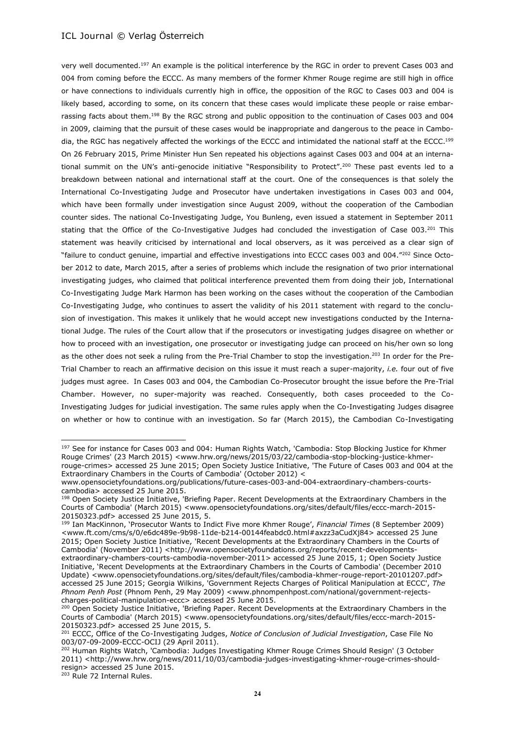very well documented.[197] An example is the political interference by the RGC in order to prevent Cases 003 and 004 from coming before the ECCC. As many members of the former Khmer Rouge regime are still high in office or have connections to individuals currently high in office, the opposition of the RGC to Cases 003 and 004 is likely based, according to some, on its concern that these cases would implicate these people or raise embarrassing facts about them.[198] By the RGC strong and public opposition to the continuation of Cases 003 and 004 in 2009, claiming that the pursuit of these cases would be inappropriate and dangerous to the peace in Cambodia, the RGC has negatively affected the workings of the ECCC and intimidated the national staff at the ECCC.[199] On 26 February 2015, Prime Minister Hun Sen repeated his objections against Cases 003 and 004 at an international summit on the UN's anti-genocide initiative "Responsibility to Protect".[200] These past events led to a breakdown between national and international staff at the court. One of the consequences is that solely the International Co-Investigating Judge and Prosecutor have undertaken investigations in Cases 003 and 004, which have been formally under investigation since August 2009, without the cooperation of the Cambodian counter sides. The national Co-Investigating Judge, You Bunleng, even issued a statement in September 2011 stating that the Office of the Co-Investigative Judges had concluded the investigation of Case 003.[201] This statement was heavily criticised by international and local observers, as it was perceived as a clear sign of "failure to conduct genuine, impartial and effective investigations into ECCC cases 003 and 004."[202] Since October 2012 to date, March 2015, after a series of problems which include the resignation of two prior international investigating judges, who claimed that political interference prevented them from doing their job, International Co-Investigating Judge Mark Harmon has been working on the cases without the cooperation of the Cambodian Co-Investigating Judge, who continues to assert the validity of his 2011 statement with regard to the conclusion of investigation. This makes it unlikely that he would accept new investigations conducted by the International Judge. The rules of the Court allow that if the prosecutors or investigating judges disagree on whether or how to proceed with an investigation, one prosecutor or investigating judge can proceed on his/her own so long as the other does not seek a ruling from the Pre-Trial Chamber to stop the investigation.[203] In order for the Pre-Trial Chamber to reach an affirmative decision on this issue it must reach a super-majority, *i.e.* four out of five judges must agree. In Cases 003 and 004, the Cambodian Co-Prosecutor brought the issue before the Pre-Trial Chamber. However, no super-majority was reached. Consequently, both cases proceeded to the Co-Investigating Judges for judicial investigation. The same rules apply when the Co-Investigating Judges disagree on whether or how to continue with an investigation. So far (March 2015), the Cambodian Co-Investigating

---

[197] See for instance for Cases 003 and 004: Human Rights Watch, 'Cambodia: Stop Blocking Justice for Khmer Rouge Crimes' (23 March 2015) <www.hrw.org/news/2015/03/22/cambodia-stop-blocking-justice-khmer-rouge-crimes> accessed 25 June 2015; Open Society Justice Initiative, 'The Future of Cases 003 and 004 at the Extraordinary Chambers in the Courts of Cambodia' (October 2012) < www.opensocietyfoundations.org/publications/future-cases-003-and-004-extraordinary-chambers-courts-cambodia> accessed 25 June 2015.

[198] Open Society Justice Initiative, 'Briefing Paper. Recent Developments at the Extraordinary Chambers in the Courts of Cambodia' (March 2015) <www.opensocietyfoundations.org/sites/default/files/eccc-march-2015-20150323.pdf> accessed 25 June 2015, 5.

[199] Ian MacKinnon, 'Prosecutor Wants to Indict Five more Khmer Rouge', *Financial Times* (8 September 2009) <www.ft.com/cms/s/0/e6dc489e-9b98-11de-b214-00144feabdc0.html#axzz3aCudXj84> accessed 25 June 2015; Open Society Justice Initiative, 'Recent Developments at the Extraordinary Chambers in the Courts of Cambodia' (November 2011) <http://www.opensocietyfoundations.org/reports/recent-developments-extraordinary-chambers-courts-cambodia-november-2011> accessed 25 June 2015, 1; Open Society Justice Initiative, 'Recent Developments at the Extraordinary Chambers in the Courts of Cambodia' (December 2010 Update) <www.opensocietyfoundations.org/sites/default/files/cambodia-khmer-rouge-report-20101207.pdf> accessed 25 June 2015; Georgia Wilkins, 'Government Rejects Charges of Political Manipulation at ECCC', *The Phnom Penh Post* (Phnom Penh, 29 May 2009) <www.phnompenhpost.com/national/government-rejects-charges-political-manipulation-eccc> accessed 25 June 2015.

[200] Open Society Justice Initiative, 'Briefing Paper. Recent Developments at the Extraordinary Chambers in the Courts of Cambodia' (March 2015) <www.opensocietyfoundations.org/sites/default/files/eccc-march-2015-20150323.pdf> accessed 25 June 2015, 5.

[201] ECCC, Office of the Co-Investigating Judges, *Notice of Conclusion of Judicial Investigation*, Case File No 003/07-09-2009-ECCC-OCIJ (29 April 2011).

[202] Human Rights Watch, 'Cambodia: Judges Investigating Khmer Rouge Crimes Should Resign' (3 October 2011) <http://www.hrw.org/news/2011/10/03/cambodia-judges-investigating-khmer-rouge-crimes-should-resign> accessed 25 June 2015.

[203] Rule 72 Internal Rules.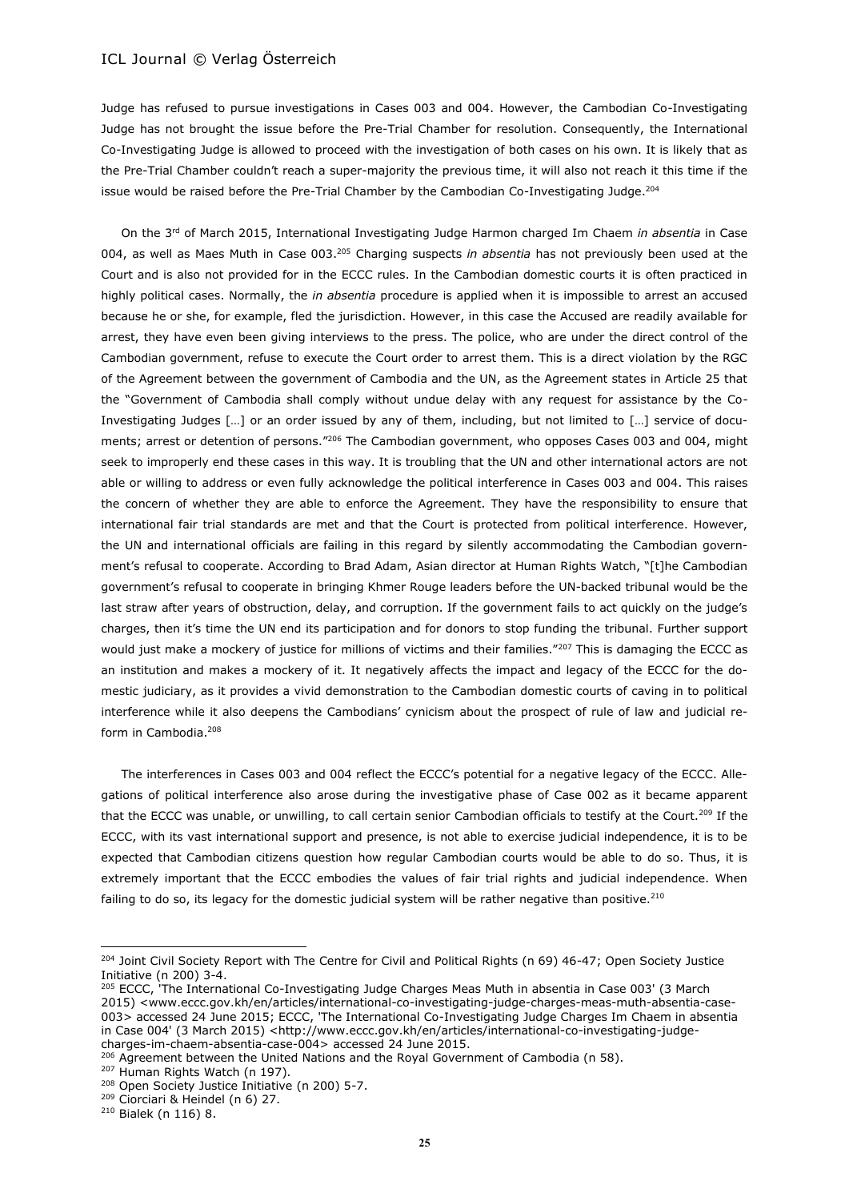Judge has refused to pursue investigations in Cases 003 and 004. However, the Cambodian Co-Investigating Judge has not brought the issue before the Pre-Trial Chamber for resolution. Consequently, the International Co-Investigating Judge is allowed to proceed with the investigation of both cases on his own. It is likely that as the Pre-Trial Chamber couldn't reach a super-majority the previous time, it will also not reach it this time if the issue would be raised before the Pre-Trial Chamber by the Cambodian Co-Investigating Judge.[204]

On the 3rd of March 2015, International Investigating Judge Harmon charged Im Chaem *in absentia* in Case 004, as well as Maes Muth in Case 003.[205] Charging suspects *in absentia* has not previously been used at the Court and is also not provided for in the ECCC rules. In the Cambodian domestic courts it is often practiced in highly political cases. Normally, the *in absentia* procedure is applied when it is impossible to arrest an accused because he or she, for example, fled the jurisdiction. However, in this case the Accused are readily available for arrest, they have even been giving interviews to the press. The police, who are under the direct control of the Cambodian government, refuse to execute the Court order to arrest them. This is a direct violation by the RGC of the Agreement between the government of Cambodia and the UN, as the Agreement states in Article 25 that the "Government of Cambodia shall comply without undue delay with any request for assistance by the Co-Investigating Judges […] or an order issued by any of them, including, but not limited to […] service of documents; arrest or detention of persons."[206] The Cambodian government, who opposes Cases 003 and 004, might seek to improperly end these cases in this way. It is troubling that the UN and other international actors are not able or willing to address or even fully acknowledge the political interference in Cases 003 and 004. This raises the concern of whether they are able to enforce the Agreement. They have the responsibility to ensure that international fair trial standards are met and that the Court is protected from political interference. However, the UN and international officials are failing in this regard by silently accommodating the Cambodian government's refusal to cooperate. According to Brad Adam, Asian director at Human Rights Watch, "[t]he Cambodian government's refusal to cooperate in bringing Khmer Rouge leaders before the UN-backed tribunal would be the last straw after years of obstruction, delay, and corruption. If the government fails to act quickly on the judge's charges, then it's time the UN end its participation and for donors to stop funding the tribunal. Further support would just make a mockery of justice for millions of victims and their families."[207] This is damaging the ECCC as an institution and makes a mockery of it. It negatively affects the impact and legacy of the ECCC for the domestic judiciary, as it provides a vivid demonstration to the Cambodian domestic courts of caving in to political interference while it also deepens the Cambodians' cynicism about the prospect of rule of law and judicial reform in Cambodia.[208]

The interferences in Cases 003 and 004 reflect the ECCC's potential for a negative legacy of the ECCC. Allegations of political interference also arose during the investigative phase of Case 002 as it became apparent that the ECCC was unable, or unwilling, to call certain senior Cambodian officials to testify at the Court.[209] If the ECCC, with its vast international support and presence, is not able to exercise judicial independence, it is to be expected that Cambodian citizens question how regular Cambodian courts would be able to do so. Thus, it is extremely important that the ECCC embodies the values of fair trial rights and judicial independence. When failing to do so, its legacy for the domestic judicial system will be rather negative than positive.[210]

---

[204] Joint Civil Society Report with The Centre for Civil and Political Rights (n 69) 46-47; Open Society Justice Initiative (n 200) 3-4.

[205] ECCC, 'The International Co-Investigating Judge Charges Meas Muth in absentia in Case 003' (3 March 2015) <www.eccc.gov.kh/en/articles/international-co-investigating-judge-charges-meas-muth-absentia-case-003> accessed 24 June 2015; ECCC, 'The International Co-Investigating Judge Charges Im Chaem in absentia in Case 004' (3 March 2015) <http://www.eccc.gov.kh/en/articles/international-co-investigating-judge-charges-im-chaem-absentia-case-004> accessed 24 June 2015.

[206] Agreement between the United Nations and the Royal Government of Cambodia (n 58).

[207] Human Rights Watch (n 197).

[208] Open Society Justice Initiative (n 200) 5-7.

[209] Ciorciari & Heindel (n 6) 27.

[210] Bialek (n 116) 8.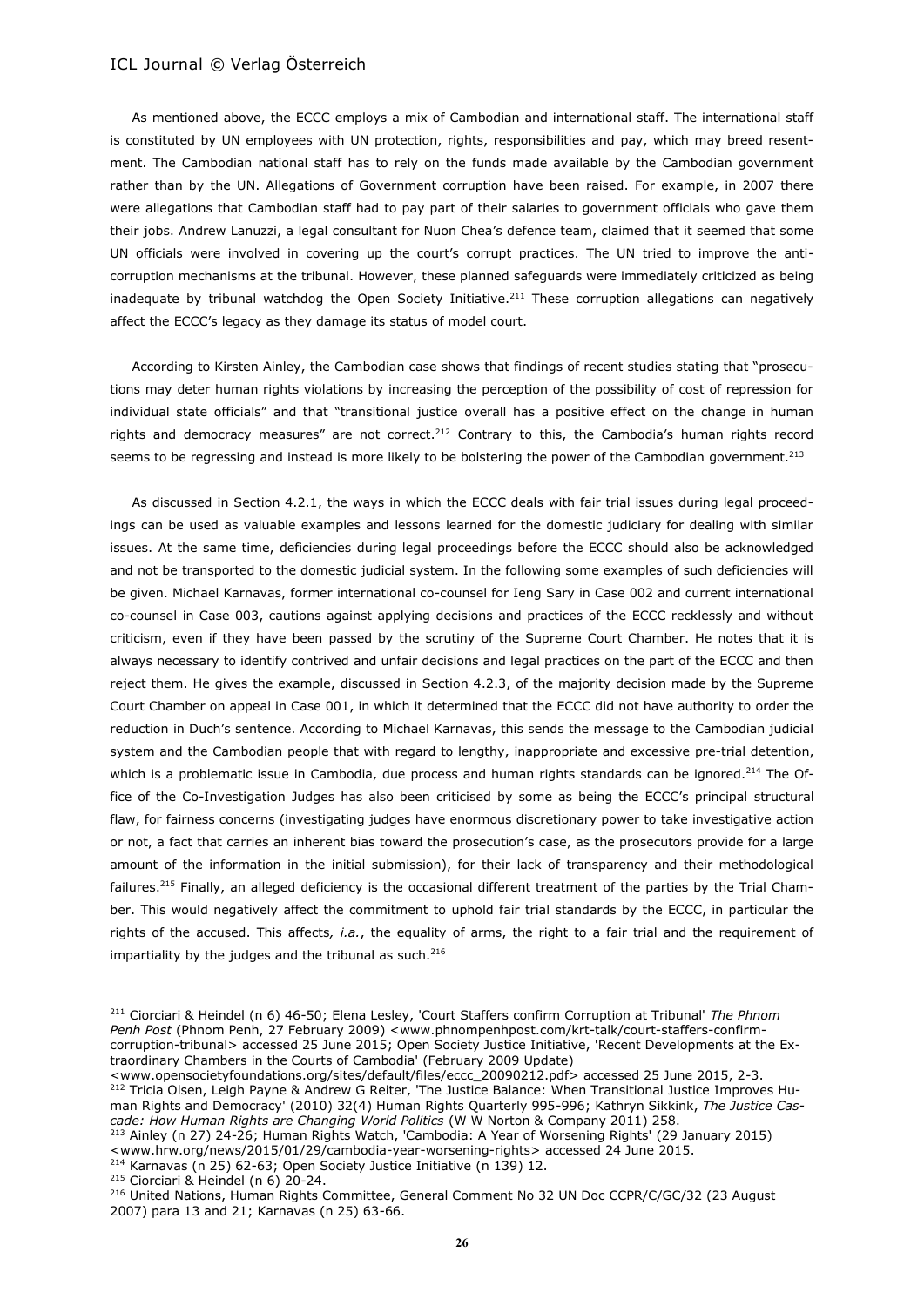As mentioned above, the ECCC employs a mix of Cambodian and international staff. The international staff is constituted by UN employees with UN protection, rights, responsibilities and pay, which may breed resentment. The Cambodian national staff has to rely on the funds made available by the Cambodian government rather than by the UN. Allegations of Government corruption have been raised. For example, in 2007 there were allegations that Cambodian staff had to pay part of their salaries to government officials who gave them their jobs. Andrew Lanuzzi, a legal consultant for Nuon Chea's defence team, claimed that it seemed that some UN officials were involved in covering up the court's corrupt practices. The UN tried to improve the anti-corruption mechanisms at the tribunal. However, these planned safeguards were immediately criticized as being inadequate by tribunal watchdog the Open Society Initiative.[211] These corruption allegations can negatively affect the ECCC's legacy as they damage its status of model court.

According to Kirsten Ainley, the Cambodian case shows that findings of recent studies stating that "prosecutions may deter human rights violations by increasing the perception of the possibility of cost of repression for individual state officials" and that "transitional justice overall has a positive effect on the change in human rights and democracy measures" are not correct.[212] Contrary to this, the Cambodia's human rights record seems to be regressing and instead is more likely to be bolstering the power of the Cambodian government.[213]

As discussed in Section 4.2.1, the ways in which the ECCC deals with fair trial issues during legal proceedings can be used as valuable examples and lessons learned for the domestic judiciary for dealing with similar issues. At the same time, deficiencies during legal proceedings before the ECCC should also be acknowledged and not be transported to the domestic judicial system. In the following some examples of such deficiencies will be given. Michael Karnavas, former international co-counsel for Ieng Sary in Case 002 and current international co-counsel in Case 003, cautions against applying decisions and practices of the ECCC recklessly and without criticism, even if they have been passed by the scrutiny of the Supreme Court Chamber. He notes that it is always necessary to identify contrived and unfair decisions and legal practices on the part of the ECCC and then reject them. He gives the example, discussed in Section 4.2.3, of the majority decision made by the Supreme Court Chamber on appeal in Case 001, in which it determined that the ECCC did not have authority to order the reduction in Duch's sentence. According to Michael Karnavas, this sends the message to the Cambodian judicial system and the Cambodian people that with regard to lengthy, inappropriate and excessive pre-trial detention, which is a problematic issue in Cambodia, due process and human rights standards can be ignored.[214] The Office of the Co-Investigation Judges has also been criticised by some as being the ECCC's principal structural flaw, for fairness concerns (investigating judges have enormous discretionary power to take investigative action or not, a fact that carries an inherent bias toward the prosecution's case, as the prosecutors provide for a large amount of the information in the initial submission), for their lack of transparency and their methodological failures.[215] Finally, an alleged deficiency is the occasional different treatment of the parties by the Trial Chamber. This would negatively affect the commitment to uphold fair trial standards by the ECCC, in particular the rights of the accused. This affects*, i.a.*, the equality of arms, the right to a fair trial and the requirement of impartiality by the judges and the tribunal as such.[216]

---

[211] Ciorciari & Heindel (n 6) 46-50; Elena Lesley, 'Court Staffers confirm Corruption at Tribunal' *The Phnom Penh Post* (Phnom Penh, 27 February 2009) <www.phnompenhpost.com/krt-talk/court-staffers-confirm-corruption-tribunal> accessed 25 June 2015; Open Society Justice Initiative, 'Recent Developments at the Extraordinary Chambers in the Courts of Cambodia' (February 2009 Update) <www.opensocietyfoundations.org/sites/default/files/eccc_20090212.pdf> accessed 25 June 2015, 2-3.

[212] Tricia Olsen, Leigh Payne & Andrew G Reiter, 'The Justice Balance: When Transitional Justice Improves Human Rights and Democracy' (2010) 32(4) Human Rights Quarterly 995-996; Kathryn Sikkink, *The Justice Cascade: How Human Rights are Changing World Politics* (W W Norton & Company 2011) 258.

[213] Ainley (n 27) 24-26; Human Rights Watch, 'Cambodia: A Year of Worsening Rights' (29 January 2015) <www.hrw.org/news/2015/01/29/cambodia-year-worsening-rights> accessed 24 June 2015.

[214] Karnavas (n 25) 62-63; Open Society Justice Initiative (n 139) 12.

[215] Ciorciari & Heindel (n 6) 20-24.

[216] United Nations, Human Rights Committee, General Comment No 32 UN Doc CCPR/C/GC/32 (23 August 2007) para 13 and 21; Karnavas (n 25) 63-66.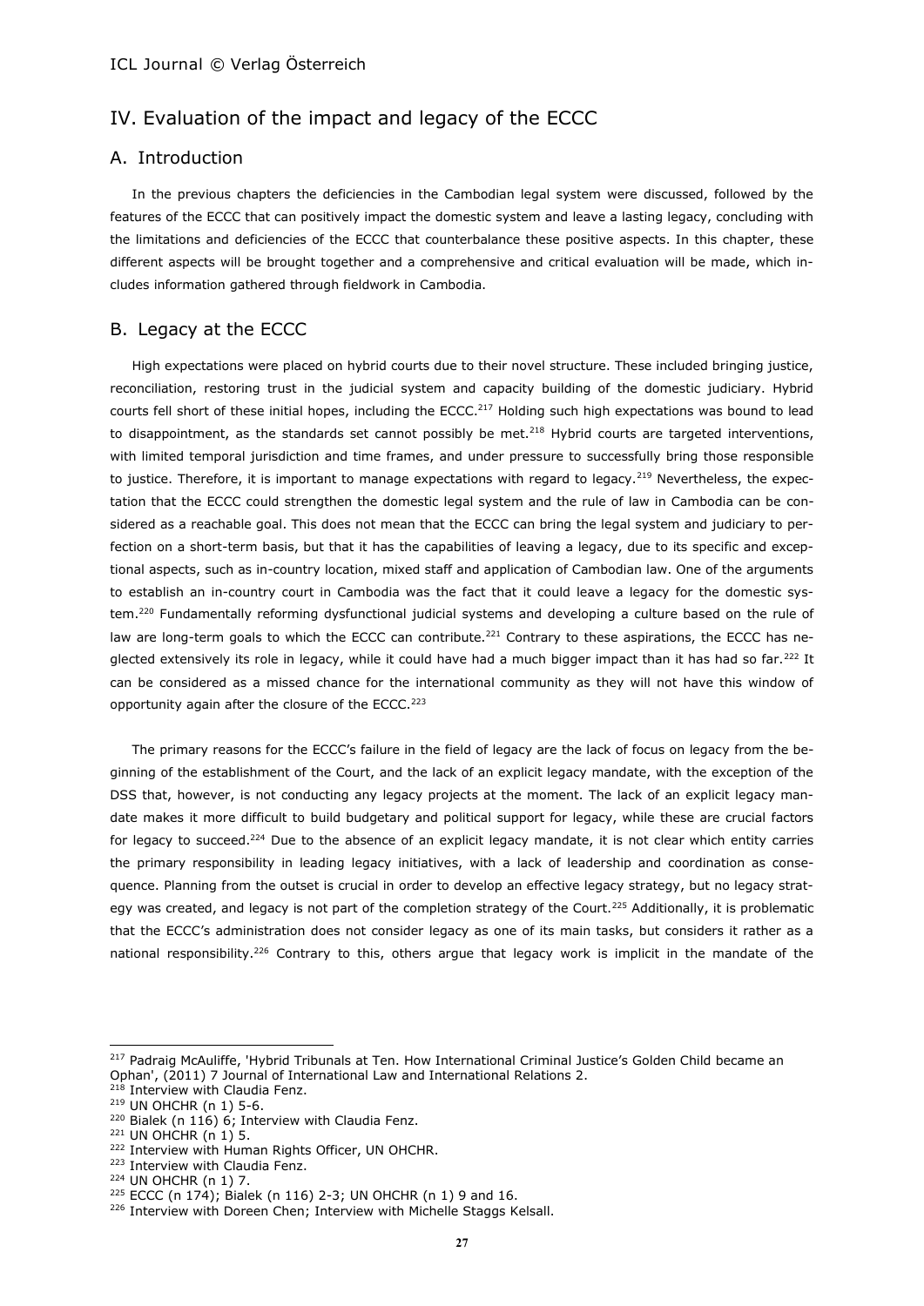## IV. Evaluation of the impact and legacy of the ECCC

### A. Introduction

In the previous chapters the deficiencies in the Cambodian legal system were discussed, followed by the features of the ECCC that can positively impact the domestic system and leave a lasting legacy, concluding with the limitations and deficiencies of the ECCC that counterbalance these positive aspects. In this chapter, these different aspects will be brought together and a comprehensive and critical evaluation will be made, which includes information gathered through fieldwork in Cambodia.

### B. Legacy at the ECCC

High expectations were placed on hybrid courts due to their novel structure. These included bringing justice, reconciliation, restoring trust in the judicial system and capacity building of the domestic judiciary. Hybrid courts fell short of these initial hopes, including the ECCC.[217] Holding such high expectations was bound to lead to disappointment, as the standards set cannot possibly be met.[218] Hybrid courts are targeted interventions, with limited temporal jurisdiction and time frames, and under pressure to successfully bring those responsible to justice. Therefore, it is important to manage expectations with regard to legacy.[219] Nevertheless, the expectation that the ECCC could strengthen the domestic legal system and the rule of law in Cambodia can be considered as a reachable goal. This does not mean that the ECCC can bring the legal system and judiciary to perfection on a short-term basis, but that it has the capabilities of leaving a legacy, due to its specific and exceptional aspects, such as in-country location, mixed staff and application of Cambodian law. One of the arguments to establish an in-country court in Cambodia was the fact that it could leave a legacy for the domestic system.[220] Fundamentally reforming dysfunctional judicial systems and developing a culture based on the rule of law are long-term goals to which the ECCC can contribute.[221] Contrary to these aspirations, the ECCC has neglected extensively its role in legacy, while it could have had a much bigger impact than it has had so far.[222] It can be considered as a missed chance for the international community as they will not have this window of opportunity again after the closure of the ECCC.[223]

The primary reasons for the ECCC's failure in the field of legacy are the lack of focus on legacy from the beginning of the establishment of the Court, and the lack of an explicit legacy mandate, with the exception of the DSS that, however, is not conducting any legacy projects at the moment. The lack of an explicit legacy mandate makes it more difficult to build budgetary and political support for legacy, while these are crucial factors for legacy to succeed.[224] Due to the absence of an explicit legacy mandate, it is not clear which entity carries the primary responsibility in leading legacy initiatives, with a lack of leadership and coordination as consequence. Planning from the outset is crucial in order to develop an effective legacy strategy, but no legacy strategy was created, and legacy is not part of the completion strategy of the Court.[225] Additionally, it is problematic that the ECCC's administration does not consider legacy as one of its main tasks, but considers it rather as a national responsibility.[226] Contrary to this, others argue that legacy work is implicit in the mandate of the

---

[217] Padraig McAuliffe, 'Hybrid Tribunals at Ten. How International Criminal Justice's Golden Child became an Ophan', (2011) 7 Journal of International Law and International Relations 2.
[218] Interview with Claudia Fenz.
[219] UN OHCHR (n 1) 5-6.
[220] Bialek (n 116) 6; Interview with Claudia Fenz.
[221] UN OHCHR (n 1) 5.
[222] Interview with Human Rights Officer, UN OHCHR.
[223] Interview with Claudia Fenz.
[224] UN OHCHR (n 1) 7.
[225] ECCC (n 174); Bialek (n 116) 2-3; UN OHCHR (n 1) 9 and 16.
[226] Interview with Doreen Chen; Interview with Michelle Staggs Kelsall.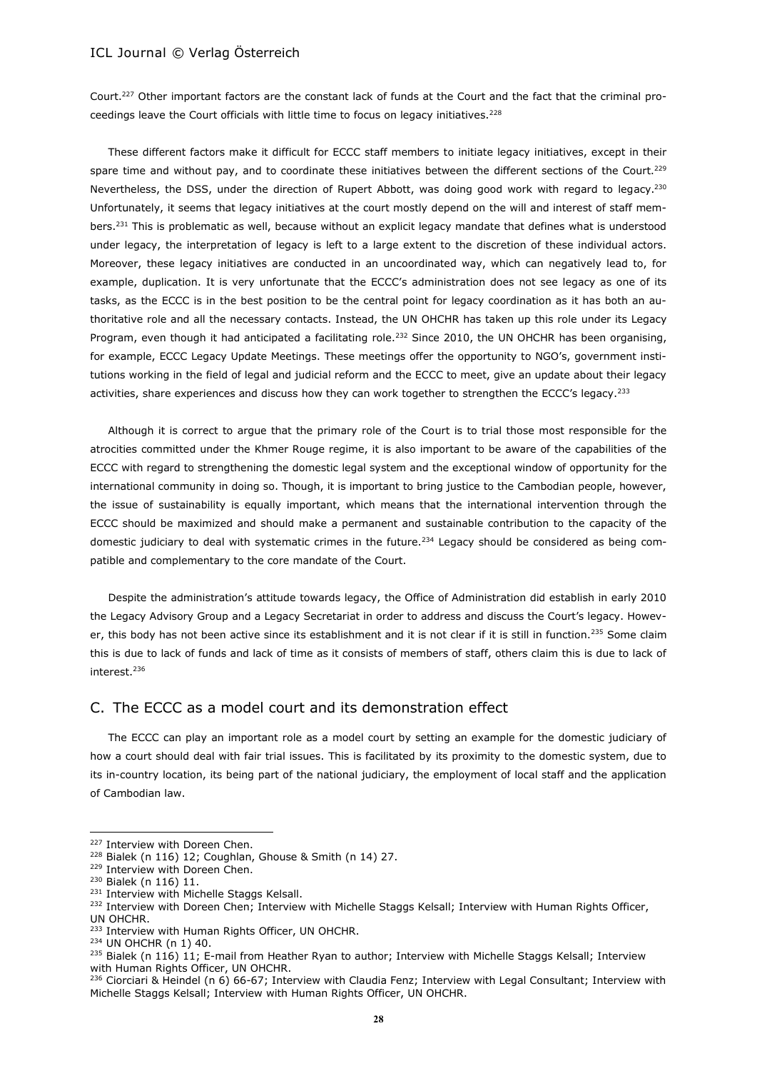Court.[227] Other important factors are the constant lack of funds at the Court and the fact that the criminal proceedings leave the Court officials with little time to focus on legacy initiatives.[228]

These different factors make it difficult for ECCC staff members to initiate legacy initiatives, except in their spare time and without pay, and to coordinate these initiatives between the different sections of the Court.[229] Nevertheless, the DSS, under the direction of Rupert Abbott, was doing good work with regard to legacy.[230] Unfortunately, it seems that legacy initiatives at the court mostly depend on the will and interest of staff members.[231] This is problematic as well, because without an explicit legacy mandate that defines what is understood under legacy, the interpretation of legacy is left to a large extent to the discretion of these individual actors. Moreover, these legacy initiatives are conducted in an uncoordinated way, which can negatively lead to, for example, duplication. It is very unfortunate that the ECCC's administration does not see legacy as one of its tasks, as the ECCC is in the best position to be the central point for legacy coordination as it has both an authoritative role and all the necessary contacts. Instead, the UN OHCHR has taken up this role under its Legacy Program, even though it had anticipated a facilitating role.[232] Since 2010, the UN OHCHR has been organising, for example, ECCC Legacy Update Meetings. These meetings offer the opportunity to NGO's, government institutions working in the field of legal and judicial reform and the ECCC to meet, give an update about their legacy activities, share experiences and discuss how they can work together to strengthen the ECCC's legacy.[233]

Although it is correct to argue that the primary role of the Court is to trial those most responsible for the atrocities committed under the Khmer Rouge regime, it is also important to be aware of the capabilities of the ECCC with regard to strengthening the domestic legal system and the exceptional window of opportunity for the international community in doing so. Though, it is important to bring justice to the Cambodian people, however, the issue of sustainability is equally important, which means that the international intervention through the ECCC should be maximized and should make a permanent and sustainable contribution to the capacity of the domestic judiciary to deal with systematic crimes in the future.[234] Legacy should be considered as being compatible and complementary to the core mandate of the Court.

Despite the administration's attitude towards legacy, the Office of Administration did establish in early 2010 the Legacy Advisory Group and a Legacy Secretariat in order to address and discuss the Court's legacy. However, this body has not been active since its establishment and it is not clear if it is still in function.[235] Some claim this is due to lack of funds and lack of time as it consists of members of staff, others claim this is due to lack of interest.[236]

## C. The ECCC as a model court and its demonstration effect

The ECCC can play an important role as a model court by setting an example for the domestic judiciary of how a court should deal with fair trial issues. This is facilitated by its proximity to the domestic system, due to its in-country location, its being part of the national judiciary, the employment of local staff and the application of Cambodian law.

---

[227] Interview with Doreen Chen.
[228] Bialek (n 116) 12; Coughlan, Ghouse & Smith (n 14) 27.
[229] Interview with Doreen Chen.
[230] Bialek (n 116) 11.
[231] Interview with Michelle Staggs Kelsall.
[232] Interview with Doreen Chen; Interview with Michelle Staggs Kelsall; Interview with Human Rights Officer, UN OHCHR.
[233] Interview with Human Rights Officer, UN OHCHR.
[234] UN OHCHR (n 1) 40.
[235] Bialek (n 116) 11; E-mail from Heather Ryan to author; Interview with Michelle Staggs Kelsall; Interview with Human Rights Officer, UN OHCHR.
[236] Ciorciari & Heindel (n 6) 66-67; Interview with Claudia Fenz; Interview with Legal Consultant; Interview with Michelle Staggs Kelsall; Interview with Human Rights Officer, UN OHCHR.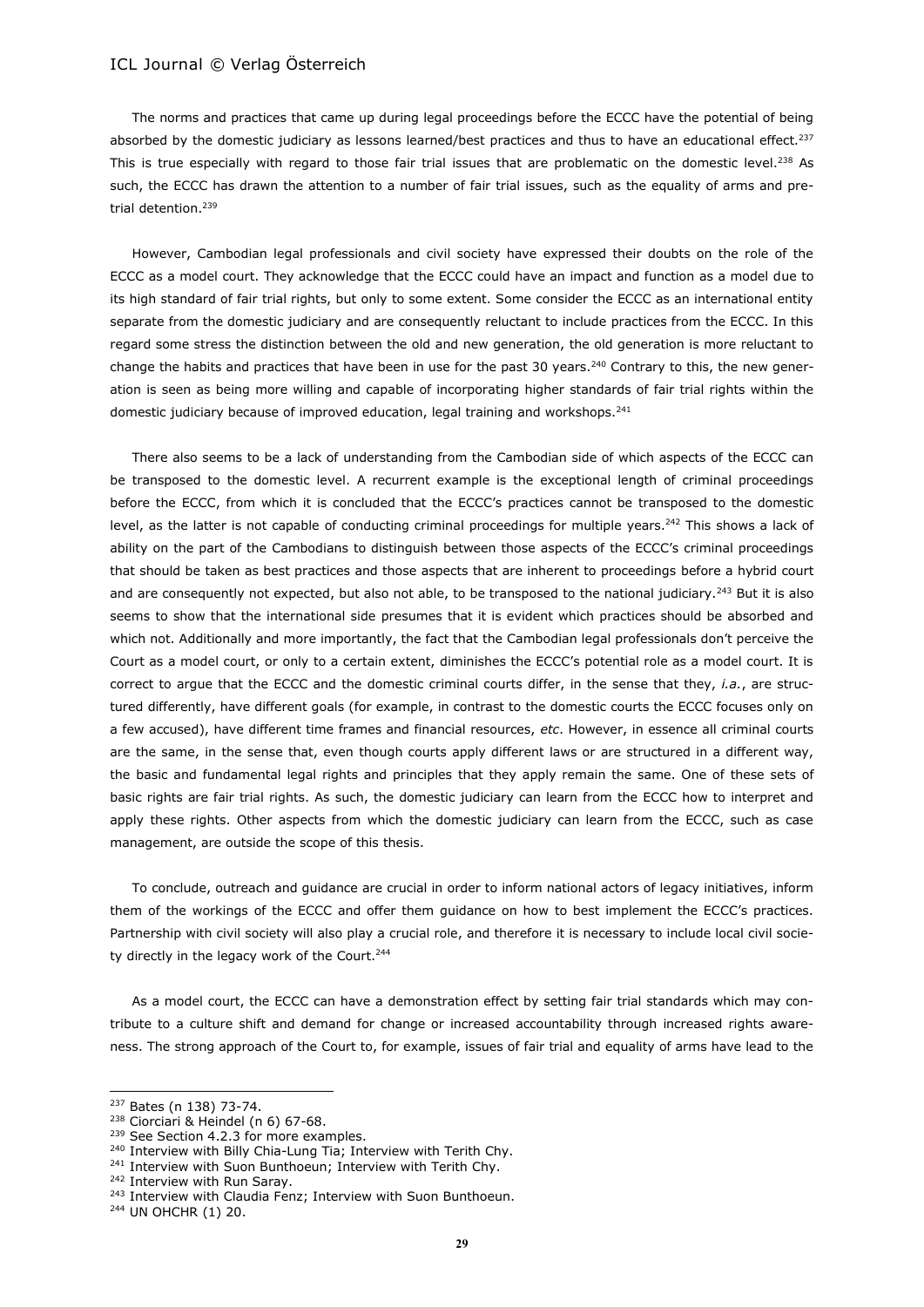The norms and practices that came up during legal proceedings before the ECCC have the potential of being absorbed by the domestic judiciary as lessons learned/best practices and thus to have an educational effect.[237] This is true especially with regard to those fair trial issues that are problematic on the domestic level.[238] As such, the ECCC has drawn the attention to a number of fair trial issues, such as the equality of arms and pre-trial detention.[239]

However, Cambodian legal professionals and civil society have expressed their doubts on the role of the ECCC as a model court. They acknowledge that the ECCC could have an impact and function as a model due to its high standard of fair trial rights, but only to some extent. Some consider the ECCC as an international entity separate from the domestic judiciary and are consequently reluctant to include practices from the ECCC. In this regard some stress the distinction between the old and new generation, the old generation is more reluctant to change the habits and practices that have been in use for the past 30 years.[240] Contrary to this, the new generation is seen as being more willing and capable of incorporating higher standards of fair trial rights within the domestic judiciary because of improved education, legal training and workshops.[241]

There also seems to be a lack of understanding from the Cambodian side of which aspects of the ECCC can be transposed to the domestic level. A recurrent example is the exceptional length of criminal proceedings before the ECCC, from which it is concluded that the ECCC's practices cannot be transposed to the domestic level, as the latter is not capable of conducting criminal proceedings for multiple years.[242] This shows a lack of ability on the part of the Cambodians to distinguish between those aspects of the ECCC's criminal proceedings that should be taken as best practices and those aspects that are inherent to proceedings before a hybrid court and are consequently not expected, but also not able, to be transposed to the national judiciary.[243] But it is also seems to show that the international side presumes that it is evident which practices should be absorbed and which not. Additionally and more importantly, the fact that the Cambodian legal professionals don't perceive the Court as a model court, or only to a certain extent, diminishes the ECCC's potential role as a model court. It is correct to argue that the ECCC and the domestic criminal courts differ, in the sense that they, *i.a.*, are structured differently, have different goals (for example, in contrast to the domestic courts the ECCC focuses only on a few accused), have different time frames and financial resources, *etc*. However, in essence all criminal courts are the same, in the sense that, even though courts apply different laws or are structured in a different way, the basic and fundamental legal rights and principles that they apply remain the same. One of these sets of basic rights are fair trial rights. As such, the domestic judiciary can learn from the ECCC how to interpret and apply these rights. Other aspects from which the domestic judiciary can learn from the ECCC, such as case management, are outside the scope of this thesis.

To conclude, outreach and guidance are crucial in order to inform national actors of legacy initiatives, inform them of the workings of the ECCC and offer them guidance on how to best implement the ECCC's practices. Partnership with civil society will also play a crucial role, and therefore it is necessary to include local civil society directly in the legacy work of the Court.[244]

As a model court, the ECCC can have a demonstration effect by setting fair trial standards which may contribute to a culture shift and demand for change or increased accountability through increased rights awareness. The strong approach of the Court to, for example, issues of fair trial and equality of arms have lead to the

---

[237] Bates (n 138) 73-74.
[238] Ciorciari & Heindel (n 6) 67-68.
[239] See Section 4.2.3 for more examples.
[240] Interview with Billy Chia-Lung Tia; Interview with Terith Chy.
[241] Interview with Suon Bunthoeun; Interview with Terith Chy.
[242] Interview with Run Saray.
[243] Interview with Claudia Fenz; Interview with Suon Bunthoeun.
[244] UN OHCHR (1) 20.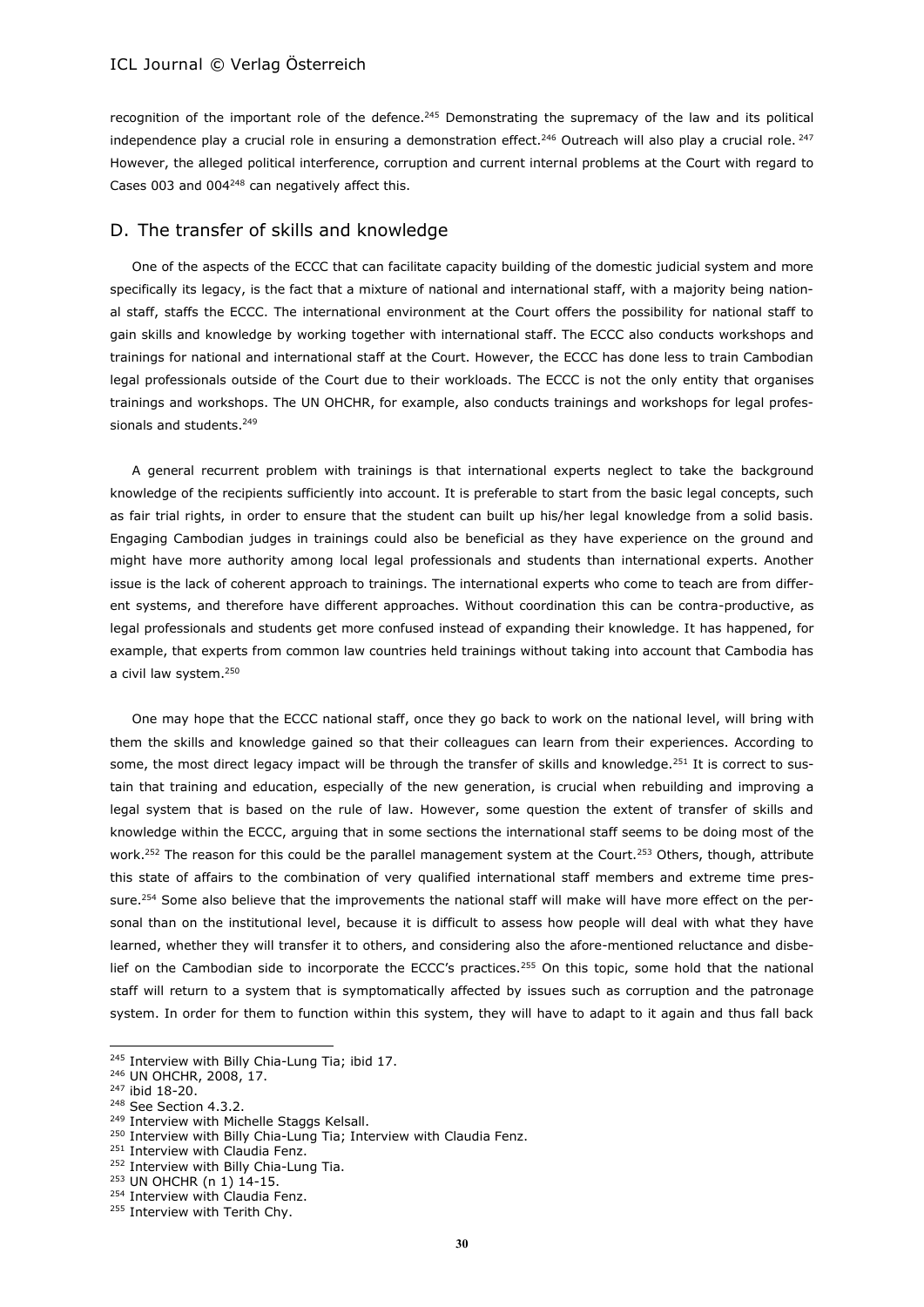recognition of the important role of the defence.[245] Demonstrating the supremacy of the law and its political independence play a crucial role in ensuring a demonstration effect.[246] Outreach will also play a crucial role. [247] However, the alleged political interference, corruption and current internal problems at the Court with regard to Cases 003 and 004[248] can negatively affect this.

## D. The transfer of skills and knowledge

One of the aspects of the ECCC that can facilitate capacity building of the domestic judicial system and more specifically its legacy, is the fact that a mixture of national and international staff, with a majority being national staff, staffs the ECCC. The international environment at the Court offers the possibility for national staff to gain skills and knowledge by working together with international staff. The ECCC also conducts workshops and trainings for national and international staff at the Court. However, the ECCC has done less to train Cambodian legal professionals outside of the Court due to their workloads. The ECCC is not the only entity that organises trainings and workshops. The UN OHCHR, for example, also conducts trainings and workshops for legal professionals and students.[249]

A general recurrent problem with trainings is that international experts neglect to take the background knowledge of the recipients sufficiently into account. It is preferable to start from the basic legal concepts, such as fair trial rights, in order to ensure that the student can built up his/her legal knowledge from a solid basis. Engaging Cambodian judges in trainings could also be beneficial as they have experience on the ground and might have more authority among local legal professionals and students than international experts. Another issue is the lack of coherent approach to trainings. The international experts who come to teach are from different systems, and therefore have different approaches. Without coordination this can be contra-productive, as legal professionals and students get more confused instead of expanding their knowledge. It has happened, for example, that experts from common law countries held trainings without taking into account that Cambodia has a civil law system.[250]

One may hope that the ECCC national staff, once they go back to work on the national level, will bring with them the skills and knowledge gained so that their colleagues can learn from their experiences. According to some, the most direct legacy impact will be through the transfer of skills and knowledge.[251] It is correct to sustain that training and education, especially of the new generation, is crucial when rebuilding and improving a legal system that is based on the rule of law. However, some question the extent of transfer of skills and knowledge within the ECCC, arguing that in some sections the international staff seems to be doing most of the work.[252] The reason for this could be the parallel management system at the Court.[253] Others, though, attribute this state of affairs to the combination of very qualified international staff members and extreme time pressure.[254] Some also believe that the improvements the national staff will make will have more effect on the personal than on the institutional level, because it is difficult to assess how people will deal with what they have learned, whether they will transfer it to others, and considering also the afore-mentioned reluctance and disbelief on the Cambodian side to incorporate the ECCC's practices.[255] On this topic, some hold that the national staff will return to a system that is symptomatically affected by issues such as corruption and the patronage system. In order for them to function within this system, they will have to adapt to it again and thus fall back

---

[245] Interview with Billy Chia-Lung Tia; ibid 17.

[246] UN OHCHR, 2008, 17.

[247] ibid 18-20.

[248] See Section 4.3.2.

[249] Interview with Michelle Staggs Kelsall.

[250] Interview with Billy Chia-Lung Tia; Interview with Claudia Fenz.

[251] Interview with Claudia Fenz.

[252] Interview with Billy Chia-Lung Tia.

[253] UN OHCHR (n 1) 14-15.

[254] Interview with Claudia Fenz.

[255] Interview with Terith Chy.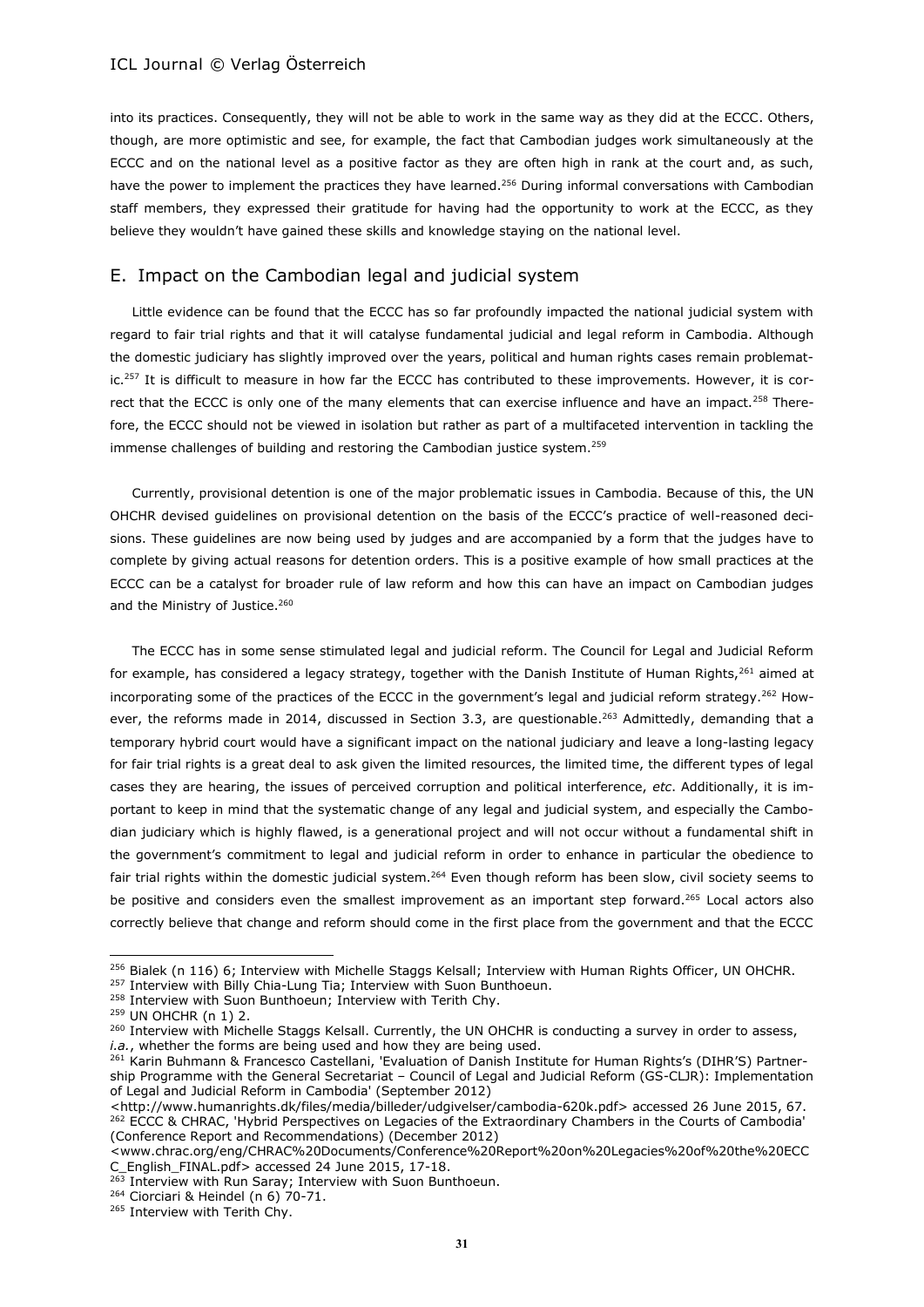into its practices. Consequently, they will not be able to work in the same way as they did at the ECCC. Others, though, are more optimistic and see, for example, the fact that Cambodian judges work simultaneously at the ECCC and on the national level as a positive factor as they are often high in rank at the court and, as such, have the power to implement the practices they have learned.[256] During informal conversations with Cambodian staff members, they expressed their gratitude for having had the opportunity to work at the ECCC, as they believe they wouldn't have gained these skills and knowledge staying on the national level.

## E. Impact on the Cambodian legal and judicial system

Little evidence can be found that the ECCC has so far profoundly impacted the national judicial system with regard to fair trial rights and that it will catalyse fundamental judicial and legal reform in Cambodia. Although the domestic judiciary has slightly improved over the years, political and human rights cases remain problematic.[257] It is difficult to measure in how far the ECCC has contributed to these improvements. However, it is correct that the ECCC is only one of the many elements that can exercise influence and have an impact.[258] Therefore, the ECCC should not be viewed in isolation but rather as part of a multifaceted intervention in tackling the immense challenges of building and restoring the Cambodian justice system.[259]

Currently, provisional detention is one of the major problematic issues in Cambodia. Because of this, the UN OHCHR devised guidelines on provisional detention on the basis of the ECCC's practice of well-reasoned decisions. These guidelines are now being used by judges and are accompanied by a form that the judges have to complete by giving actual reasons for detention orders. This is a positive example of how small practices at the ECCC can be a catalyst for broader rule of law reform and how this can have an impact on Cambodian judges and the Ministry of Justice.[260]

The ECCC has in some sense stimulated legal and judicial reform. The Council for Legal and Judicial Reform for example, has considered a legacy strategy, together with the Danish Institute of Human Rights,[261] aimed at incorporating some of the practices of the ECCC in the government's legal and judicial reform strategy.[262] However, the reforms made in 2014, discussed in Section 3.3, are questionable.[263] Admittedly, demanding that a temporary hybrid court would have a significant impact on the national judiciary and leave a long-lasting legacy for fair trial rights is a great deal to ask given the limited resources, the limited time, the different types of legal cases they are hearing, the issues of perceived corruption and political interference, *etc*. Additionally, it is important to keep in mind that the systematic change of any legal and judicial system, and especially the Cambodian judiciary which is highly flawed, is a generational project and will not occur without a fundamental shift in the government's commitment to legal and judicial reform in order to enhance in particular the obedience to fair trial rights within the domestic judicial system.[264] Even though reform has been slow, civil society seems to be positive and considers even the smallest improvement as an important step forward.[265] Local actors also correctly believe that change and reform should come in the first place from the government and that the ECCC

---

[256] Bialek (n 116) 6; Interview with Michelle Staggs Kelsall; Interview with Human Rights Officer, UN OHCHR.

[257] Interview with Billy Chia-Lung Tia; Interview with Suon Bunthoeun.

[258] Interview with Suon Bunthoeun; Interview with Terith Chy.

[259] UN OHCHR (n 1) 2.

[260] Interview with Michelle Staggs Kelsall. Currently, the UN OHCHR is conducting a survey in order to assess, *i.a.*, whether the forms are being used and how they are being used.

[261] Karin Buhmann & Francesco Castellani, 'Evaluation of Danish Institute for Human Rights's (DIHR'S) Partnership Programme with the General Secretariat – Council of Legal and Judicial Reform (GS-CLJR): Implementation of Legal and Judicial Reform in Cambodia' (September 2012) <http://www.humanrights.dk/files/media/billeder/udgivelser/cambodia-620k.pdf> accessed 26 June 2015, 67.

[262] ECCC & CHRAC, 'Hybrid Perspectives on Legacies of the Extraordinary Chambers in the Courts of Cambodia' (Conference Report and Recommendations) (December 2012) <www.chrac.org/eng/CHRAC%20Documents/Conference%20Report%20on%20Legacies%20of%20the%20ECCC_English_FINAL.pdf> accessed 24 June 2015, 17-18.

[263] Interview with Run Saray; Interview with Suon Bunthoeun.

[264] Ciorciari & Heindel (n 6) 70-71.

[265] Interview with Terith Chy.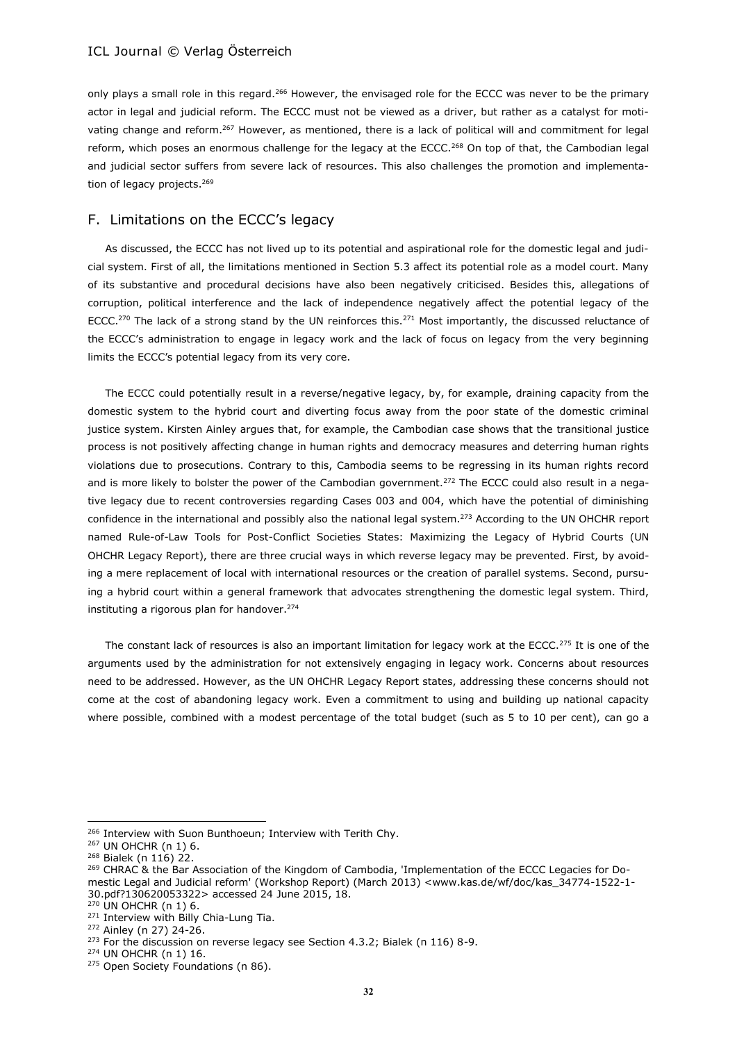only plays a small role in this regard.[266] However, the envisaged role for the ECCC was never to be the primary actor in legal and judicial reform. The ECCC must not be viewed as a driver, but rather as a catalyst for motivating change and reform.[267] However, as mentioned, there is a lack of political will and commitment for legal reform, which poses an enormous challenge for the legacy at the ECCC.[268] On top of that, the Cambodian legal and judicial sector suffers from severe lack of resources. This also challenges the promotion and implementation of legacy projects.[269]

## F. Limitations on the ECCC's legacy

As discussed, the ECCC has not lived up to its potential and aspirational role for the domestic legal and judicial system. First of all, the limitations mentioned in Section 5.3 affect its potential role as a model court. Many of its substantive and procedural decisions have also been negatively criticised. Besides this, allegations of corruption, political interference and the lack of independence negatively affect the potential legacy of the ECCC.[270] The lack of a strong stand by the UN reinforces this.[271] Most importantly, the discussed reluctance of the ECCC's administration to engage in legacy work and the lack of focus on legacy from the very beginning limits the ECCC's potential legacy from its very core.

The ECCC could potentially result in a reverse/negative legacy, by, for example, draining capacity from the domestic system to the hybrid court and diverting focus away from the poor state of the domestic criminal justice system. Kirsten Ainley argues that, for example, the Cambodian case shows that the transitional justice process is not positively affecting change in human rights and democracy measures and deterring human rights violations due to prosecutions. Contrary to this, Cambodia seems to be regressing in its human rights record and is more likely to bolster the power of the Cambodian government.[272] The ECCC could also result in a negative legacy due to recent controversies regarding Cases 003 and 004, which have the potential of diminishing confidence in the international and possibly also the national legal system.[273] According to the UN OHCHR report named Rule-of-Law Tools for Post-Conflict Societies States: Maximizing the Legacy of Hybrid Courts (UN OHCHR Legacy Report), there are three crucial ways in which reverse legacy may be prevented. First, by avoiding a mere replacement of local with international resources or the creation of parallel systems. Second, pursuing a hybrid court within a general framework that advocates strengthening the domestic legal system. Third, instituting a rigorous plan for handover.[274]

The constant lack of resources is also an important limitation for legacy work at the ECCC.[275] It is one of the arguments used by the administration for not extensively engaging in legacy work. Concerns about resources need to be addressed. However, as the UN OHCHR Legacy Report states, addressing these concerns should not come at the cost of abandoning legacy work. Even a commitment to using and building up national capacity where possible, combined with a modest percentage of the total budget (such as 5 to 10 per cent), can go a

---

[266] Interview with Suon Bunthoeun; Interview with Terith Chy.
[267] UN OHCHR (n 1) 6.
[268] Bialek (n 116) 22.
[269] CHRAC & the Bar Association of the Kingdom of Cambodia, 'Implementation of the ECCC Legacies for Domestic Legal and Judicial reform' (Workshop Report) (March 2013) <www.kas.de/wf/doc/kas_34774-1522-1-30.pdf?130620053322> accessed 24 June 2015, 18.
[270] UN OHCHR (n 1) 6.
[271] Interview with Billy Chia-Lung Tia.
[272] Ainley (n 27) 24-26.
[273] For the discussion on reverse legacy see Section 4.3.2; Bialek (n 116) 8-9.
[274] UN OHCHR (n 1) 16.
[275] Open Society Foundations (n 86).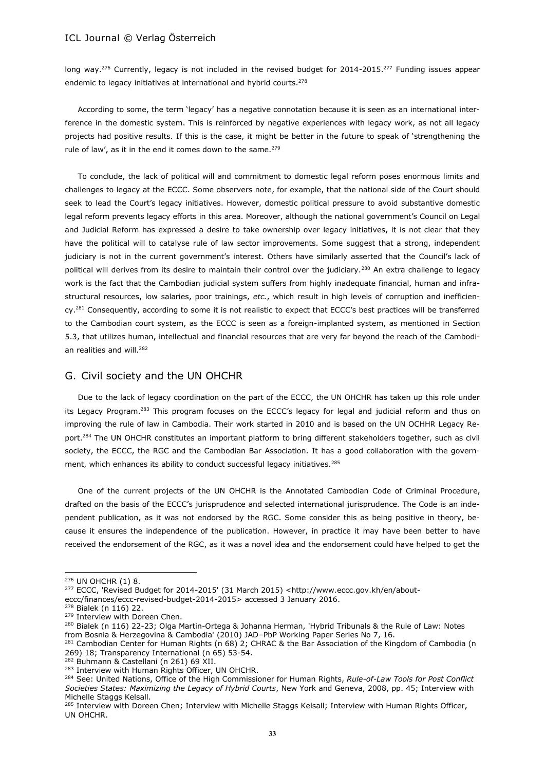long way.[276] Currently, legacy is not included in the revised budget for 2014-2015.[277] Funding issues appear endemic to legacy initiatives at international and hybrid courts.[278]

According to some, the term 'legacy' has a negative connotation because it is seen as an international interference in the domestic system. This is reinforced by negative experiences with legacy work, as not all legacy projects had positive results. If this is the case, it might be better in the future to speak of 'strengthening the rule of law', as it in the end it comes down to the same.[279]

To conclude, the lack of political will and commitment to domestic legal reform poses enormous limits and challenges to legacy at the ECCC. Some observers note, for example, that the national side of the Court should seek to lead the Court's legacy initiatives. However, domestic political pressure to avoid substantive domestic legal reform prevents legacy efforts in this area. Moreover, although the national government's Council on Legal and Judicial Reform has expressed a desire to take ownership over legacy initiatives, it is not clear that they have the political will to catalyse rule of law sector improvements. Some suggest that a strong, independent judiciary is not in the current government's interest. Others have similarly asserted that the Council's lack of political will derives from its desire to maintain their control over the judiciary.[280] An extra challenge to legacy work is the fact that the Cambodian judicial system suffers from highly inadequate financial, human and infrastructural resources, low salaries, poor trainings, *etc.*, which result in high levels of corruption and inefficiency.[281] Consequently, according to some it is not realistic to expect that ECCC's best practices will be transferred to the Cambodian court system, as the ECCC is seen as a foreign-implanted system, as mentioned in Section 5.3, that utilizes human, intellectual and financial resources that are very far beyond the reach of the Cambodian realities and will.[282]

## G. Civil society and the UN OHCHR

Due to the lack of legacy coordination on the part of the ECCC, the UN OHCHR has taken up this role under its Legacy Program.[283] This program focuses on the ECCC's legacy for legal and judicial reform and thus on improving the rule of law in Cambodia. Their work started in 2010 and is based on the UN OCHHR Legacy Report.[284] The UN OHCHR constitutes an important platform to bring different stakeholders together, such as civil society, the ECCC, the RGC and the Cambodian Bar Association. It has a good collaboration with the government, which enhances its ability to conduct successful legacy initiatives.[285]

One of the current projects of the UN OHCHR is the Annotated Cambodian Code of Criminal Procedure, drafted on the basis of the ECCC's jurisprudence and selected international jurisprudence. The Code is an independent publication, as it was not endorsed by the RGC. Some consider this as being positive in theory, because it ensures the independence of the publication. However, in practice it may have been better to have received the endorsement of the RGC, as it was a novel idea and the endorsement could have helped to get the

---

[276] UN OHCHR (1) 8.

[277] ECCC, 'Revised Budget for 2014-2015' (31 March 2015) <http://www.eccc.gov.kh/en/about-eccc/finances/eccc-revised-budget-2014-2015> accessed 3 January 2016.

[278] Bialek (n 116) 22.

[279] Interview with Doreen Chen.

[280] Bialek (n 116) 22-23; Olga Martin-Ortega & Johanna Herman, 'Hybrid Tribunals & the Rule of Law: Notes from Bosnia & Herzegovina & Cambodia' (2010) JAD–PbP Working Paper Series No 7, 16.

[281] Cambodian Center for Human Rights (n 68) 2; CHRAC & the Bar Association of the Kingdom of Cambodia (n 269) 18; Transparency International (n 65) 53-54.

[282] Buhmann & Castellani (n 261) 69 XII.

[283] Interview with Human Rights Officer, UN OHCHR.

[284] See: United Nations, Office of the High Commissioner for Human Rights, *Rule-of-Law Tools for Post Conflict Societies States: Maximizing the Legacy of Hybrid Courts*, New York and Geneva, 2008, pp. 45; Interview with Michelle Staggs Kelsall.

[285] Interview with Doreen Chen; Interview with Michelle Staggs Kelsall; Interview with Human Rights Officer, UN OHCHR.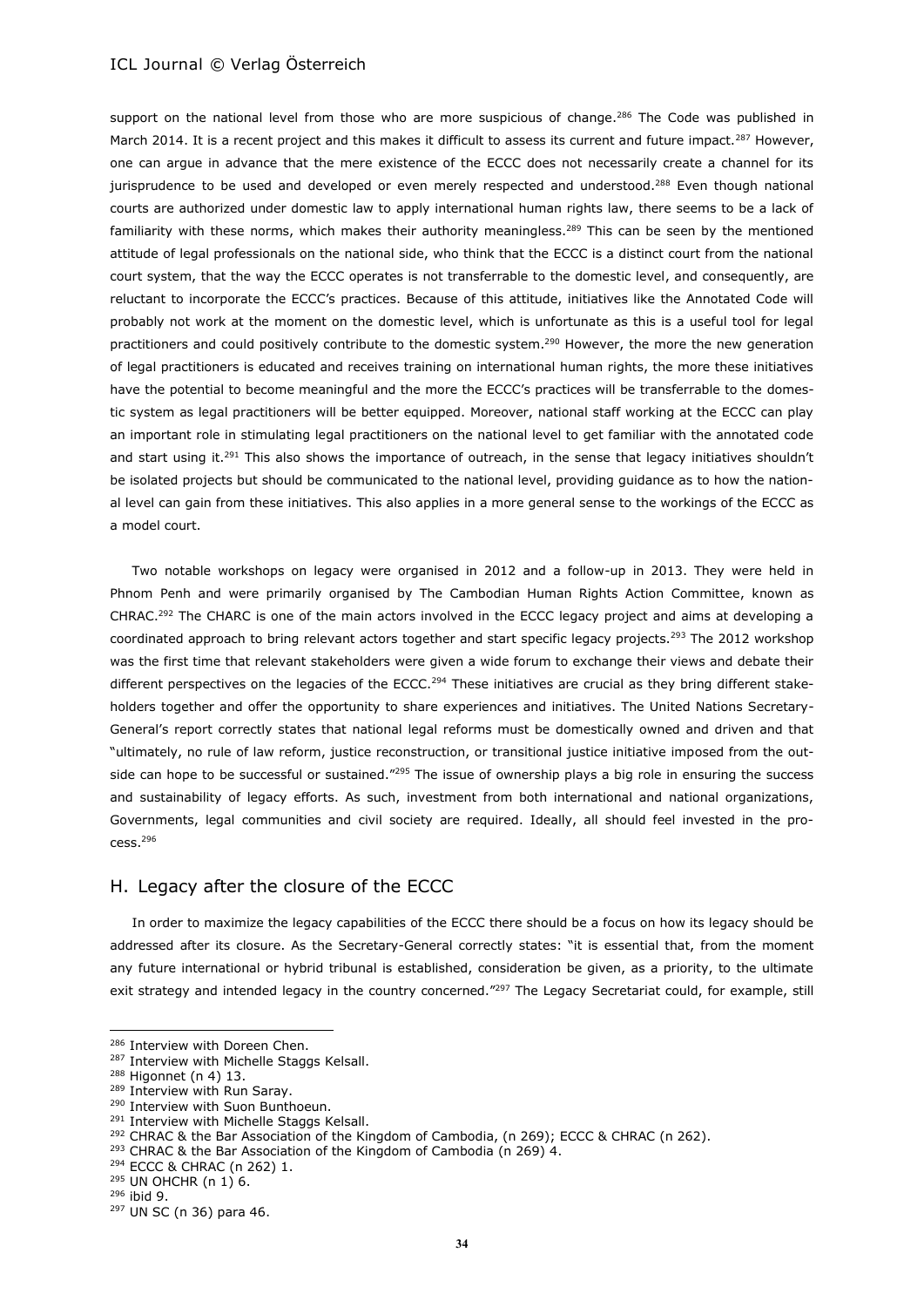support on the national level from those who are more suspicious of change.[286] The Code was published in March 2014. It is a recent project and this makes it difficult to assess its current and future impact.[287] However, one can argue in advance that the mere existence of the ECCC does not necessarily create a channel for its jurisprudence to be used and developed or even merely respected and understood.[288] Even though national courts are authorized under domestic law to apply international human rights law, there seems to be a lack of familiarity with these norms, which makes their authority meaningless.[289] This can be seen by the mentioned attitude of legal professionals on the national side, who think that the ECCC is a distinct court from the national court system, that the way the ECCC operates is not transferrable to the domestic level, and consequently, are reluctant to incorporate the ECCC's practices. Because of this attitude, initiatives like the Annotated Code will probably not work at the moment on the domestic level, which is unfortunate as this is a useful tool for legal practitioners and could positively contribute to the domestic system.[290] However, the more the new generation of legal practitioners is educated and receives training on international human rights, the more these initiatives have the potential to become meaningful and the more the ECCC's practices will be transferrable to the domestic system as legal practitioners will be better equipped. Moreover, national staff working at the ECCC can play an important role in stimulating legal practitioners on the national level to get familiar with the annotated code and start using it.[291] This also shows the importance of outreach, in the sense that legacy initiatives shouldn't be isolated projects but should be communicated to the national level, providing guidance as to how the national level can gain from these initiatives. This also applies in a more general sense to the workings of the ECCC as a model court.

Two notable workshops on legacy were organised in 2012 and a follow-up in 2013. They were held in Phnom Penh and were primarily organised by The Cambodian Human Rights Action Committee, known as CHRAC.[292] The CHARC is one of the main actors involved in the ECCC legacy project and aims at developing a coordinated approach to bring relevant actors together and start specific legacy projects.[293] The 2012 workshop was the first time that relevant stakeholders were given a wide forum to exchange their views and debate their different perspectives on the legacies of the ECCC.[294] These initiatives are crucial as they bring different stakeholders together and offer the opportunity to share experiences and initiatives. The United Nations Secretary-General's report correctly states that national legal reforms must be domestically owned and driven and that "ultimately, no rule of law reform, justice reconstruction, or transitional justice initiative imposed from the outside can hope to be successful or sustained."[295] The issue of ownership plays a big role in ensuring the success and sustainability of legacy efforts. As such, investment from both international and national organizations, Governments, legal communities and civil society are required. Ideally, all should feel invested in the process.[296]

## H. Legacy after the closure of the ECCC

In order to maximize the legacy capabilities of the ECCC there should be a focus on how its legacy should be addressed after its closure. As the Secretary-General correctly states: "it is essential that, from the moment any future international or hybrid tribunal is established, consideration be given, as a priority, to the ultimate exit strategy and intended legacy in the country concerned."[297] The Legacy Secretariat could, for example, still

---

[286] Interview with Doreen Chen.
[287] Interview with Michelle Staggs Kelsall.
[288] Higonnet (n 4) 13.
[289] Interview with Run Saray.
[290] Interview with Suon Bunthoeun.
[291] Interview with Michelle Staggs Kelsall.
[292] CHRAC & the Bar Association of the Kingdom of Cambodia, (n 269); ECCC & CHRAC (n 262).
[293] CHRAC & the Bar Association of the Kingdom of Cambodia (n 269) 4.
[294] ECCC & CHRAC (n 262) 1.
[295] UN OHCHR (n 1) 6.
[296] ibid 9.
[297] UN SC (n 36) para 46.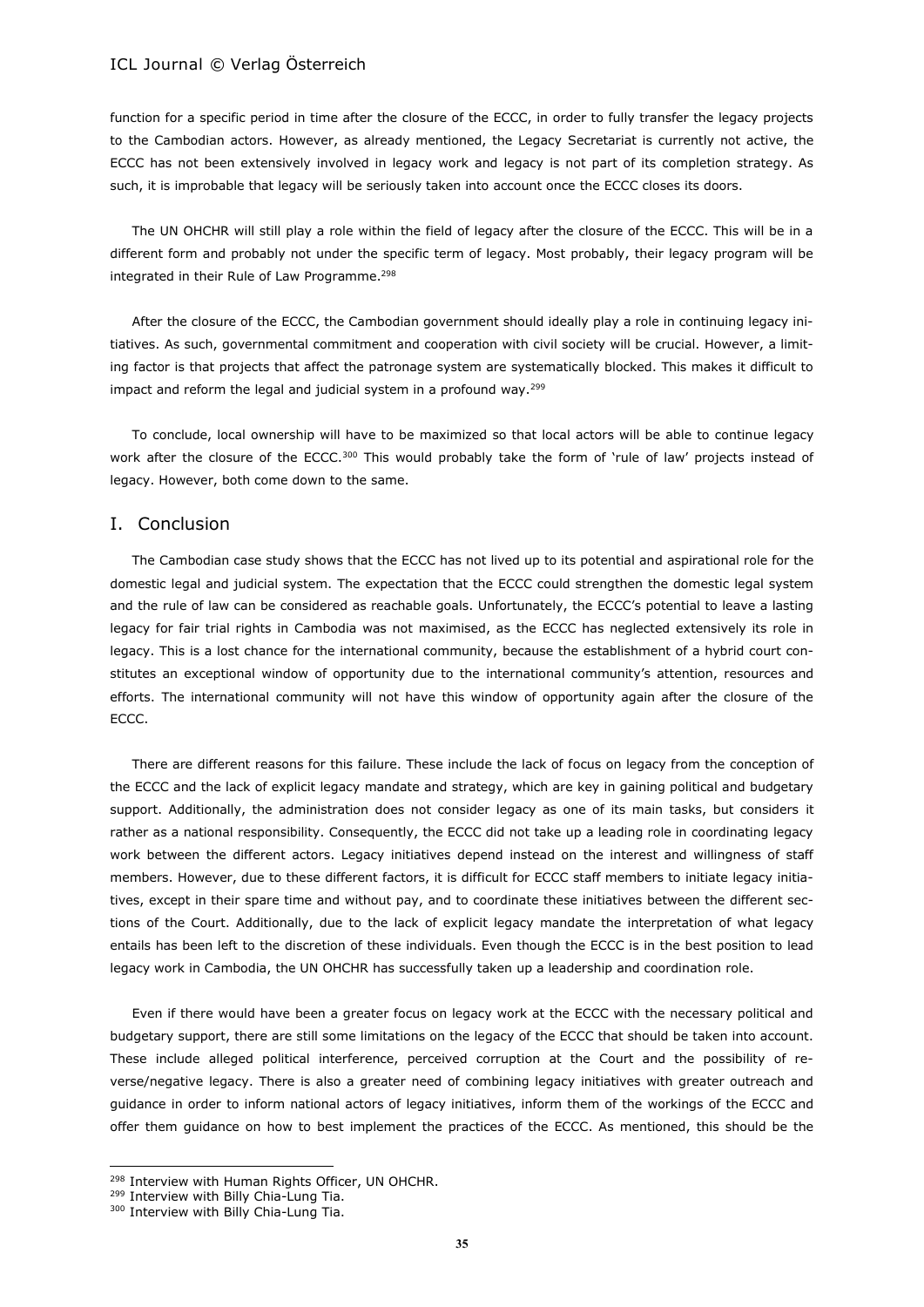function for a specific period in time after the closure of the ECCC, in order to fully transfer the legacy projects to the Cambodian actors. However, as already mentioned, the Legacy Secretariat is currently not active, the ECCC has not been extensively involved in legacy work and legacy is not part of its completion strategy. As such, it is improbable that legacy will be seriously taken into account once the ECCC closes its doors.

The UN OHCHR will still play a role within the field of legacy after the closure of the ECCC. This will be in a different form and probably not under the specific term of legacy. Most probably, their legacy program will be integrated in their Rule of Law Programme.[298]

After the closure of the ECCC, the Cambodian government should ideally play a role in continuing legacy initiatives. As such, governmental commitment and cooperation with civil society will be crucial. However, a limiting factor is that projects that affect the patronage system are systematically blocked. This makes it difficult to impact and reform the legal and judicial system in a profound way.[299]

To conclude, local ownership will have to be maximized so that local actors will be able to continue legacy work after the closure of the ECCC.[300] This would probably take the form of 'rule of law' projects instead of legacy. However, both come down to the same.

## I. Conclusion

The Cambodian case study shows that the ECCC has not lived up to its potential and aspirational role for the domestic legal and judicial system. The expectation that the ECCC could strengthen the domestic legal system and the rule of law can be considered as reachable goals. Unfortunately, the ECCC's potential to leave a lasting legacy for fair trial rights in Cambodia was not maximised, as the ECCC has neglected extensively its role in legacy. This is a lost chance for the international community, because the establishment of a hybrid court constitutes an exceptional window of opportunity due to the international community's attention, resources and efforts. The international community will not have this window of opportunity again after the closure of the ECCC.

There are different reasons for this failure. These include the lack of focus on legacy from the conception of the ECCC and the lack of explicit legacy mandate and strategy, which are key in gaining political and budgetary support. Additionally, the administration does not consider legacy as one of its main tasks, but considers it rather as a national responsibility. Consequently, the ECCC did not take up a leading role in coordinating legacy work between the different actors. Legacy initiatives depend instead on the interest and willingness of staff members. However, due to these different factors, it is difficult for ECCC staff members to initiate legacy initiatives, except in their spare time and without pay, and to coordinate these initiatives between the different sections of the Court. Additionally, due to the lack of explicit legacy mandate the interpretation of what legacy entails has been left to the discretion of these individuals. Even though the ECCC is in the best position to lead legacy work in Cambodia, the UN OHCHR has successfully taken up a leadership and coordination role.

Even if there would have been a greater focus on legacy work at the ECCC with the necessary political and budgetary support, there are still some limitations on the legacy of the ECCC that should be taken into account. These include alleged political interference, perceived corruption at the Court and the possibility of reverse/negative legacy. There is also a greater need of combining legacy initiatives with greater outreach and guidance in order to inform national actors of legacy initiatives, inform them of the workings of the ECCC and offer them guidance on how to best implement the practices of the ECCC. As mentioned, this should be the

---

[298] Interview with Human Rights Officer, UN OHCHR.

[299] Interview with Billy Chia-Lung Tia.

[300] Interview with Billy Chia-Lung Tia.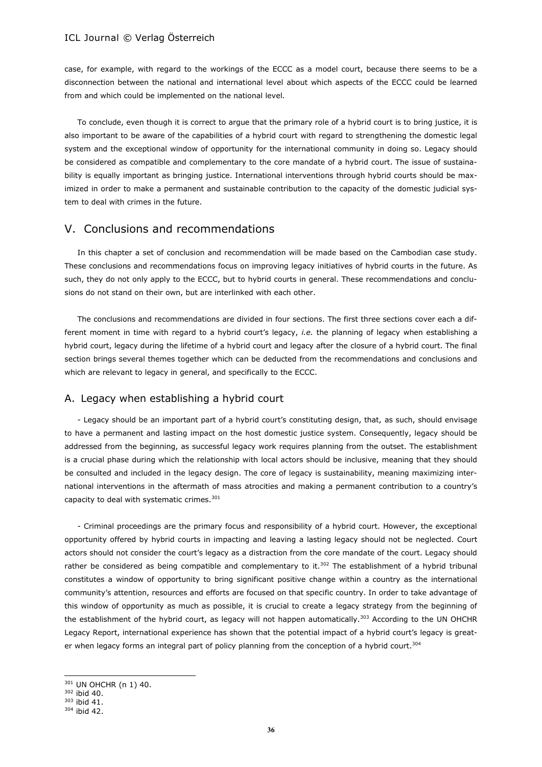case, for example, with regard to the workings of the ECCC as a model court, because there seems to be a disconnection between the national and international level about which aspects of the ECCC could be learned from and which could be implemented on the national level.

To conclude, even though it is correct to argue that the primary role of a hybrid court is to bring justice, it is also important to be aware of the capabilities of a hybrid court with regard to strengthening the domestic legal system and the exceptional window of opportunity for the international community in doing so. Legacy should be considered as compatible and complementary to the core mandate of a hybrid court. The issue of sustainability is equally important as bringing justice. International interventions through hybrid courts should be maximized in order to make a permanent and sustainable contribution to the capacity of the domestic judicial system to deal with crimes in the future.

## V. Conclusions and recommendations

In this chapter a set of conclusion and recommendation will be made based on the Cambodian case study. These conclusions and recommendations focus on improving legacy initiatives of hybrid courts in the future. As such, they do not only apply to the ECCC, but to hybrid courts in general. These recommendations and conclusions do not stand on their own, but are interlinked with each other.

The conclusions and recommendations are divided in four sections. The first three sections cover each a different moment in time with regard to a hybrid court's legacy, *i.e.* the planning of legacy when establishing a hybrid court, legacy during the lifetime of a hybrid court and legacy after the closure of a hybrid court. The final section brings several themes together which can be deducted from the recommendations and conclusions and which are relevant to legacy in general, and specifically to the ECCC.

### A. Legacy when establishing a hybrid court

- Legacy should be an important part of a hybrid court's constituting design, that, as such, should envisage to have a permanent and lasting impact on the host domestic justice system. Consequently, legacy should be addressed from the beginning, as successful legacy work requires planning from the outset. The establishment is a crucial phase during which the relationship with local actors should be inclusive, meaning that they should be consulted and included in the legacy design. The core of legacy is sustainability, meaning maximizing international interventions in the aftermath of mass atrocities and making a permanent contribution to a country's capacity to deal with systematic crimes.[301]

- Criminal proceedings are the primary focus and responsibility of a hybrid court. However, the exceptional opportunity offered by hybrid courts in impacting and leaving a lasting legacy should not be neglected. Court actors should not consider the court's legacy as a distraction from the core mandate of the court. Legacy should rather be considered as being compatible and complementary to it.[302] The establishment of a hybrid tribunal constitutes a window of opportunity to bring significant positive change within a country as the international community's attention, resources and efforts are focused on that specific country. In order to take advantage of this window of opportunity as much as possible, it is crucial to create a legacy strategy from the beginning of the establishment of the hybrid court, as legacy will not happen automatically.[303] According to the UN OHCHR Legacy Report, international experience has shown that the potential impact of a hybrid court's legacy is greater when legacy forms an integral part of policy planning from the conception of a hybrid court.[304]

---

[301] UN OHCHR (n 1) 40.
[302] ibid 40.
[303] ibid 41.
[304] ibid 42.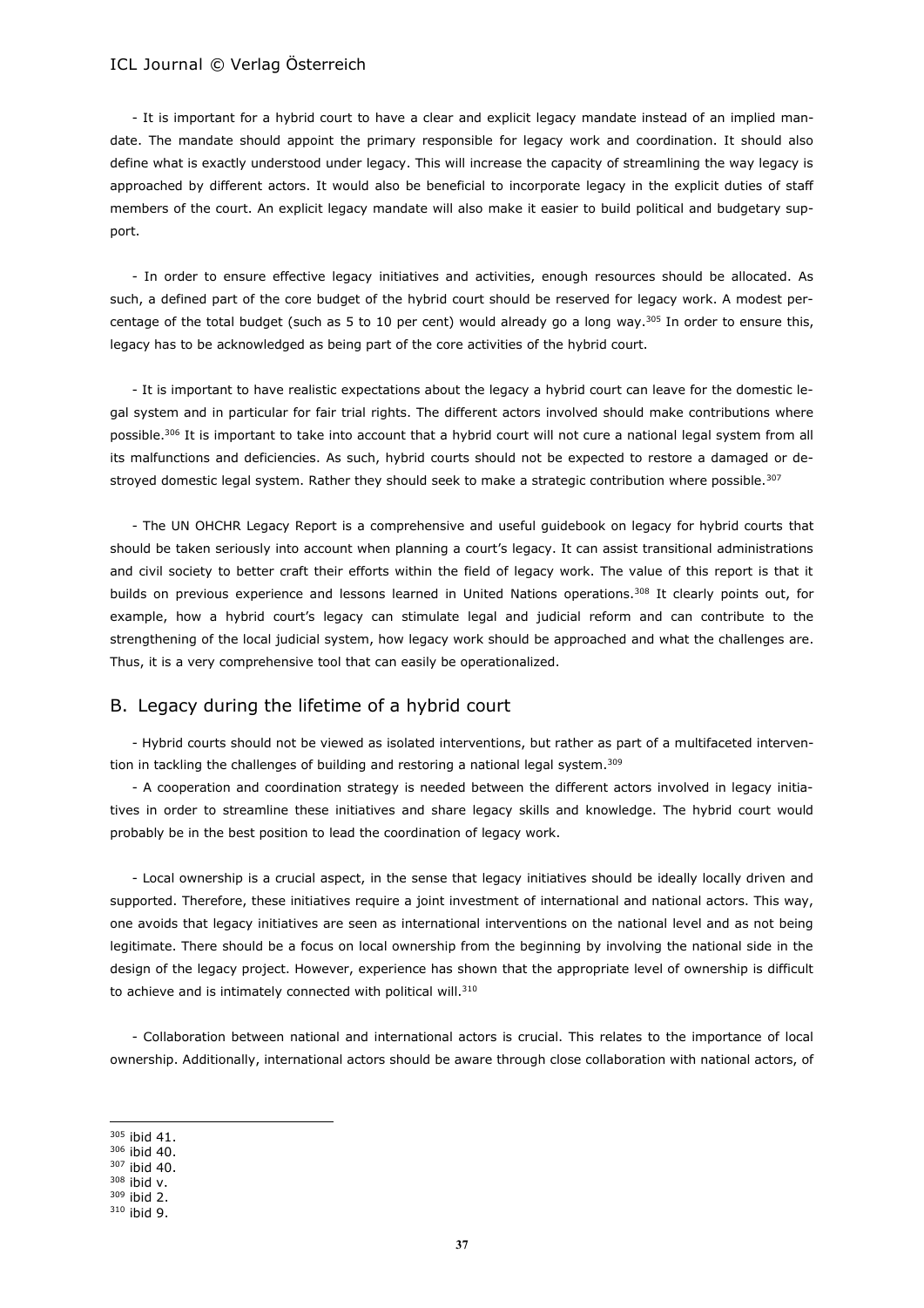- It is important for a hybrid court to have a clear and explicit legacy mandate instead of an implied mandate. The mandate should appoint the primary responsible for legacy work and coordination. It should also define what is exactly understood under legacy. This will increase the capacity of streamlining the way legacy is approached by different actors. It would also be beneficial to incorporate legacy in the explicit duties of staff members of the court. An explicit legacy mandate will also make it easier to build political and budgetary support.

- In order to ensure effective legacy initiatives and activities, enough resources should be allocated. As such, a defined part of the core budget of the hybrid court should be reserved for legacy work. A modest percentage of the total budget (such as 5 to 10 per cent) would already go a long way.[305] In order to ensure this, legacy has to be acknowledged as being part of the core activities of the hybrid court.

- It is important to have realistic expectations about the legacy a hybrid court can leave for the domestic legal system and in particular for fair trial rights. The different actors involved should make contributions where possible.[306] It is important to take into account that a hybrid court will not cure a national legal system from all its malfunctions and deficiencies. As such, hybrid courts should not be expected to restore a damaged or destroyed domestic legal system. Rather they should seek to make a strategic contribution where possible.[307]

- The UN OHCHR Legacy Report is a comprehensive and useful guidebook on legacy for hybrid courts that should be taken seriously into account when planning a court's legacy. It can assist transitional administrations and civil society to better craft their efforts within the field of legacy work. The value of this report is that it builds on previous experience and lessons learned in United Nations operations.[308] It clearly points out, for example, how a hybrid court's legacy can stimulate legal and judicial reform and can contribute to the strengthening of the local judicial system, how legacy work should be approached and what the challenges are. Thus, it is a very comprehensive tool that can easily be operationalized.

## B. Legacy during the lifetime of a hybrid court

- Hybrid courts should not be viewed as isolated interventions, but rather as part of a multifaceted intervention in tackling the challenges of building and restoring a national legal system.[309]

- A cooperation and coordination strategy is needed between the different actors involved in legacy initiatives in order to streamline these initiatives and share legacy skills and knowledge. The hybrid court would probably be in the best position to lead the coordination of legacy work.

- Local ownership is a crucial aspect, in the sense that legacy initiatives should be ideally locally driven and supported. Therefore, these initiatives require a joint investment of international and national actors. This way, one avoids that legacy initiatives are seen as international interventions on the national level and as not being legitimate. There should be a focus on local ownership from the beginning by involving the national side in the design of the legacy project. However, experience has shown that the appropriate level of ownership is difficult to achieve and is intimately connected with political will.[310]

- Collaboration between national and international actors is crucial. This relates to the importance of local ownership. Additionally, international actors should be aware through close collaboration with national actors, of

---

[305] ibid 41.
[306] ibid 40.
[307] ibid 40.
[308] ibid v.
[309] ibid 2.
[310] ibid 9.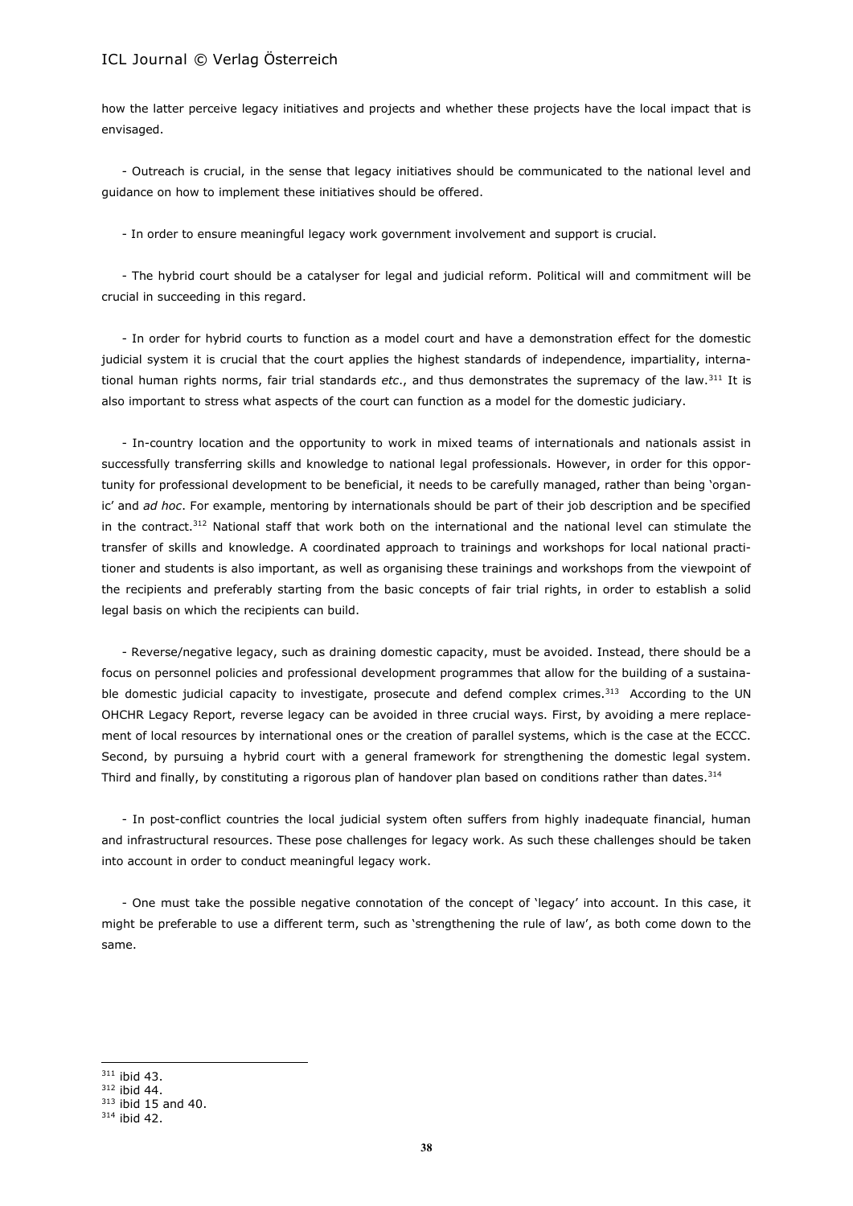how the latter perceive legacy initiatives and projects and whether these projects have the local impact that is envisaged.

- Outreach is crucial, in the sense that legacy initiatives should be communicated to the national level and guidance on how to implement these initiatives should be offered.

- In order to ensure meaningful legacy work government involvement and support is crucial.

- The hybrid court should be a catalyser for legal and judicial reform. Political will and commitment will be crucial in succeeding in this regard.

- In order for hybrid courts to function as a model court and have a demonstration effect for the domestic judicial system it is crucial that the court applies the highest standards of independence, impartiality, international human rights norms, fair trial standards *etc*., and thus demonstrates the supremacy of the law.[311] It is also important to stress what aspects of the court can function as a model for the domestic judiciary.

- In-country location and the opportunity to work in mixed teams of internationals and nationals assist in successfully transferring skills and knowledge to national legal professionals. However, in order for this opportunity for professional development to be beneficial, it needs to be carefully managed, rather than being 'organic' and *ad hoc*. For example, mentoring by internationals should be part of their job description and be specified in the contract.[312] National staff that work both on the international and the national level can stimulate the transfer of skills and knowledge. A coordinated approach to trainings and workshops for local national practitioner and students is also important, as well as organising these trainings and workshops from the viewpoint of the recipients and preferably starting from the basic concepts of fair trial rights, in order to establish a solid legal basis on which the recipients can build.

- Reverse/negative legacy, such as draining domestic capacity, must be avoided. Instead, there should be a focus on personnel policies and professional development programmes that allow for the building of a sustainable domestic judicial capacity to investigate, prosecute and defend complex crimes.[313] According to the UN OHCHR Legacy Report, reverse legacy can be avoided in three crucial ways. First, by avoiding a mere replacement of local resources by international ones or the creation of parallel systems, which is the case at the ECCC. Second, by pursuing a hybrid court with a general framework for strengthening the domestic legal system. Third and finally, by constituting a rigorous plan of handover plan based on conditions rather than dates.[314]

- In post-conflict countries the local judicial system often suffers from highly inadequate financial, human and infrastructural resources. These pose challenges for legacy work. As such these challenges should be taken into account in order to conduct meaningful legacy work.

- One must take the possible negative connotation of the concept of 'legacy' into account. In this case, it might be preferable to use a different term, such as 'strengthening the rule of law', as both come down to the same.

---

[311] ibid 43.

[312] ibid 44.

[313] ibid 15 and 40.

[314] ibid 42.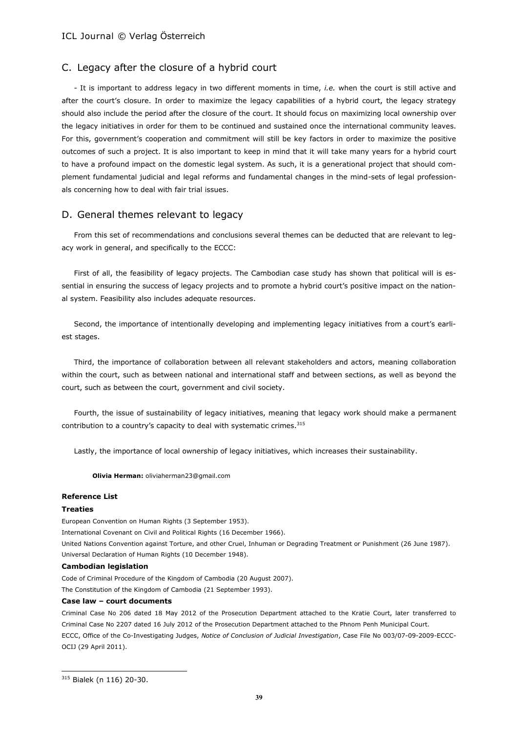## C. Legacy after the closure of a hybrid court

- It is important to address legacy in two different moments in time, *i.e.* when the court is still active and after the court's closure. In order to maximize the legacy capabilities of a hybrid court, the legacy strategy should also include the period after the closure of the court. It should focus on maximizing local ownership over the legacy initiatives in order for them to be continued and sustained once the international community leaves. For this, government's cooperation and commitment will still be key factors in order to maximize the positive outcomes of such a project. It is also important to keep in mind that it will take many years for a hybrid court to have a profound impact on the domestic legal system. As such, it is a generational project that should complement fundamental judicial and legal reforms and fundamental changes in the mind-sets of legal professionals concerning how to deal with fair trial issues.

## D. General themes relevant to legacy

From this set of recommendations and conclusions several themes can be deducted that are relevant to legacy work in general, and specifically to the ECCC:

First of all, the feasibility of legacy projects. The Cambodian case study has shown that political will is essential in ensuring the success of legacy projects and to promote a hybrid court's positive impact on the national system. Feasibility also includes adequate resources.

Second, the importance of intentionally developing and implementing legacy initiatives from a court's earliest stages.

Third, the importance of collaboration between all relevant stakeholders and actors, meaning collaboration within the court, such as between national and international staff and between sections, as well as beyond the court, such as between the court, government and civil society.

Fourth, the issue of sustainability of legacy initiatives, meaning that legacy work should make a permanent contribution to a country's capacity to deal with systematic crimes.[315]

Lastly, the importance of local ownership of legacy initiatives, which increases their sustainability.

**Olivia Herman:** oliviaherman23@gmail.com

**Reference List**

**Treaties**

European Convention on Human Rights (3 September 1953).

International Covenant on Civil and Political Rights (16 December 1966).

United Nations Convention against Torture, and other Cruel, Inhuman or Degrading Treatment or Punishment (26 June 1987).

Universal Declaration of Human Rights (10 December 1948).

**Cambodian legislation**

Code of Criminal Procedure of the Kingdom of Cambodia (20 August 2007).

The Constitution of the Kingdom of Cambodia (21 September 1993).

**Case law – court documents**

Criminal Case No 206 dated 18 May 2012 of the Prosecution Department attached to the Kratie Court, later transferred to Criminal Case No 2207 dated 16 July 2012 of the Prosecution Department attached to the Phnom Penh Municipal Court.

ECCC, Office of the Co-Investigating Judges, *Notice of Conclusion of Judicial Investigation*, Case File No 003/07-09-2009-ECCC-OCIJ (29 April 2011).

---

[315] Bialek (n 116) 20-30.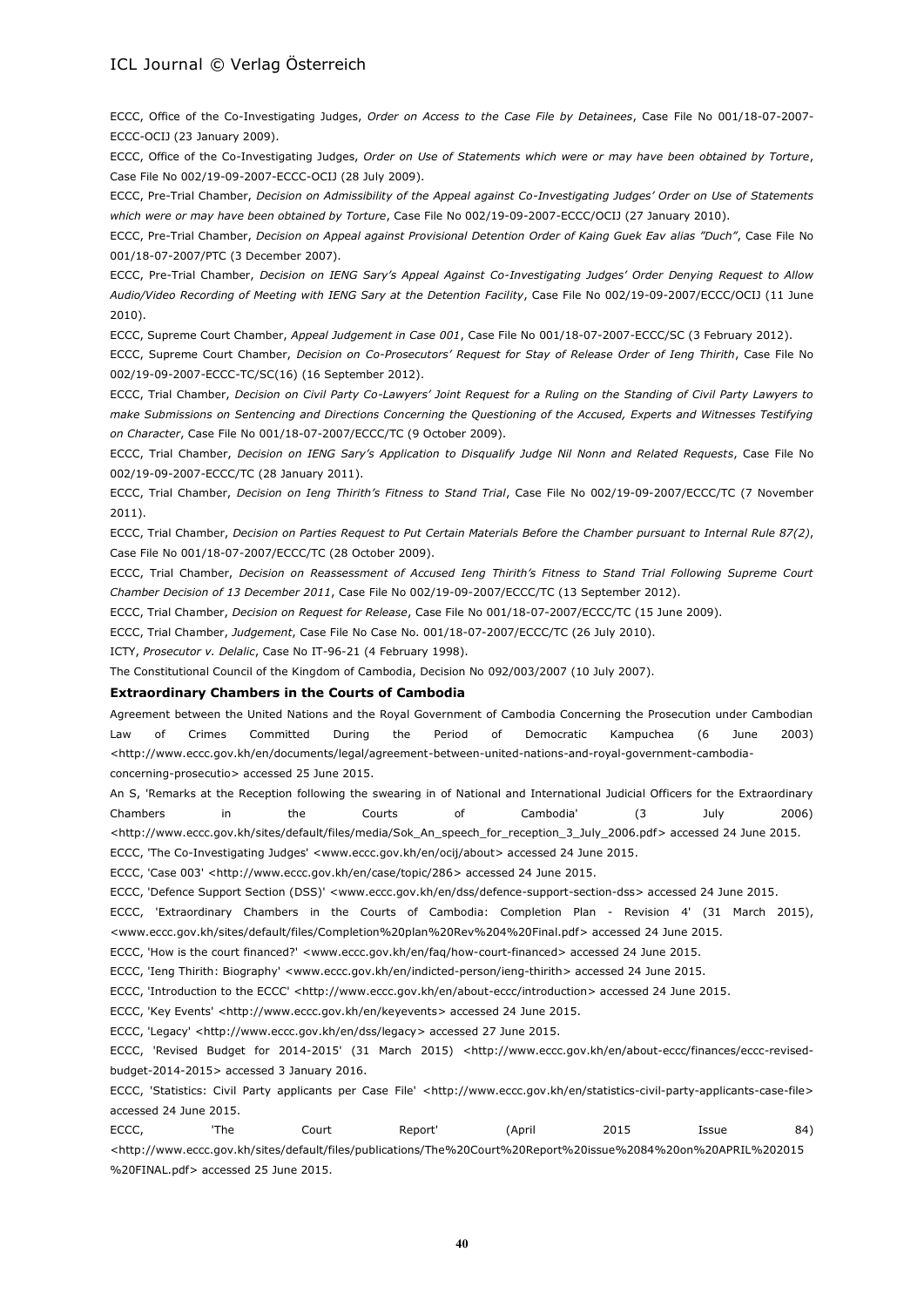ECCC, Office of the Co-Investigating Judges, *Order on Access to the Case File by Detainees*, Case File No 001/18-07-2007-ECCC-OCIJ (23 January 2009).

ECCC, Office of the Co-Investigating Judges, *Order on Use of Statements which were or may have been obtained by Torture*, Case File No 002/19-09-2007-ECCC-OCIJ (28 July 2009).

ECCC, Pre-Trial Chamber, *Decision on Admissibility of the Appeal against Co-Investigating Judges' Order on Use of Statements which were or may have been obtained by Torture*, Case File No 002/19-09-2007-ECCC/OCIJ (27 January 2010).

ECCC, Pre-Trial Chamber, *Decision on Appeal against Provisional Detention Order of Kaing Guek Eav alias "Duch"*, Case File No 001/18-07-2007/PTC (3 December 2007).

ECCC, Pre-Trial Chamber, *Decision on IENG Sary's Appeal Against Co-Investigating Judges' Order Denying Request to Allow Audio/Video Recording of Meeting with IENG Sary at the Detention Facility*, Case File No 002/19-09-2007/ECCC/OCIJ (11 June 2010).

ECCC, Supreme Court Chamber, *Appeal Judgement in Case 001*, Case File No 001/18-07-2007-ECCC/SC (3 February 2012).

ECCC, Supreme Court Chamber, *Decision on Co-Prosecutors' Request for Stay of Release Order of Ieng Thirith*, Case File No 002/19-09-2007-ECCC-TC/SC(16) (16 September 2012).

ECCC, Trial Chamber, *Decision on Civil Party Co-Lawyers' Joint Request for a Ruling on the Standing of Civil Party Lawyers to make Submissions on Sentencing and Directions Concerning the Questioning of the Accused, Experts and Witnesses Testifying on Character*, Case File No 001/18-07-2007/ECCC/TC (9 October 2009).

ECCC, Trial Chamber, *Decision on IENG Sary's Application to Disqualify Judge Nil Nonn and Related Requests*, Case File No 002/19-09-2007-ECCC/TC (28 January 2011).

ECCC, Trial Chamber, *Decision on Ieng Thirith's Fitness to Stand Trial*, Case File No 002/19-09-2007/ECCC/TC (7 November 2011).

ECCC, Trial Chamber, *Decision on Parties Request to Put Certain Materials Before the Chamber pursuant to Internal Rule 87(2)*, Case File No 001/18-07-2007/ECCC/TC (28 October 2009).

ECCC, Trial Chamber, *Decision on Reassessment of Accused Ieng Thirith's Fitness to Stand Trial Following Supreme Court Chamber Decision of 13 December 2011*, Case File No 002/19-09-2007/ECCC/TC (13 September 2012).

ECCC, Trial Chamber, *Decision on Request for Release*, Case File No 001/18-07-2007/ECCC/TC (15 June 2009).

ECCC, Trial Chamber, *Judgement*, Case File No Case No. 001/18-07-2007/ECCC/TC (26 July 2010).

ICTY, *Prosecutor v. Delalic*, Case No IT-96-21 (4 February 1998).

The Constitutional Council of the Kingdom of Cambodia, Decision No 092/003/2007 (10 July 2007).

**Extraordinary Chambers in the Courts of Cambodia**

Agreement between the United Nations and the Royal Government of Cambodia Concerning the Prosecution under Cambodian Law of Crimes Committed During the Period of Democratic Kampuchea (6 June 2003) <http://www.eccc.gov.kh/en/documents/legal/agreement-between-united-nations-and-royal-government-cambodia-concerning-prosecutio> accessed 25 June 2015.

An S, 'Remarks at the Reception following the swearing in of National and International Judicial Officers for the Extraordinary Chambers in the Courts of Cambodia' (3 July 2006) <http://www.eccc.gov.kh/sites/default/files/media/Sok_An_speech_for_reception_3_July_2006.pdf> accessed 24 June 2015.

ECCC, 'The Co-Investigating Judges' <www.eccc.gov.kh/en/ocij/about> accessed 24 June 2015.

ECCC, 'Case 003' <http://www.eccc.gov.kh/en/case/topic/286> accessed 24 June 2015.

ECCC, 'Defence Support Section (DSS)' <www.eccc.gov.kh/en/dss/defence-support-section-dss> accessed 24 June 2015.

ECCC, 'Extraordinary Chambers in the Courts of Cambodia: Completion Plan - Revision 4' (31 March 2015), <www.eccc.gov.kh/sites/default/files/Completion%20plan%20Rev%204%20Final.pdf> accessed 24 June 2015.

ECCC, 'How is the court financed?' <www.eccc.gov.kh/en/faq/how-court-financed> accessed 24 June 2015.

ECCC, 'Ieng Thirith: Biography' <www.eccc.gov.kh/en/indicted-person/ieng-thirith> accessed 24 June 2015.

ECCC, 'Introduction to the ECCC' <http://www.eccc.gov.kh/en/about-eccc/introduction> accessed 24 June 2015.

ECCC, 'Key Events' <http://www.eccc.gov.kh/en/keyevents> accessed 24 June 2015.

ECCC, 'Legacy' <http://www.eccc.gov.kh/en/dss/legacy> accessed 27 June 2015.

ECCC, 'Revised Budget for 2014-2015' (31 March 2015) <http://www.eccc.gov.kh/en/about-eccc/finances/eccc-revised-budget-2014-2015> accessed 3 January 2016.

ECCC, 'Statistics: Civil Party applicants per Case File' <http://www.eccc.gov.kh/en/statistics-civil-party-applicants-case-file> accessed 24 June 2015.

ECCC, 'The Court Report' (April 2015 Issue 84) <http://www.eccc.gov.kh/sites/default/files/publications/The%20Court%20Report%20issue%2084%20on%20APRIL%202015%20FINAL.pdf> accessed 25 June 2015.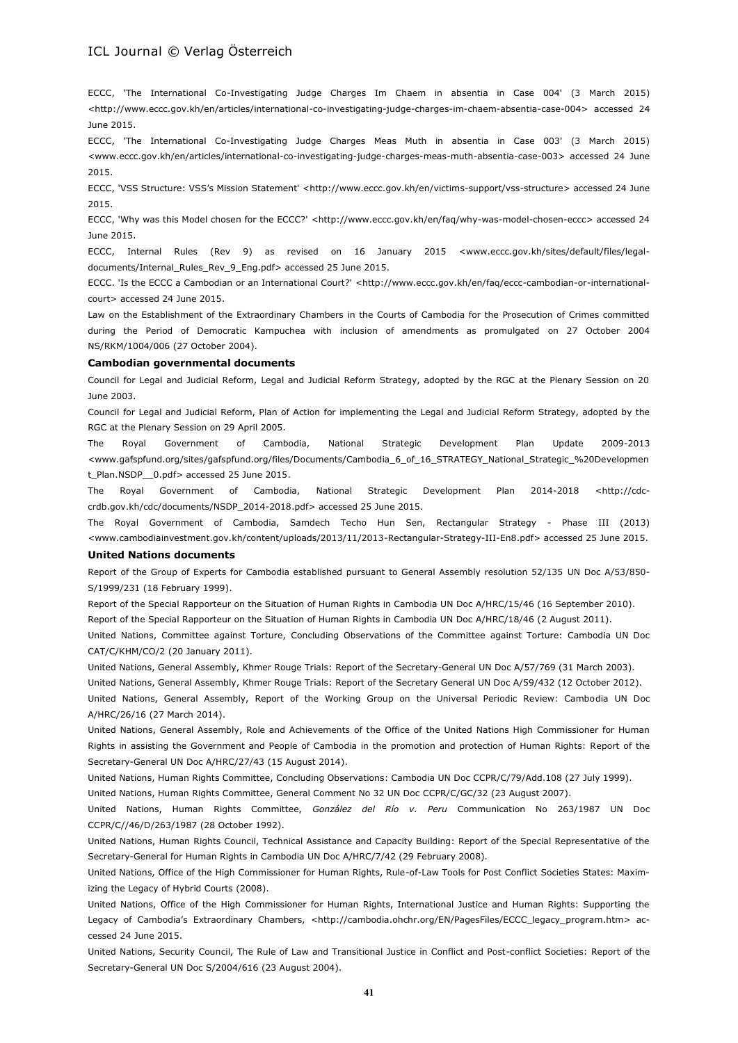ECCC, 'The International Co-Investigating Judge Charges Im Chaem in absentia in Case 004' (3 March 2015) <http://www.eccc.gov.kh/en/articles/international-co-investigating-judge-charges-im-chaem-absentia-case-004> accessed 24 June 2015.

ECCC, 'The International Co-Investigating Judge Charges Meas Muth in absentia in Case 003' (3 March 2015) <www.eccc.gov.kh/en/articles/international-co-investigating-judge-charges-meas-muth-absentia-case-003> accessed 24 June 2015.

ECCC, 'VSS Structure: VSS's Mission Statement' <http://www.eccc.gov.kh/en/victims-support/vss-structure> accessed 24 June 2015.

ECCC, 'Why was this Model chosen for the ECCC?' <http://www.eccc.gov.kh/en/faq/why-was-model-chosen-eccc> accessed 24 June 2015.

ECCC, Internal Rules (Rev 9) as revised on 16 January 2015 <www.eccc.gov.kh/sites/default/files/legal-documents/Internal_Rules_Rev_9_Eng.pdf> accessed 25 June 2015.

ECCC. 'Is the ECCC a Cambodian or an International Court?' <http://www.eccc.gov.kh/en/faq/eccc-cambodian-or-international-court> accessed 24 June 2015.

Law on the Establishment of the Extraordinary Chambers in the Courts of Cambodia for the Prosecution of Crimes committed during the Period of Democratic Kampuchea with inclusion of amendments as promulgated on 27 October 2004 NS/RKM/1004/006 (27 October 2004).

**Cambodian governmental documents**

Council for Legal and Judicial Reform, Legal and Judicial Reform Strategy, adopted by the RGC at the Plenary Session on 20 June 2003.

Council for Legal and Judicial Reform, Plan of Action for implementing the Legal and Judicial Reform Strategy, adopted by the RGC at the Plenary Session on 29 April 2005.

The Royal Government of Cambodia, National Strategic Development Plan Update 2009-2013 <www.gafspfund.org/sites/gafspfund.org/files/Documents/Cambodia_6_of_16_STRATEGY_National_Strategic_%20Development_Plan.NSDP__0.pdf> accessed 25 June 2015.

The Royal Government of Cambodia, National Strategic Development Plan 2014-2018 <http://cdc-crdb.gov.kh/cdc/documents/NSDP_2014-2018.pdf> accessed 25 June 2015.

The Royal Government of Cambodia, Samdech Techo Hun Sen, Rectangular Strategy - Phase III (2013) <www.cambodiainvestment.gov.kh/content/uploads/2013/11/2013-Rectangular-Strategy-III-En8.pdf> accessed 25 June 2015.

**United Nations documents**

Report of the Group of Experts for Cambodia established pursuant to General Assembly resolution 52/135 UN Doc A/53/850-S/1999/231 (18 February 1999).

Report of the Special Rapporteur on the Situation of Human Rights in Cambodia UN Doc A/HRC/15/46 (16 September 2010).

Report of the Special Rapporteur on the Situation of Human Rights in Cambodia UN Doc A/HRC/18/46 (2 August 2011).

United Nations, Committee against Torture, Concluding Observations of the Committee against Torture: Cambodia UN Doc CAT/C/KHM/CO/2 (20 January 2011).

United Nations, General Assembly, Khmer Rouge Trials: Report of the Secretary-General UN Doc A/57/769 (31 March 2003).

United Nations, General Assembly, Khmer Rouge Trials: Report of the Secretary General UN Doc A/59/432 (12 October 2012).

United Nations, General Assembly, Report of the Working Group on the Universal Periodic Review: Cambodia UN Doc A/HRC/26/16 (27 March 2014).

United Nations, General Assembly, Role and Achievements of the Office of the United Nations High Commissioner for Human Rights in assisting the Government and People of Cambodia in the promotion and protection of Human Rights: Report of the Secretary-General UN Doc A/HRC/27/43 (15 August 2014).

United Nations, Human Rights Committee, Concluding Observations: Cambodia UN Doc CCPR/C/79/Add.108 (27 July 1999).

United Nations, Human Rights Committee, General Comment No 32 UN Doc CCPR/C/GC/32 (23 August 2007).

United Nations, Human Rights Committee, *González del Río v. Peru* Communication No 263/1987 UN Doc CCPR/C//46/D/263/1987 (28 October 1992).

United Nations, Human Rights Council, Technical Assistance and Capacity Building: Report of the Special Representative of the Secretary-General for Human Rights in Cambodia UN Doc A/HRC/7/42 (29 February 2008).

United Nations, Office of the High Commissioner for Human Rights, Rule-of-Law Tools for Post Conflict Societies States: Maximizing the Legacy of Hybrid Courts (2008).

United Nations, Office of the High Commissioner for Human Rights, International Justice and Human Rights: Supporting the Legacy of Cambodia's Extraordinary Chambers, <http://cambodia.ohchr.org/EN/PagesFiles/ECCC_legacy_program.htm> accessed 24 June 2015.

United Nations, Security Council, The Rule of Law and Transitional Justice in Conflict and Post-conflict Societies: Report of the Secretary-General UN Doc S/2004/616 (23 August 2004).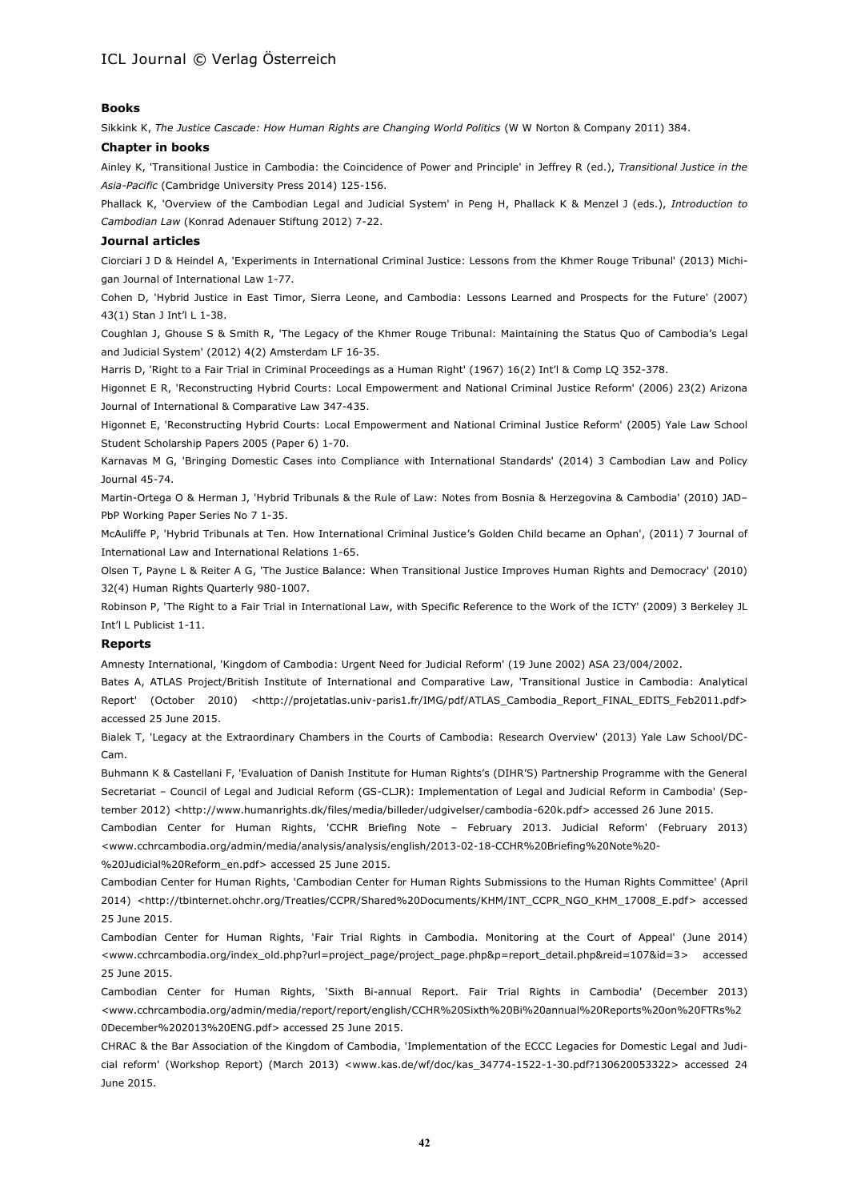#### Books

Sikkink K, *The Justice Cascade: How Human Rights are Changing World Politics* (W W Norton & Company 2011) 384.

#### Chapter in books

Ainley K, 'Transitional Justice in Cambodia: the Coincidence of Power and Principle' in Jeffrey R (ed.), *Transitional Justice in the Asia-Pacific* (Cambridge University Press 2014) 125-156.

Phallack K, 'Overview of the Cambodian Legal and Judicial System' in Peng H, Phallack K & Menzel J (eds.), *Introduction to Cambodian Law* (Konrad Adenauer Stiftung 2012) 7-22.

#### Journal articles

Ciorciari J D & Heindel A, 'Experiments in International Criminal Justice: Lessons from the Khmer Rouge Tribunal' (2013) Michigan Journal of International Law 1-77.

Cohen D, 'Hybrid Justice in East Timor, Sierra Leone, and Cambodia: Lessons Learned and Prospects for the Future' (2007) 43(1) Stan J Int'l L 1-38.

Coughlan J, Ghouse S & Smith R, 'The Legacy of the Khmer Rouge Tribunal: Maintaining the Status Quo of Cambodia's Legal and Judicial System' (2012) 4(2) Amsterdam LF 16-35.

Harris D, 'Right to a Fair Trial in Criminal Proceedings as a Human Right' (1967) 16(2) Int'l & Comp LQ 352-378.

Higonnet E R, 'Reconstructing Hybrid Courts: Local Empowerment and National Criminal Justice Reform' (2006) 23(2) Arizona Journal of International & Comparative Law 347-435.

Higonnet E, 'Reconstructing Hybrid Courts: Local Empowerment and National Criminal Justice Reform' (2005) Yale Law School Student Scholarship Papers 2005 (Paper 6) 1-70.

Karnavas M G, 'Bringing Domestic Cases into Compliance with International Standards' (2014) 3 Cambodian Law and Policy Journal 45-74.

Martin-Ortega O & Herman J, 'Hybrid Tribunals & the Rule of Law: Notes from Bosnia & Herzegovina & Cambodia' (2010) JAD–PbP Working Paper Series No 7 1-35.

McAuliffe P, 'Hybrid Tribunals at Ten. How International Criminal Justice's Golden Child became an Ophan', (2011) 7 Journal of International Law and International Relations 1-65.

Olsen T, Payne L & Reiter A G, 'The Justice Balance: When Transitional Justice Improves Human Rights and Democracy' (2010) 32(4) Human Rights Quarterly 980-1007.

Robinson P, 'The Right to a Fair Trial in International Law, with Specific Reference to the Work of the ICTY' (2009) 3 Berkeley JL Int'l L Publicist 1-11.

#### Reports

Amnesty International, 'Kingdom of Cambodia: Urgent Need for Judicial Reform' (19 June 2002) ASA 23/004/2002.

Bates A, ATLAS Project/British Institute of International and Comparative Law, 'Transitional Justice in Cambodia: Analytical Report' (October 2010) <http://projetatlas.univ-paris1.fr/IMG/pdf/ATLAS_Cambodia_Report_FINAL_EDITS_Feb2011.pdf> accessed 25 June 2015.

Bialek T, 'Legacy at the Extraordinary Chambers in the Courts of Cambodia: Research Overview' (2013) Yale Law School/DC-Cam.

Buhmann K & Castellani F, 'Evaluation of Danish Institute for Human Rights's (DIHR'S) Partnership Programme with the General Secretariat – Council of Legal and Judicial Reform (GS-CLJR): Implementation of Legal and Judicial Reform in Cambodia' (September 2012) <http://www.humanrights.dk/files/media/billeder/udgivelser/cambodia-620k.pdf> accessed 26 June 2015.

Cambodian Center for Human Rights, 'CCHR Briefing Note – February 2013. Judicial Reform' (February 2013) <www.cchrcambodia.org/admin/media/analysis/analysis/english/2013-02-18-CCHR%20Briefing%20Note%20-%20Judicial%20Reform_en.pdf> accessed 25 June 2015.

Cambodian Center for Human Rights, 'Cambodian Center for Human Rights Submissions to the Human Rights Committee' (April 2014) <http://tbinternet.ohchr.org/Treaties/CCPR/Shared%20Documents/KHM/INT_CCPR_NGO_KHM_17008_E.pdf> accessed 25 June 2015.

Cambodian Center for Human Rights, 'Fair Trial Rights in Cambodia. Monitoring at the Court of Appeal' (June 2014) <www.cchrcambodia.org/index_old.php?url=project_page/project_page.php&p=report_detail.php&reid=107&id=3> accessed 25 June 2015.

Cambodian Center for Human Rights, 'Sixth Bi-annual Report. Fair Trial Rights in Cambodia' (December 2013) <www.cchrcambodia.org/admin/media/report/report/english/CCHR%20Sixth%20Bi%20annual%20Reports%20on%20FTRs%20December%202013%20ENG.pdf> accessed 25 June 2015.

CHRAC & the Bar Association of the Kingdom of Cambodia, 'Implementation of the ECCC Legacies for Domestic Legal and Judicial reform' (Workshop Report) (March 2013) <www.kas.de/wf/doc/kas_34774-1522-1-30.pdf?130620053322> accessed 24 June 2015.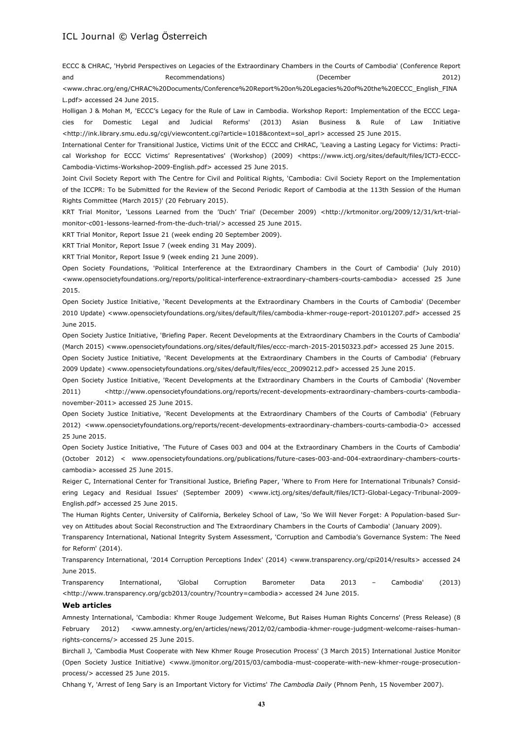ECCC & CHRAC, 'Hybrid Perspectives on Legacies of the Extraordinary Chambers in the Courts of Cambodia' (Conference Report and Recommendations) (December 2012) <www.chrac.org/eng/CHRAC%20Documents/Conference%20Report%20on%20Legacies%20of%20the%20ECCC_English_FINAL.pdf> accessed 24 June 2015.

Holligan J & Mohan M, 'ECCC's Legacy for the Rule of Law in Cambodia. Workshop Report: Implementation of the ECCC Legacies for Domestic Legal and Judicial Reforms' (2013) Asian Business & Rule of Law Initiative <http://ink.library.smu.edu.sg/cgi/viewcontent.cgi?article=1018&context=sol_aprl> accessed 25 June 2015.

International Center for Transitional Justice, Victims Unit of the ECCC and CHRAC, 'Leaving a Lasting Legacy for Victims: Practical Workshop for ECCC Victims' Representatives' (Workshop) (2009) <https://www.ictj.org/sites/default/files/ICTJ-ECCC-Cambodia-Victims-Workshop-2009-English.pdf> accessed 25 June 2015.

Joint Civil Society Report with The Centre for Civil and Political Rights, 'Cambodia: Civil Society Report on the Implementation of the ICCPR: To be Submitted for the Review of the Second Periodic Report of Cambodia at the 113th Session of the Human Rights Committee (March 2015)' (20 February 2015).

KRT Trial Monitor, 'Lessons Learned from the 'Duch' Trial' (December 2009) <http://krtmonitor.org/2009/12/31/krt-trial-monitor-c001-lessons-learned-from-the-duch-trial/> accessed 25 June 2015.

KRT Trial Monitor, Report Issue 21 (week ending 20 September 2009).

KRT Trial Monitor, Report Issue 7 (week ending 31 May 2009).

KRT Trial Monitor, Report Issue 9 (week ending 21 June 2009).

Open Society Foundations, 'Political Interference at the Extraordinary Chambers in the Court of Cambodia' (July 2010) <www.opensocietyfoundations.org/reports/political-interference-extraordinary-chambers-courts-cambodia> accessed 25 June 2015.

Open Society Justice Initiative, 'Recent Developments at the Extraordinary Chambers in the Courts of Cambodia' (December 2010 Update) <www.opensocietyfoundations.org/sites/default/files/cambodia-khmer-rouge-report-20101207.pdf> accessed 25 June 2015.

Open Society Justice Initiative, 'Briefing Paper. Recent Developments at the Extraordinary Chambers in the Courts of Cambodia' (March 2015) <www.opensocietyfoundations.org/sites/default/files/eccc-march-2015-20150323.pdf> accessed 25 June 2015.

Open Society Justice Initiative, 'Recent Developments at the Extraordinary Chambers in the Courts of Cambodia' (February 2009 Update) <www.opensocietyfoundations.org/sites/default/files/eccc_20090212.pdf> accessed 25 June 2015.

Open Society Justice Initiative, 'Recent Developments at the Extraordinary Chambers in the Courts of Cambodia' (November 2011) <http://www.opensocietyfoundations.org/reports/recent-developments-extraordinary-chambers-courts-cambodia-november-2011> accessed 25 June 2015.

Open Society Justice Initiative, 'Recent Developments at the Extraordinary Chambers of the Courts of Cambodia' (February 2012) <www.opensocietyfoundations.org/reports/recent-developments-extraordinary-chambers-courts-cambodia-0> accessed 25 June 2015.

Open Society Justice Initiative, 'The Future of Cases 003 and 004 at the Extraordinary Chambers in the Courts of Cambodia' (October 2012) < www.opensocietyfoundations.org/publications/future-cases-003-and-004-extraordinary-chambers-courts-cambodia> accessed 25 June 2015.

Reiger C, International Center for Transitional Justice, Briefing Paper, 'Where to From Here for International Tribunals? Considering Legacy and Residual Issues' (September 2009) <www.ictj.org/sites/default/files/ICTJ-Global-Legacy-Tribunal-2009-English.pdf> accessed 25 June 2015.

The Human Rights Center, University of California, Berkeley School of Law, 'So We Will Never Forget: A Population-based Survey on Attitudes about Social Reconstruction and The Extraordinary Chambers in the Courts of Cambodia' (January 2009).

Transparency International, National Integrity System Assessment, 'Corruption and Cambodia's Governance System: The Need for Reform' (2014).

Transparency International, '2014 Corruption Perceptions Index' (2014) <www.transparency.org/cpi2014/results> accessed 24 June 2015.

Transparency International, 'Global Corruption Barometer Data 2013 – Cambodia' (2013) <http://www.transparency.org/gcb2013/country/?country=cambodia> accessed 24 June 2015.

**Web articles**

Amnesty International, 'Cambodia: Khmer Rouge Judgement Welcome, But Raises Human Rights Concerns' (Press Release) (8 February 2012) <www.amnesty.org/en/articles/news/2012/02/cambodia-khmer-rouge-judgment-welcome-raises-human-rights-concerns/> accessed 25 June 2015.

Birchall J, 'Cambodia Must Cooperate with New Khmer Rouge Prosecution Process' (3 March 2015) International Justice Monitor (Open Society Justice Initiative) <www.ijmonitor.org/2015/03/cambodia-must-cooperate-with-new-khmer-rouge-prosecution-process/> accessed 25 June 2015.

Chhang Y, 'Arrest of Ieng Sary is an Important Victory for Victims' *The Cambodia Daily* (Phnom Penh, 15 November 2007).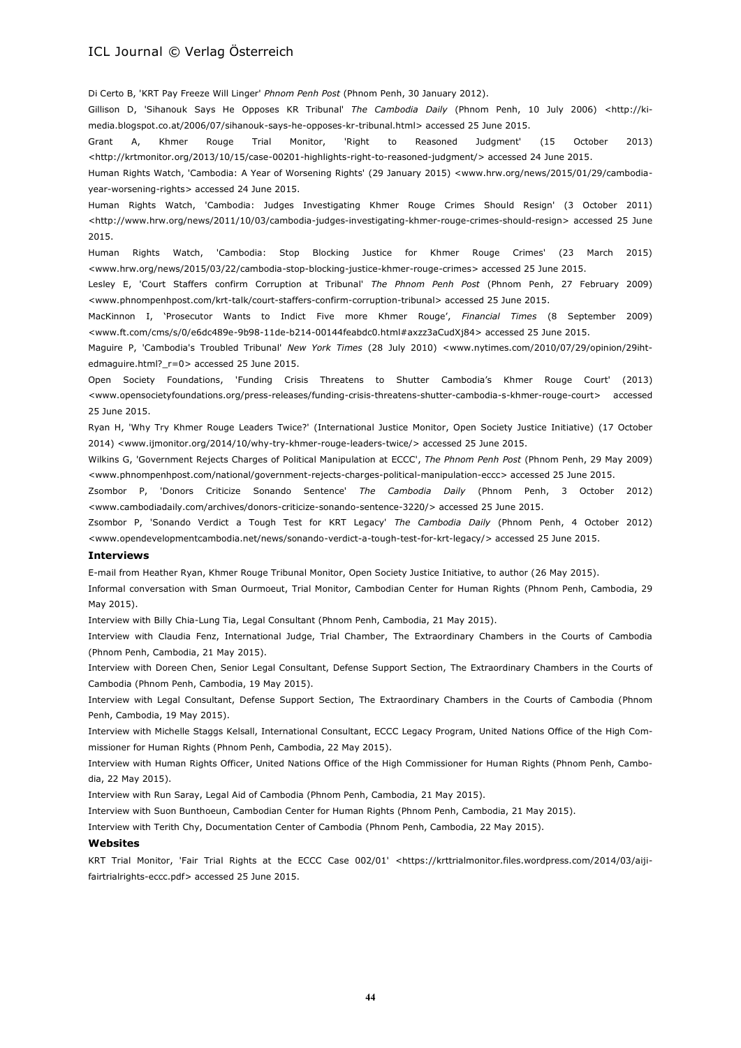Di Certo B, 'KRT Pay Freeze Will Linger' *Phnom Penh Post* (Phnom Penh, 30 January 2012).

Gillison D, 'Sihanouk Says He Opposes KR Tribunal' *The Cambodia Daily* (Phnom Penh, 10 July 2006) <http://ki-media.blogspot.co.at/2006/07/sihanouk-says-he-opposes-kr-tribunal.html> accessed 25 June 2015.

Grant A, Khmer Rouge Trial Monitor, 'Right to Reasoned Judgment' (15 October 2013) <http://krtmonitor.org/2013/10/15/case-00201-highlights-right-to-reasoned-judgment/> accessed 24 June 2015.

Human Rights Watch, 'Cambodia: A Year of Worsening Rights' (29 January 2015) <www.hrw.org/news/2015/01/29/cambodia-year-worsening-rights> accessed 24 June 2015.

Human Rights Watch, 'Cambodia: Judges Investigating Khmer Rouge Crimes Should Resign' (3 October 2011) <http://www.hrw.org/news/2011/10/03/cambodia-judges-investigating-khmer-rouge-crimes-should-resign> accessed 25 June 2015.

Human Rights Watch, 'Cambodia: Stop Blocking Justice for Khmer Rouge Crimes' (23 March 2015) <www.hrw.org/news/2015/03/22/cambodia-stop-blocking-justice-khmer-rouge-crimes> accessed 25 June 2015.

Lesley E, 'Court Staffers confirm Corruption at Tribunal' *The Phnom Penh Post* (Phnom Penh, 27 February 2009) <www.phnompenhpost.com/krt-talk/court-staffers-confirm-corruption-tribunal> accessed 25 June 2015.

MacKinnon I, 'Prosecutor Wants to Indict Five more Khmer Rouge', *Financial Times* (8 September 2009) <www.ft.com/cms/s/0/e6dc489e-9b98-11de-b214-00144feabdc0.html#axzz3aCudXj84> accessed 25 June 2015.

Maguire P, 'Cambodia's Troubled Tribunal' *New York Times* (28 July 2010) <www.nytimes.com/2010/07/29/opinion/29iht-edmaguire.html?_r=0> accessed 25 June 2015.

Open Society Foundations, 'Funding Crisis Threatens to Shutter Cambodia's Khmer Rouge Court' (2013) <www.opensocietyfoundations.org/press-releases/funding-crisis-threatens-shutter-cambodia-s-khmer-rouge-court> accessed 25 June 2015.

Ryan H, 'Why Try Khmer Rouge Leaders Twice?' (International Justice Monitor, Open Society Justice Initiative) (17 October 2014) <www.ijmonitor.org/2014/10/why-try-khmer-rouge-leaders-twice/> accessed 25 June 2015.

Wilkins G, 'Government Rejects Charges of Political Manipulation at ECCC', *The Phnom Penh Post* (Phnom Penh, 29 May 2009) <www.phnompenhpost.com/national/government-rejects-charges-political-manipulation-eccc> accessed 25 June 2015.

Zsombor P, 'Donors Criticize Sonando Sentence' *The Cambodia Daily* (Phnom Penh, 3 October 2012) <www.cambodiadaily.com/archives/donors-criticize-sonando-sentence-3220/> accessed 25 June 2015.

Zsombor P, 'Sonando Verdict a Tough Test for KRT Legacy' *The Cambodia Daily* (Phnom Penh, 4 October 2012) <www.opendevelopmentcambodia.net/news/sonando-verdict-a-tough-test-for-krt-legacy/> accessed 25 June 2015.

### Interviews

E-mail from Heather Ryan, Khmer Rouge Tribunal Monitor, Open Society Justice Initiative, to author (26 May 2015).

Informal conversation with Sman Ourmoeut, Trial Monitor, Cambodian Center for Human Rights (Phnom Penh, Cambodia, 29 May 2015).

Interview with Billy Chia-Lung Tia, Legal Consultant (Phnom Penh, Cambodia, 21 May 2015).

Interview with Claudia Fenz, International Judge, Trial Chamber, The Extraordinary Chambers in the Courts of Cambodia (Phnom Penh, Cambodia, 21 May 2015).

Interview with Doreen Chen, Senior Legal Consultant, Defense Support Section, The Extraordinary Chambers in the Courts of Cambodia (Phnom Penh, Cambodia, 19 May 2015).

Interview with Legal Consultant, Defense Support Section, The Extraordinary Chambers in the Courts of Cambodia (Phnom Penh, Cambodia, 19 May 2015).

Interview with Michelle Staggs Kelsall, International Consultant, ECCC Legacy Program, United Nations Office of the High Commissioner for Human Rights (Phnom Penh, Cambodia, 22 May 2015).

Interview with Human Rights Officer, United Nations Office of the High Commissioner for Human Rights (Phnom Penh, Cambodia, 22 May 2015).

Interview with Run Saray, Legal Aid of Cambodia (Phnom Penh, Cambodia, 21 May 2015).

Interview with Suon Bunthoeun, Cambodian Center for Human Rights (Phnom Penh, Cambodia, 21 May 2015).

Interview with Terith Chy, Documentation Center of Cambodia (Phnom Penh, Cambodia, 22 May 2015).

### Websites

KRT Trial Monitor, 'Fair Trial Rights at the ECCC Case 002/01' <https://krttrialmonitor.files.wordpress.com/2014/03/aiji-fairtrialrights-eccc.pdf> accessed 25 June 2015.